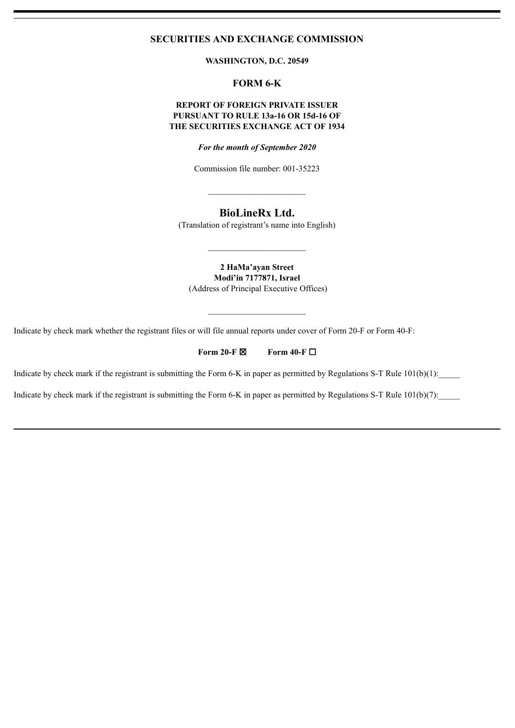# SECURITIES AND EXCHANGE COMMISSION

**WASHINGTON, D.C. 20549**

## FORM 6-K

**REPORT OF FOREIGN PRIVATE ISSUER**
**PURSUANT TO RULE 13a-16 OR 15d-16 OF**
**THE SECURITIES EXCHANGE ACT OF 1934**

***For the month of September 2020***

Commission file number: 001-35223

---

## BioLineRx Ltd.

(Translation of registrant's name into English)

---

**2 HaMa'ayan Street**
**Modi'in 7177871, Israel**
(Address of Principal Executive Offices)

---

Indicate by check mark whether the registrant files or will file annual reports under cover of Form 20-F or Form 40-F:

**Form 20-F** ☒ **Form 40-F** ☐

Indicate by check mark if the registrant is submitting the Form 6-K in paper as permitted by Regulations S-T Rule 101(b)(1):_____

Indicate by check mark if the registrant is submitting the Form 6-K in paper as permitted by Regulations S-T Rule 101(b)(7):_____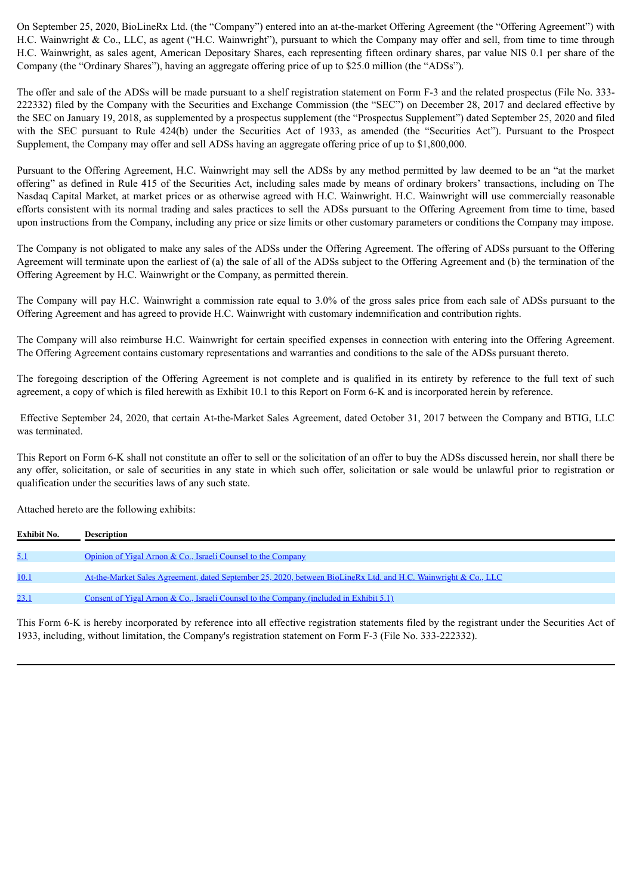On September 25, 2020, BioLineRx Ltd. (the "Company") entered into an at-the-market Offering Agreement (the "Offering Agreement") with H.C. Wainwright & Co., LLC, as agent ("H.C. Wainwright"), pursuant to which the Company may offer and sell, from time to time through H.C. Wainwright, as sales agent, American Depositary Shares, each representing fifteen ordinary shares, par value NIS 0.1 per share of the Company (the "Ordinary Shares"), having an aggregate offering price of up to $25.0 million (the "ADSs").

The offer and sale of the ADSs will be made pursuant to a shelf registration statement on Form F-3 and the related prospectus (File No. 333-222332) filed by the Company with the Securities and Exchange Commission (the "SEC") on December 28, 2017 and declared effective by the SEC on January 19, 2018, as supplemented by a prospectus supplement (the "Prospectus Supplement") dated September 25, 2020 and filed with the SEC pursuant to Rule 424(b) under the Securities Act of 1933, as amended (the "Securities Act"). Pursuant to the Prospect Supplement, the Company may offer and sell ADSs having an aggregate offering price of up to $1,800,000.

Pursuant to the Offering Agreement, H.C. Wainwright may sell the ADSs by any method permitted by law deemed to be an "at the market offering" as defined in Rule 415 of the Securities Act, including sales made by means of ordinary brokers' transactions, including on The Nasdaq Capital Market, at market prices or as otherwise agreed with H.C. Wainwright. H.C. Wainwright will use commercially reasonable efforts consistent with its normal trading and sales practices to sell the ADSs pursuant to the Offering Agreement from time to time, based upon instructions from the Company, including any price or size limits or other customary parameters or conditions the Company may impose.

The Company is not obligated to make any sales of the ADSs under the Offering Agreement. The offering of ADSs pursuant to the Offering Agreement will terminate upon the earliest of (a) the sale of all of the ADSs subject to the Offering Agreement and (b) the termination of the Offering Agreement by H.C. Wainwright or the Company, as permitted therein.

The Company will pay H.C. Wainwright a commission rate equal to 3.0% of the gross sales price from each sale of ADSs pursuant to the Offering Agreement and has agreed to provide H.C. Wainwright with customary indemnification and contribution rights.

The Company will also reimburse H.C. Wainwright for certain specified expenses in connection with entering into the Offering Agreement. The Offering Agreement contains customary representations and warranties and conditions to the sale of the ADSs pursuant thereto.

The foregoing description of the Offering Agreement is not complete and is qualified in its entirety by reference to the full text of such agreement, a copy of which is filed herewith as Exhibit 10.1 to this Report on Form 6-K and is incorporated herein by reference.

Effective September 24, 2020, that certain At-the-Market Sales Agreement, dated October 31, 2017 between the Company and BTIG, LLC was terminated.

This Report on Form 6-K shall not constitute an offer to sell or the solicitation of an offer to buy the ADSs discussed herein, nor shall there be any offer, solicitation, or sale of securities in any state in which such offer, solicitation or sale would be unlawful prior to registration or qualification under the securities laws of any such state.

Attached hereto are the following exhibits:

| Exhibit No. | Description |
|---|---|
| 5.1 | Opinion of Yigal Arnon & Co., Israeli Counsel to the Company |
| 10.1 | At-the-Market Sales Agreement, dated September 25, 2020, between BioLineRx Ltd. and H.C. Wainwright & Co., LLC |
| 23.1 | Consent of Yigal Arnon & Co., Israeli Counsel to the Company (included in Exhibit 5.1) |

This Form 6-K is hereby incorporated by reference into all effective registration statements filed by the registrant under the Securities Act of 1933, including, without limitation, the Company's registration statement on Form F-3 (File No. 333-222332).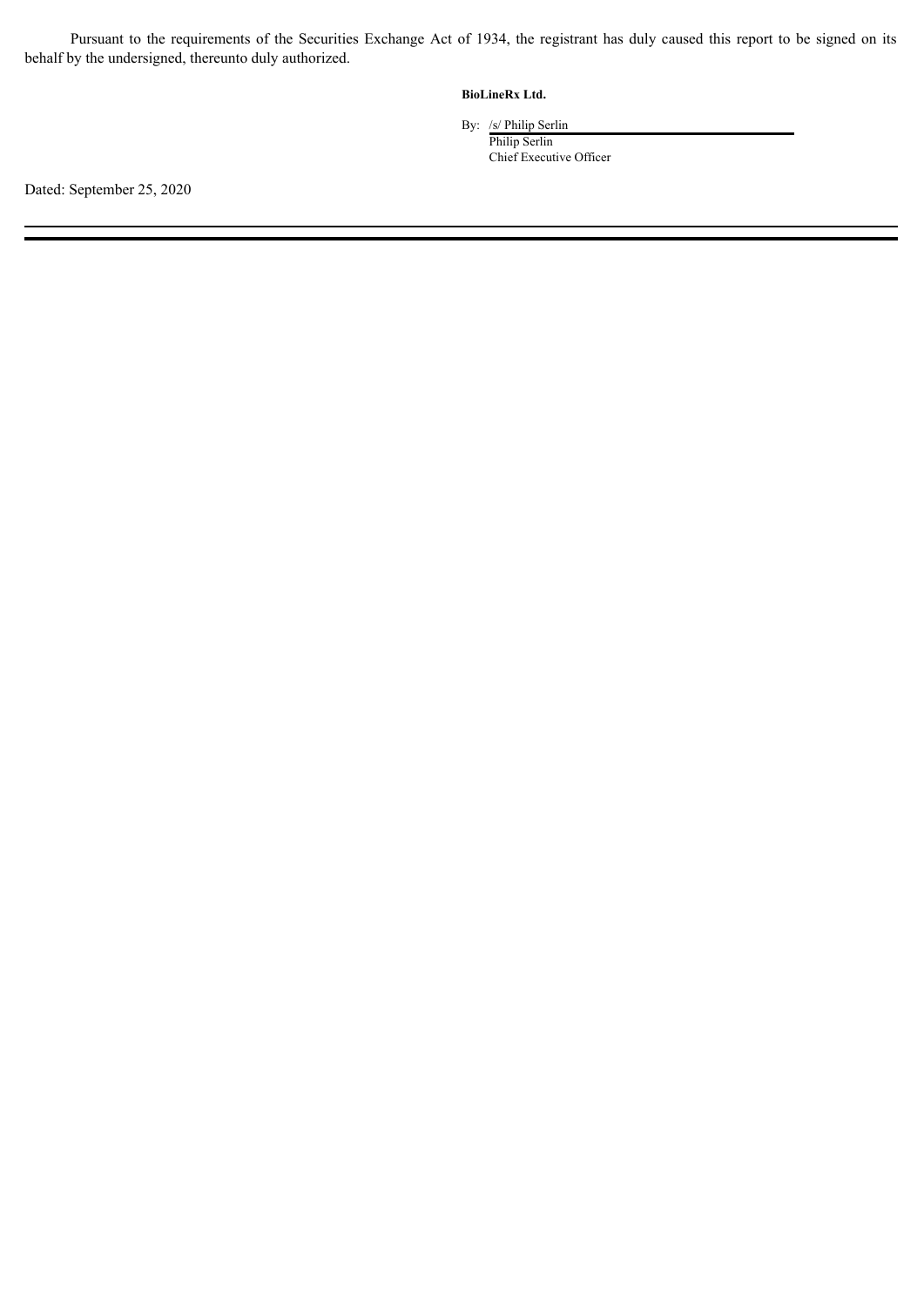Pursuant to the requirements of the Securities Exchange Act of 1934, the registrant has duly caused this report to be signed on its behalf by the undersigned, thereunto duly authorized.

**BioLineRx Ltd.**

By: /s/ Philip Serlin
Philip Serlin
Chief Executive Officer

Dated: September 25, 2020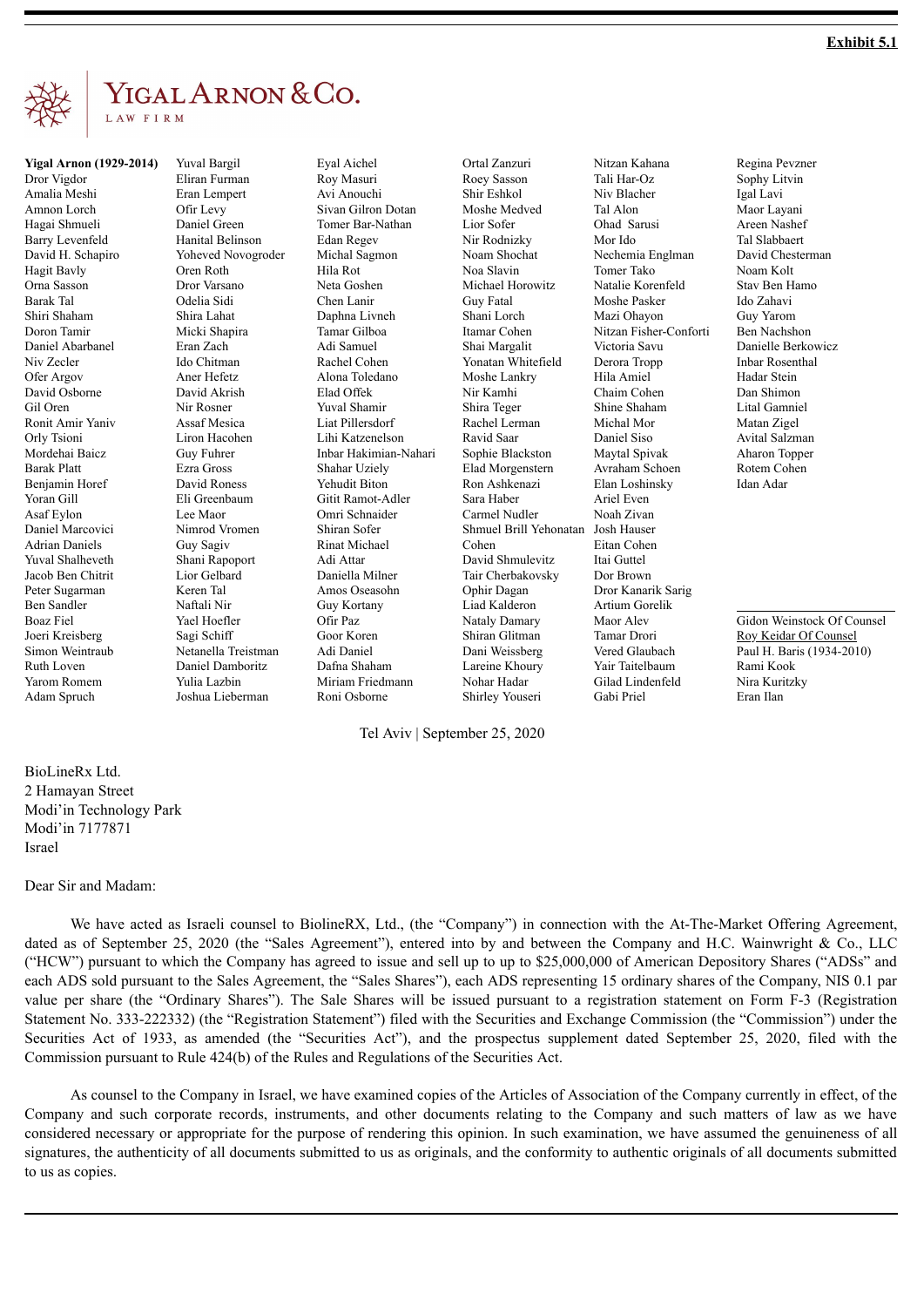**Exhibit 5.1**

YIGAL ARNON & CO.
LAW FIRM

**Yigal Arnon (1929-2014)**
Dror Vigdor
Amalia Meshi
Amnon Lorch
Hagai Shmueli
Barry Levenfeld
David H. Schapiro
Hagit Bavly
Orna Sasson
Barak Tal
Shiri Shaham
Doron Tamir
Daniel Abarbanel
Niv Zecler
Ofer Argov
David Osborne
Gil Oren
Ronit Amir Yaniv
Orly Tsioni
Mordehai Baicz
Barak Platt
Benjamin Horef
Yoran Gill
Asaf Eylon
Daniel Marcovici
Adrian Daniels
Yuval Shalheveth
Jacob Ben Chitrit
Peter Sugarman
Ben Sandler
Boaz Fiel
Joeri Kreisberg
Simon Weintraub
Ruth Loven
Yarom Romem
Adam Spruch
Yuval Bargil
Eliran Furman
Eran Lempert
Ofir Levy
Daniel Green
Hanital Belinson
Yoheved Novogroder
Oren Roth
Dror Varsano
Odelia Sidi
Shira Lahat
Micki Shapira
Eran Zach
Ido Chitman
Aner Hefetz
David Akrish
Nir Rosner
Assaf Mesica
Liron Hacohen
Guy Fuhrer
Ezra Gross
David Roness
Eli Greenbaum
Lee Maor
Nimrod Vromen
Guy Sagiv
Shani Rapoport
Lior Gelbard
Keren Tal
Naftali Nir
Yael Hoefler
Sagi Schiff
Netanella Treistman
Daniel Damboritz
Yulia Lazbin
Joshua Lieberman
Eyal Aichel
Roy Masuri
Avi Anouchi
Sivan Gilron Dotan
Tomer Bar-Nathan
Edan Regev
Michal Sagmon
Hila Rot
Neta Goshen
Chen Lanir
Daphna Livneh
Tamar Gilboa
Adi Samuel
Rachel Cohen
Alona Toledano
Elad Offek
Yuval Shamir
Liat Pillersdorf
Lihi Katzenelson
Inbar Hakimian-Nahari
Shahar Uziely
Yehudit Biton
Gitit Ramot-Adler
Omri Schnaider
Shiran Sofer
Rinat Michael
Adi Attar
Daniella Milner
Amos Oseasohn
Guy Kortany
Ofir Paz
Goor Koren
Adi Daniel
Dafna Shaham
Miriam Friedmann
Roni Osborne
Ortal Zanzuri
Roey Sasson
Shir Eshkol
Moshe Medved
Lior Sofer
Nir Rodnizky
Noam Shochat
Noa Slavin
Michael Horowitz
Guy Fatal
Shani Lorch
Itamar Cohen
Shai Margalit
Yonatan Whitefield
Moshe Lankry
Nir Kamhi
Shira Teger
Rachel Lerman
Ravid Saar
Sophie Blackston
Elad Morgenstern
Ron Ashkenazi
Sara Haber
Carmel Nudler
Shmuel Brill Yehonatan Cohen
David Shmulevitz
Tair Cherbakovsky
Ophir Dagan
Liad Kalderon
Nataly Damary
Shiran Glitman
Dani Weissberg
Lareine Khoury
Nohar Hadar
Shirley Youseri
Nitzan Kahana
Tali Har-Oz
Niv Blacher
Tal Alon
Ohad Sarusi
Mor Ido
Nechemia Englman
Tomer Tako
Natalie Korenfeld
Moshe Pasker
Mazi Ohayon
Nitzan Fisher-Conforti
Victoria Savu
Derora Tropp
Hila Amiel
Chaim Cohen
Shine Shaham
Michal Mor
Daniel Siso
Maytal Spivak
Avraham Schoen
Elan Loshinsky
Ariel Even
Noah Zivan
Josh Hauser
Eitan Cohen
Itai Guttel
Dor Brown
Dror Kanarik Sarig
Artium Gorelik
Maor Alev
Tamar Drori
Vered Glaubach
Yair Taitelbaum
Gilad Lindenfeld
Gabi Priel
Regina Pevzner
Sophy Litvin
Igal Lavi
Maor Layani
Areen Nashef
Tal Slabbaert
David Chesterman
Noam Kolt
Stav Ben Hamo
Ido Zahavi
Guy Yarom
Ben Nachshon
Danielle Berkowicz
Inbar Rosenthal
Hadar Stein
Dan Shimon
Lital Gamniel
Matan Zigel
Avital Salzman
Aharon Topper
Rotem Cohen
Idan Adar

Gidon Weinstock Of Counsel
Roy Keidar Of Counsel
Paul H. Baris (1934-2010)
Rami Kook
Nira Kuritzky
Eran Ilan

Tel Aviv | September 25, 2020

BioLineRx Ltd.
2 Hamayan Street
Modi'in Technology Park
Modi'in 7177871
Israel

Dear Sir and Madam:

We have acted as Israeli counsel to BiolineRX, Ltd., (the "Company") in connection with the At-The-Market Offering Agreement, dated as of September 25, 2020 (the "Sales Agreement"), entered into by and between the Company and H.C. Wainwright & Co., LLC ("HCW") pursuant to which the Company has agreed to issue and sell up to up to $25,000,000 of American Depository Shares ("ADSs" and each ADS sold pursuant to the Sales Agreement, the "Sales Shares"), each ADS representing 15 ordinary shares of the Company, NIS 0.1 par value per share (the "Ordinary Shares"). The Sale Shares will be issued pursuant to a registration statement on Form F-3 (Registration Statement No. 333-222332) (the "Registration Statement") filed with the Securities and Exchange Commission (the "Commission") under the Securities Act of 1933, as amended (the "Securities Act"), and the prospectus supplement dated September 25, 2020, filed with the Commission pursuant to Rule 424(b) of the Rules and Regulations of the Securities Act.

As counsel to the Company in Israel, we have examined copies of the Articles of Association of the Company currently in effect, of the Company and such corporate records, instruments, and other documents relating to the Company and such matters of law as we have considered necessary or appropriate for the purpose of rendering this opinion. In such examination, we have assumed the genuineness of all signatures, the authenticity of all documents submitted to us as originals, and the conformity to authentic originals of all documents submitted to us as copies.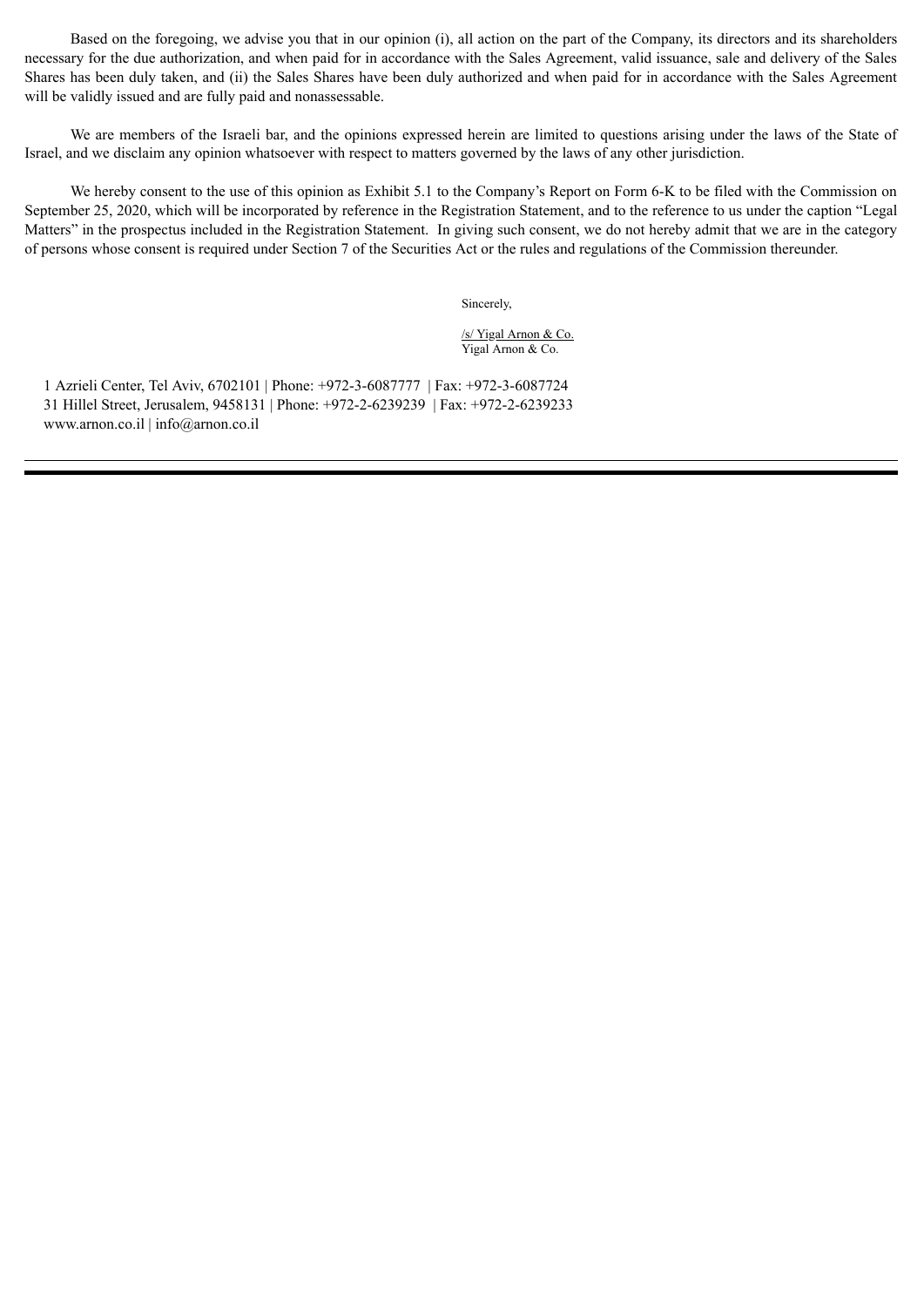Based on the foregoing, we advise you that in our opinion (i), all action on the part of the Company, its directors and its shareholders necessary for the due authorization, and when paid for in accordance with the Sales Agreement, valid issuance, sale and delivery of the Sales Shares has been duly taken, and (ii) the Sales Shares have been duly authorized and when paid for in accordance with the Sales Agreement will be validly issued and are fully paid and nonassessable.

We are members of the Israeli bar, and the opinions expressed herein are limited to questions arising under the laws of the State of Israel, and we disclaim any opinion whatsoever with respect to matters governed by the laws of any other jurisdiction.

We hereby consent to the use of this opinion as Exhibit 5.1 to the Company's Report on Form 6-K to be filed with the Commission on September 25, 2020, which will be incorporated by reference in the Registration Statement, and to the reference to us under the caption "Legal Matters" in the prospectus included in the Registration Statement. In giving such consent, we do not hereby admit that we are in the category of persons whose consent is required under Section 7 of the Securities Act or the rules and regulations of the Commission thereunder.

Sincerely,

/s/ Yigal Arnon & Co.
Yigal Arnon & Co.

1 Azrieli Center, Tel Aviv, 6702101 | Phone: +972-3-6087777 | Fax: +972-3-6087724
31 Hillel Street, Jerusalem, 9458131 | Phone: +972-2-6239239 | Fax: +972-2-6239233
www.arnon.co.il | info@arnon.co.il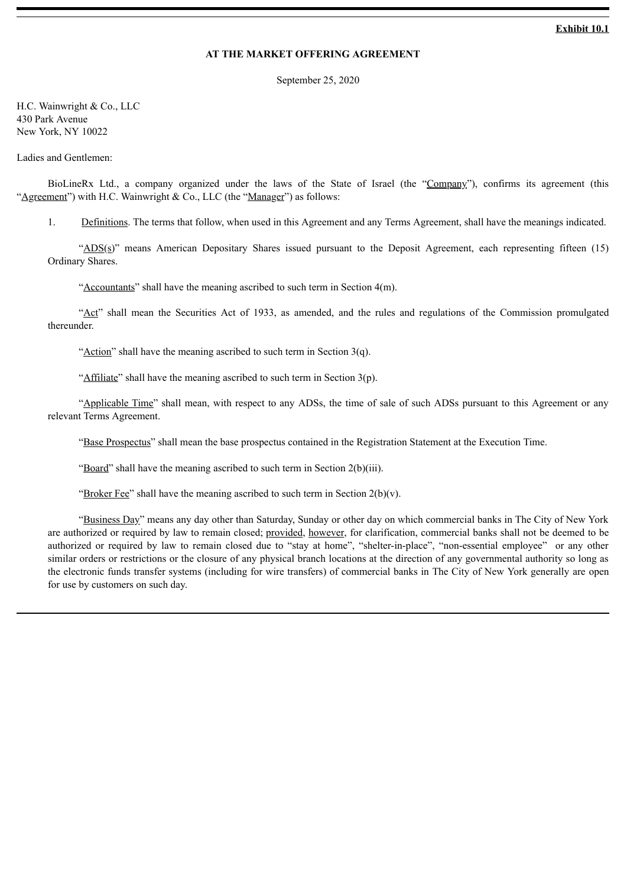**Exhibit 10.1**

**AT THE MARKET OFFERING AGREEMENT**

September 25, 2020

H.C. Wainwright & Co., LLC
430 Park Avenue
New York, NY 10022

Ladies and Gentlemen:

BioLineRx Ltd., a company organized under the laws of the State of Israel (the "Company"), confirms its agreement (this "Agreement") with H.C. Wainwright & Co., LLC (the "Manager") as follows:

1. Definitions. The terms that follow, when used in this Agreement and any Terms Agreement, shall have the meanings indicated.

"ADS(s)" means American Depositary Shares issued pursuant to the Deposit Agreement, each representing fifteen (15) Ordinary Shares.

"Accountants" shall have the meaning ascribed to such term in Section 4(m).

"Act" shall mean the Securities Act of 1933, as amended, and the rules and regulations of the Commission promulgated thereunder.

"Action" shall have the meaning ascribed to such term in Section 3(q).

"Affiliate" shall have the meaning ascribed to such term in Section 3(p).

"Applicable Time" shall mean, with respect to any ADSs, the time of sale of such ADSs pursuant to this Agreement or any relevant Terms Agreement.

"Base Prospectus" shall mean the base prospectus contained in the Registration Statement at the Execution Time.

"Board" shall have the meaning ascribed to such term in Section 2(b)(iii).

"Broker Fee" shall have the meaning ascribed to such term in Section 2(b)(v).

"Business Day" means any day other than Saturday, Sunday or other day on which commercial banks in The City of New York are authorized or required by law to remain closed; provided, however, for clarification, commercial banks shall not be deemed to be authorized or required by law to remain closed due to "stay at home", "shelter-in-place", "non-essential employee" or any other similar orders or restrictions or the closure of any physical branch locations at the direction of any governmental authority so long as the electronic funds transfer systems (including for wire transfers) of commercial banks in The City of New York generally are open for use by customers on such day.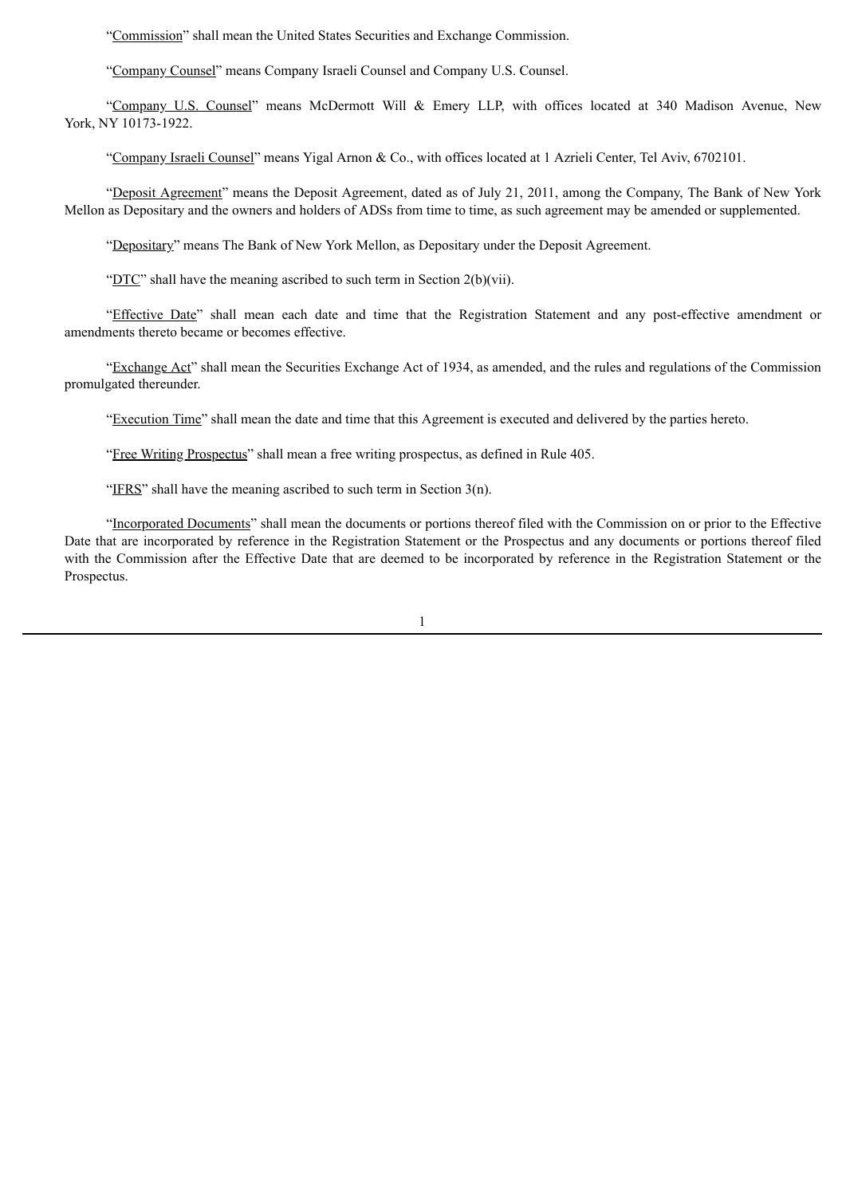"Commission" shall mean the United States Securities and Exchange Commission.

"Company Counsel" means Company Israeli Counsel and Company U.S. Counsel.

"Company U.S. Counsel" means McDermott Will & Emery LLP, with offices located at 340 Madison Avenue, New York, NY 10173-1922.

"Company Israeli Counsel" means Yigal Arnon & Co., with offices located at 1 Azrieli Center, Tel Aviv, 6702101.

"Deposit Agreement" means the Deposit Agreement, dated as of July 21, 2011, among the Company, The Bank of New York Mellon as Depositary and the owners and holders of ADSs from time to time, as such agreement may be amended or supplemented.

"Depositary" means The Bank of New York Mellon, as Depositary under the Deposit Agreement.

"DTC" shall have the meaning ascribed to such term in Section 2(b)(vii).

"Effective Date" shall mean each date and time that the Registration Statement and any post-effective amendment or amendments thereto became or becomes effective.

"Exchange Act" shall mean the Securities Exchange Act of 1934, as amended, and the rules and regulations of the Commission promulgated thereunder.

"Execution Time" shall mean the date and time that this Agreement is executed and delivered by the parties hereto.

"Free Writing Prospectus" shall mean a free writing prospectus, as defined in Rule 405.

"IFRS" shall have the meaning ascribed to such term in Section 3(n).

"Incorporated Documents" shall mean the documents or portions thereof filed with the Commission on or prior to the Effective Date that are incorporated by reference in the Registration Statement or the Prospectus and any documents or portions thereof filed with the Commission after the Effective Date that are deemed to be incorporated by reference in the Registration Statement or the Prospectus.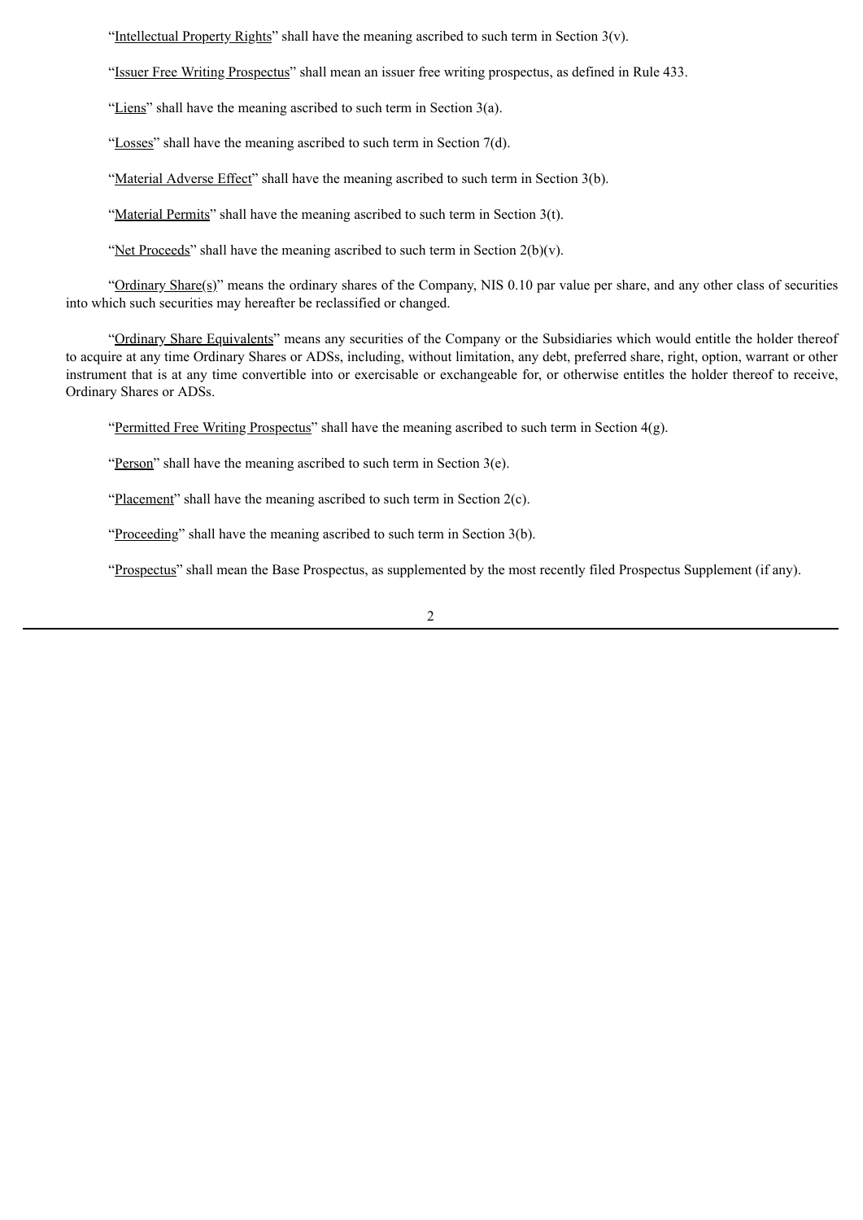"Intellectual Property Rights" shall have the meaning ascribed to such term in Section 3(v).

"Issuer Free Writing Prospectus" shall mean an issuer free writing prospectus, as defined in Rule 433.

"Liens" shall have the meaning ascribed to such term in Section 3(a).

"Losses" shall have the meaning ascribed to such term in Section 7(d).

"Material Adverse Effect" shall have the meaning ascribed to such term in Section 3(b).

"Material Permits" shall have the meaning ascribed to such term in Section 3(t).

"Net Proceeds" shall have the meaning ascribed to such term in Section 2(b)(v).

"Ordinary Share(s)" means the ordinary shares of the Company, NIS 0.10 par value per share, and any other class of securities into which such securities may hereafter be reclassified or changed.

"Ordinary Share Equivalents" means any securities of the Company or the Subsidiaries which would entitle the holder thereof to acquire at any time Ordinary Shares or ADSs, including, without limitation, any debt, preferred share, right, option, warrant or other instrument that is at any time convertible into or exercisable or exchangeable for, or otherwise entitles the holder thereof to receive, Ordinary Shares or ADSs.

"Permitted Free Writing Prospectus" shall have the meaning ascribed to such term in Section 4(g).

"Person" shall have the meaning ascribed to such term in Section 3(e).

"Placement" shall have the meaning ascribed to such term in Section 2(c).

"Proceeding" shall have the meaning ascribed to such term in Section 3(b).

"Prospectus" shall mean the Base Prospectus, as supplemented by the most recently filed Prospectus Supplement (if any).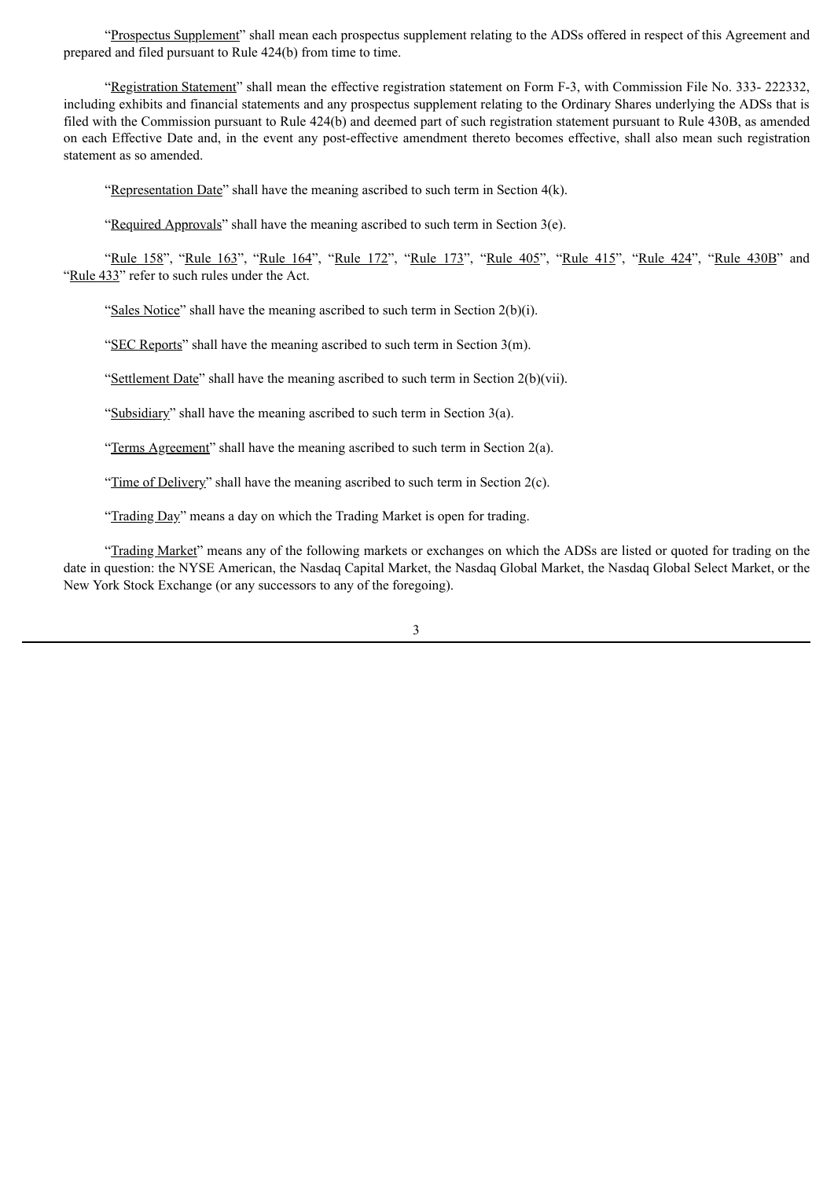"Prospectus Supplement" shall mean each prospectus supplement relating to the ADSs offered in respect of this Agreement and prepared and filed pursuant to Rule 424(b) from time to time.

"Registration Statement" shall mean the effective registration statement on Form F-3, with Commission File No. 333- 222332, including exhibits and financial statements and any prospectus supplement relating to the Ordinary Shares underlying the ADSs that is filed with the Commission pursuant to Rule 424(b) and deemed part of such registration statement pursuant to Rule 430B, as amended on each Effective Date and, in the event any post-effective amendment thereto becomes effective, shall also mean such registration statement as so amended.

"Representation Date" shall have the meaning ascribed to such term in Section 4(k).

"Required Approvals" shall have the meaning ascribed to such term in Section 3(e).

"Rule 158", "Rule 163", "Rule 164", "Rule 172", "Rule 173", "Rule 405", "Rule 415", "Rule 424", "Rule 430B" and "Rule 433" refer to such rules under the Act.

"Sales Notice" shall have the meaning ascribed to such term in Section 2(b)(i).

"SEC Reports" shall have the meaning ascribed to such term in Section 3(m).

"Settlement Date" shall have the meaning ascribed to such term in Section 2(b)(vii).

"Subsidiary" shall have the meaning ascribed to such term in Section 3(a).

"Terms Agreement" shall have the meaning ascribed to such term in Section 2(a).

"Time of Delivery" shall have the meaning ascribed to such term in Section 2(c).

"Trading Day" means a day on which the Trading Market is open for trading.

"Trading Market" means any of the following markets or exchanges on which the ADSs are listed or quoted for trading on the date in question: the NYSE American, the Nasdaq Capital Market, the Nasdaq Global Market, the Nasdaq Global Select Market, or the New York Stock Exchange (or any successors to any of the foregoing).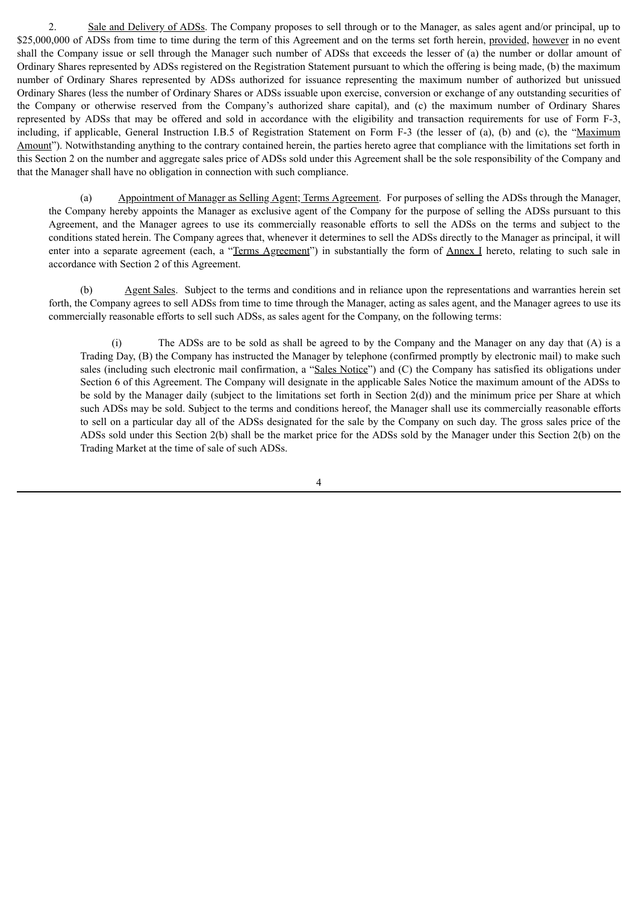2. Sale and Delivery of ADSs. The Company proposes to sell through or to the Manager, as sales agent and/or principal, up to $25,000,000 of ADSs from time to time during the term of this Agreement and on the terms set forth herein, provided, however in no event shall the Company issue or sell through the Manager such number of ADSs that exceeds the lesser of (a) the number or dollar amount of Ordinary Shares represented by ADSs registered on the Registration Statement pursuant to which the offering is being made, (b) the maximum number of Ordinary Shares represented by ADSs authorized for issuance representing the maximum number of authorized but unissued Ordinary Shares (less the number of Ordinary Shares or ADSs issuable upon exercise, conversion or exchange of any outstanding securities of the Company or otherwise reserved from the Company's authorized share capital), and (c) the maximum number of Ordinary Shares represented by ADSs that may be offered and sold in accordance with the eligibility and transaction requirements for use of Form F-3, including, if applicable, General Instruction I.B.5 of Registration Statement on Form F-3 (the lesser of (a), (b) and (c), the "Maximum Amount"). Notwithstanding anything to the contrary contained herein, the parties hereto agree that compliance with the limitations set forth in this Section 2 on the number and aggregate sales price of ADSs sold under this Agreement shall be the sole responsibility of the Company and that the Manager shall have no obligation in connection with such compliance.

(a) Appointment of Manager as Selling Agent; Terms Agreement. For purposes of selling the ADSs through the Manager, the Company hereby appoints the Manager as exclusive agent of the Company for the purpose of selling the ADSs pursuant to this Agreement, and the Manager agrees to use its commercially reasonable efforts to sell the ADSs on the terms and subject to the conditions stated herein. The Company agrees that, whenever it determines to sell the ADSs directly to the Manager as principal, it will enter into a separate agreement (each, a "Terms Agreement") in substantially the form of Annex I hereto, relating to such sale in accordance with Section 2 of this Agreement.

(b) Agent Sales. Subject to the terms and conditions and in reliance upon the representations and warranties herein set forth, the Company agrees to sell ADSs from time to time through the Manager, acting as sales agent, and the Manager agrees to use its commercially reasonable efforts to sell such ADSs, as sales agent for the Company, on the following terms:

(i) The ADSs are to be sold as shall be agreed to by the Company and the Manager on any day that (A) is a Trading Day, (B) the Company has instructed the Manager by telephone (confirmed promptly by electronic mail) to make such sales (including such electronic mail confirmation, a "Sales Notice") and (C) the Company has satisfied its obligations under Section 6 of this Agreement. The Company will designate in the applicable Sales Notice the maximum amount of the ADSs to be sold by the Manager daily (subject to the limitations set forth in Section 2(d)) and the minimum price per Share at which such ADSs may be sold. Subject to the terms and conditions hereof, the Manager shall use its commercially reasonable efforts to sell on a particular day all of the ADSs designated for the sale by the Company on such day. The gross sales price of the ADSs sold under this Section 2(b) shall be the market price for the ADSs sold by the Manager under this Section 2(b) on the Trading Market at the time of sale of such ADSs.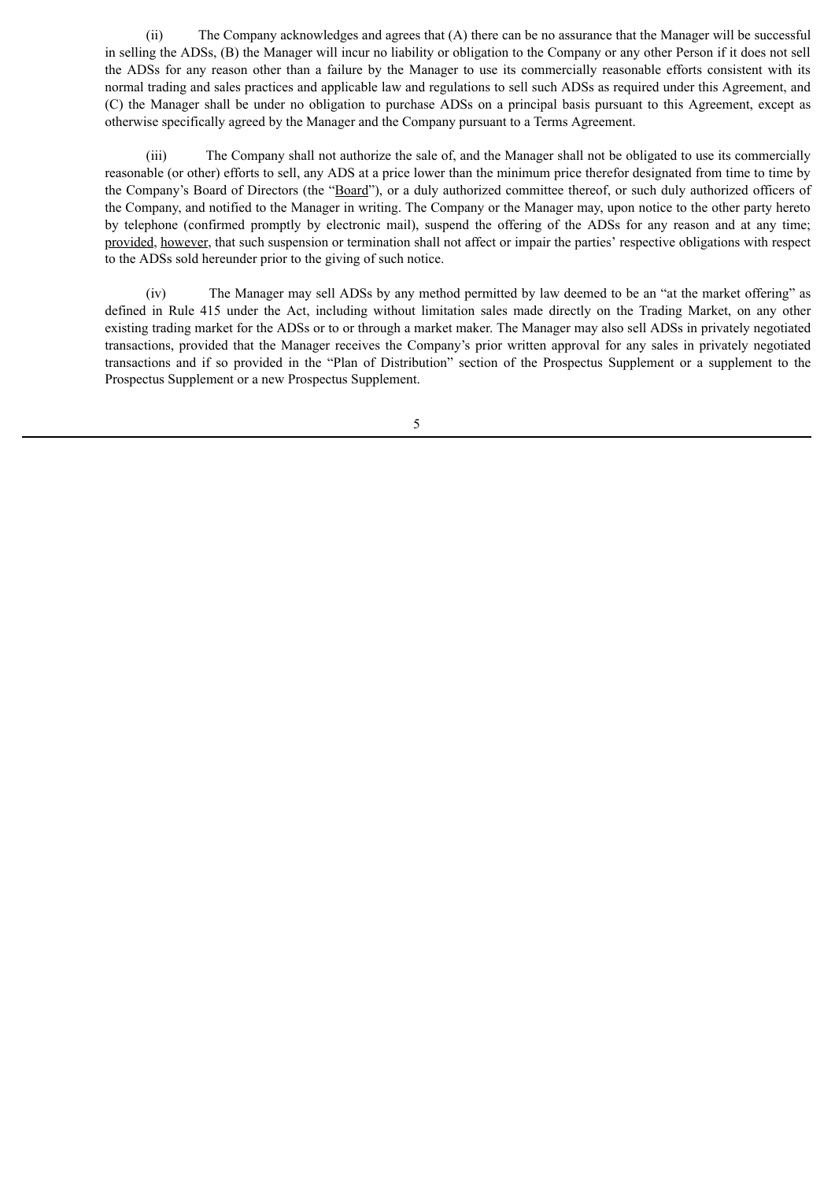(ii) The Company acknowledges and agrees that (A) there can be no assurance that the Manager will be successful in selling the ADSs, (B) the Manager will incur no liability or obligation to the Company or any other Person if it does not sell the ADSs for any reason other than a failure by the Manager to use its commercially reasonable efforts consistent with its normal trading and sales practices and applicable law and regulations to sell such ADSs as required under this Agreement, and (C) the Manager shall be under no obligation to purchase ADSs on a principal basis pursuant to this Agreement, except as otherwise specifically agreed by the Manager and the Company pursuant to a Terms Agreement.

(iii) The Company shall not authorize the sale of, and the Manager shall not be obligated to use its commercially reasonable (or other) efforts to sell, any ADS at a price lower than the minimum price therefor designated from time to time by the Company's Board of Directors (the "Board"), or a duly authorized committee thereof, or such duly authorized officers of the Company, and notified to the Manager in writing. The Company or the Manager may, upon notice to the other party hereto by telephone (confirmed promptly by electronic mail), suspend the offering of the ADSs for any reason and at any time; provided, however, that such suspension or termination shall not affect or impair the parties' respective obligations with respect to the ADSs sold hereunder prior to the giving of such notice.

(iv) The Manager may sell ADSs by any method permitted by law deemed to be an "at the market offering" as defined in Rule 415 under the Act, including without limitation sales made directly on the Trading Market, on any other existing trading market for the ADSs or to or through a market maker. The Manager may also sell ADSs in privately negotiated transactions, provided that the Manager receives the Company's prior written approval for any sales in privately negotiated transactions and if so provided in the "Plan of Distribution" section of the Prospectus Supplement or a supplement to the Prospectus Supplement or a new Prospectus Supplement.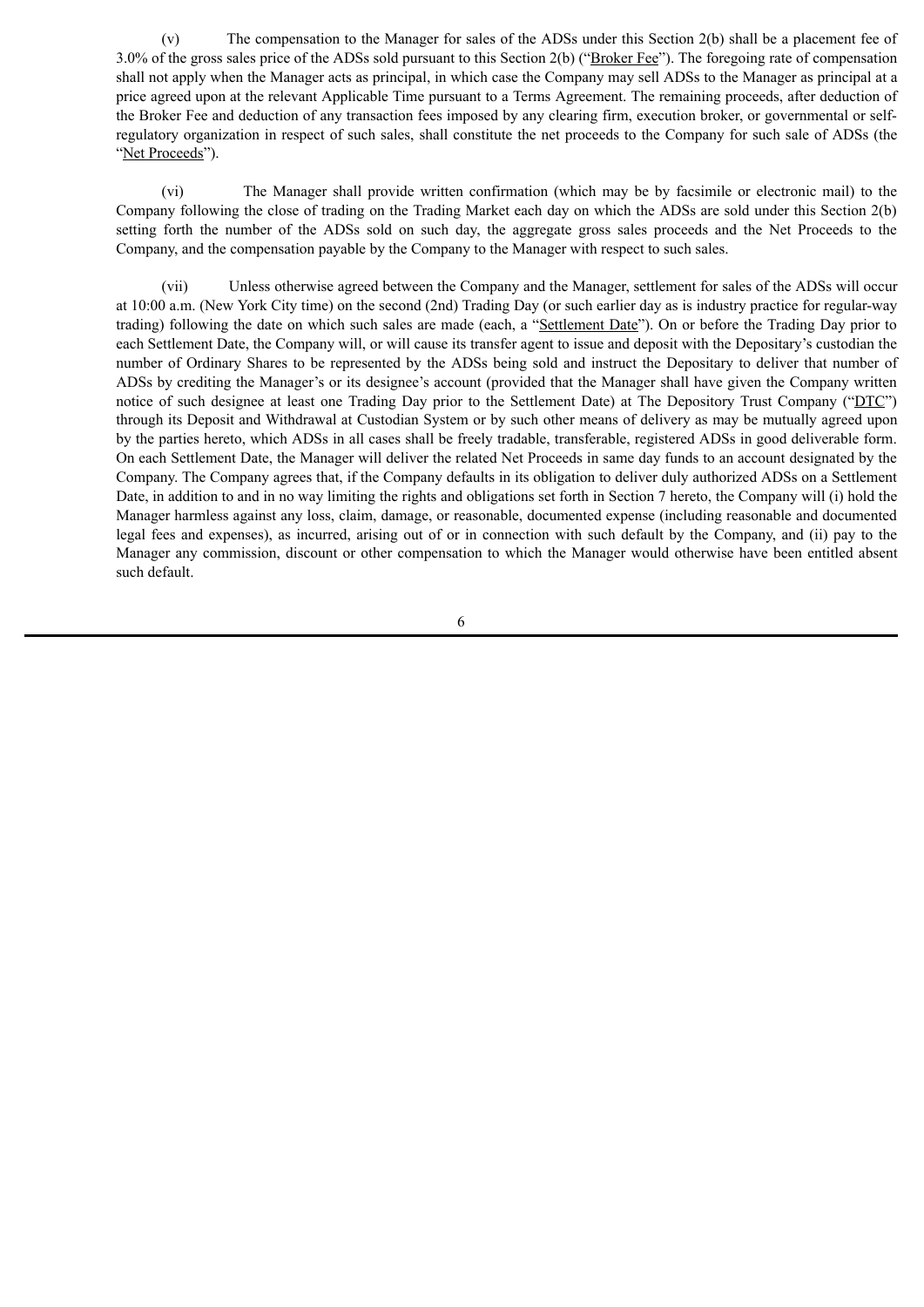(v) The compensation to the Manager for sales of the ADSs under this Section 2(b) shall be a placement fee of 3.0% of the gross sales price of the ADSs sold pursuant to this Section 2(b) ("Broker Fee"). The foregoing rate of compensation shall not apply when the Manager acts as principal, in which case the Company may sell ADSs to the Manager as principal at a price agreed upon at the relevant Applicable Time pursuant to a Terms Agreement. The remaining proceeds, after deduction of the Broker Fee and deduction of any transaction fees imposed by any clearing firm, execution broker, or governmental or self-regulatory organization in respect of such sales, shall constitute the net proceeds to the Company for such sale of ADSs (the "Net Proceeds").

(vi) The Manager shall provide written confirmation (which may be by facsimile or electronic mail) to the Company following the close of trading on the Trading Market each day on which the ADSs are sold under this Section 2(b) setting forth the number of the ADSs sold on such day, the aggregate gross sales proceeds and the Net Proceeds to the Company, and the compensation payable by the Company to the Manager with respect to such sales.

(vii) Unless otherwise agreed between the Company and the Manager, settlement for sales of the ADSs will occur at 10:00 a.m. (New York City time) on the second (2nd) Trading Day (or such earlier day as is industry practice for regular-way trading) following the date on which such sales are made (each, a "Settlement Date"). On or before the Trading Day prior to each Settlement Date, the Company will, or will cause its transfer agent to issue and deposit with the Depositary's custodian the number of Ordinary Shares to be represented by the ADSs being sold and instruct the Depositary to deliver that number of ADSs by crediting the Manager's or its designee's account (provided that the Manager shall have given the Company written notice of such designee at least one Trading Day prior to the Settlement Date) at The Depository Trust Company ("DTC") through its Deposit and Withdrawal at Custodian System or by such other means of delivery as may be mutually agreed upon by the parties hereto, which ADSs in all cases shall be freely tradable, transferable, registered ADSs in good deliverable form. On each Settlement Date, the Manager will deliver the related Net Proceeds in same day funds to an account designated by the Company. The Company agrees that, if the Company defaults in its obligation to deliver duly authorized ADSs on a Settlement Date, in addition to and in no way limiting the rights and obligations set forth in Section 7 hereto, the Company will (i) hold the Manager harmless against any loss, claim, damage, or reasonable, documented expense (including reasonable and documented legal fees and expenses), as incurred, arising out of or in connection with such default by the Company, and (ii) pay to the Manager any commission, discount or other compensation to which the Manager would otherwise have been entitled absent such default.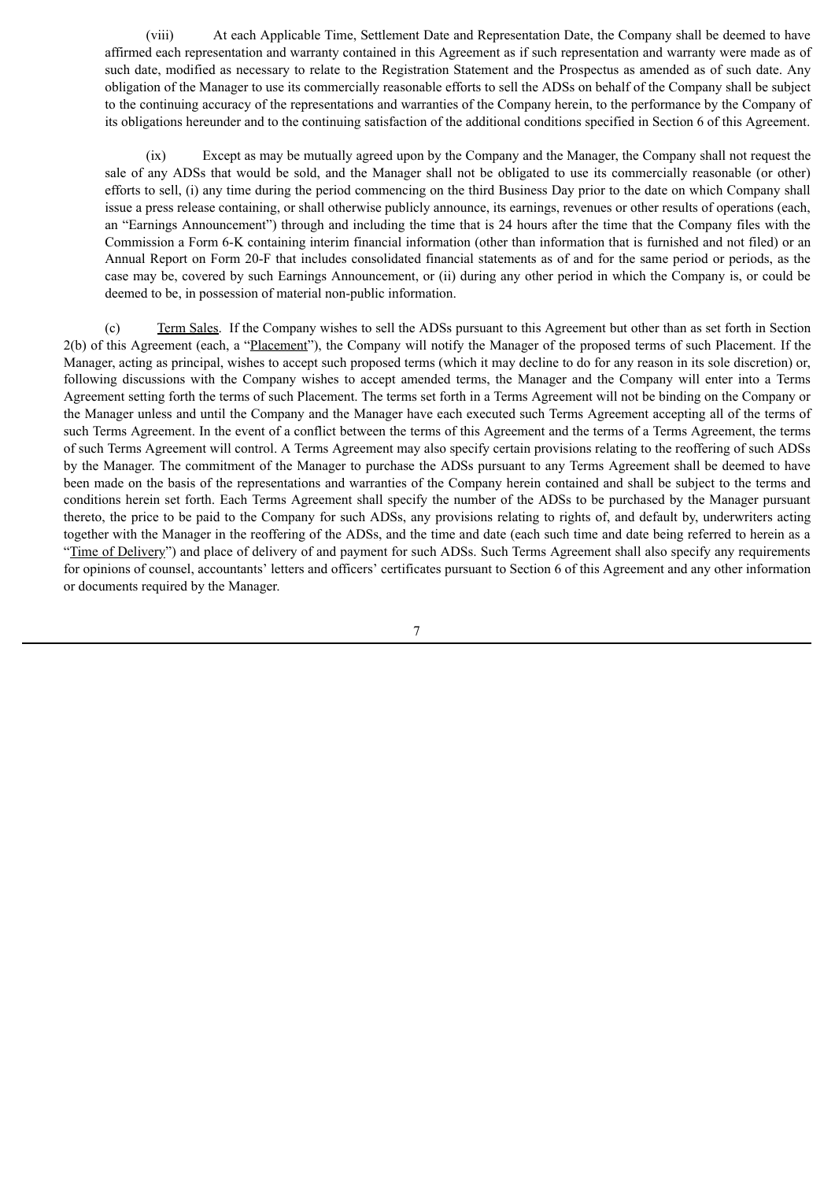(viii) At each Applicable Time, Settlement Date and Representation Date, the Company shall be deemed to have affirmed each representation and warranty contained in this Agreement as if such representation and warranty were made as of such date, modified as necessary to relate to the Registration Statement and the Prospectus as amended as of such date. Any obligation of the Manager to use its commercially reasonable efforts to sell the ADSs on behalf of the Company shall be subject to the continuing accuracy of the representations and warranties of the Company herein, to the performance by the Company of its obligations hereunder and to the continuing satisfaction of the additional conditions specified in Section 6 of this Agreement.

(ix) Except as may be mutually agreed upon by the Company and the Manager, the Company shall not request the sale of any ADSs that would be sold, and the Manager shall not be obligated to use its commercially reasonable (or other) efforts to sell, (i) any time during the period commencing on the third Business Day prior to the date on which Company shall issue a press release containing, or shall otherwise publicly announce, its earnings, revenues or other results of operations (each, an "Earnings Announcement") through and including the time that is 24 hours after the time that the Company files with the Commission a Form 6-K containing interim financial information (other than information that is furnished and not filed) or an Annual Report on Form 20-F that includes consolidated financial statements as of and for the same period or periods, as the case may be, covered by such Earnings Announcement, or (ii) during any other period in which the Company is, or could be deemed to be, in possession of material non-public information.

(c) Term Sales. If the Company wishes to sell the ADSs pursuant to this Agreement but other than as set forth in Section 2(b) of this Agreement (each, a "Placement"), the Company will notify the Manager of the proposed terms of such Placement. If the Manager, acting as principal, wishes to accept such proposed terms (which it may decline to do for any reason in its sole discretion) or, following discussions with the Company wishes to accept amended terms, the Manager and the Company will enter into a Terms Agreement setting forth the terms of such Placement. The terms set forth in a Terms Agreement will not be binding on the Company or the Manager unless and until the Company and the Manager have each executed such Terms Agreement accepting all of the terms of such Terms Agreement. In the event of a conflict between the terms of this Agreement and the terms of a Terms Agreement, the terms of such Terms Agreement will control. A Terms Agreement may also specify certain provisions relating to the reoffering of such ADSs by the Manager. The commitment of the Manager to purchase the ADSs pursuant to any Terms Agreement shall be deemed to have been made on the basis of the representations and warranties of the Company herein contained and shall be subject to the terms and conditions herein set forth. Each Terms Agreement shall specify the number of the ADSs to be purchased by the Manager pursuant thereto, the price to be paid to the Company for such ADSs, any provisions relating to rights of, and default by, underwriters acting together with the Manager in the reoffering of the ADSs, and the time and date (each such time and date being referred to herein as a "Time of Delivery") and place of delivery of and payment for such ADSs. Such Terms Agreement shall also specify any requirements for opinions of counsel, accountants' letters and officers' certificates pursuant to Section 6 of this Agreement and any other information or documents required by the Manager.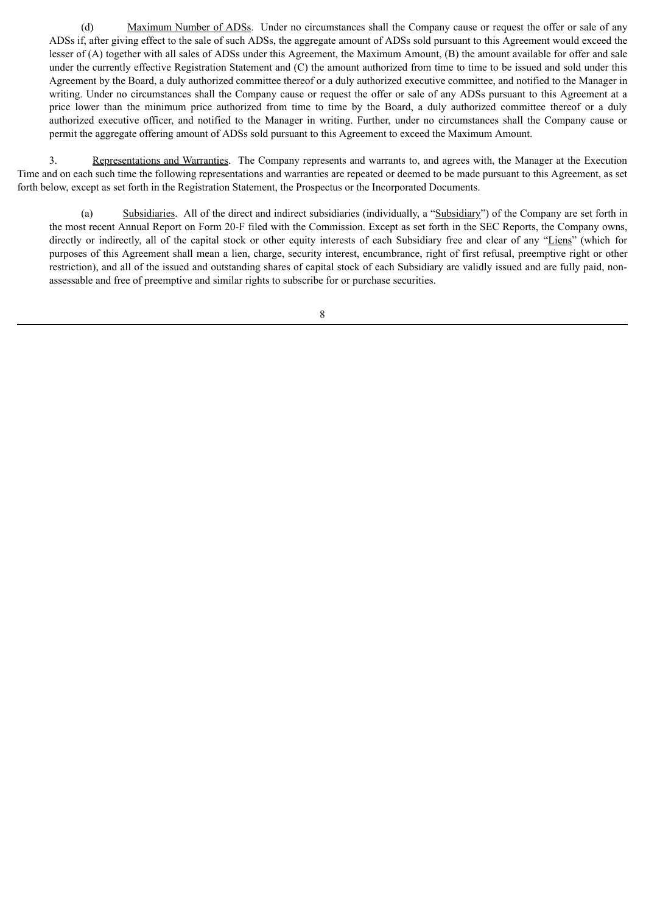(d) Maximum Number of ADSs. Under no circumstances shall the Company cause or request the offer or sale of any ADSs if, after giving effect to the sale of such ADSs, the aggregate amount of ADSs sold pursuant to this Agreement would exceed the lesser of (A) together with all sales of ADSs under this Agreement, the Maximum Amount, (B) the amount available for offer and sale under the currently effective Registration Statement and (C) the amount authorized from time to time to be issued and sold under this Agreement by the Board, a duly authorized committee thereof or a duly authorized executive committee, and notified to the Manager in writing. Under no circumstances shall the Company cause or request the offer or sale of any ADSs pursuant to this Agreement at a price lower than the minimum price authorized from time to time by the Board, a duly authorized committee thereof or a duly authorized executive officer, and notified to the Manager in writing. Further, under no circumstances shall the Company cause or permit the aggregate offering amount of ADSs sold pursuant to this Agreement to exceed the Maximum Amount.

3. Representations and Warranties. The Company represents and warrants to, and agrees with, the Manager at the Execution Time and on each such time the following representations and warranties are repeated or deemed to be made pursuant to this Agreement, as set forth below, except as set forth in the Registration Statement, the Prospectus or the Incorporated Documents.

(a) Subsidiaries. All of the direct and indirect subsidiaries (individually, a "Subsidiary") of the Company are set forth in the most recent Annual Report on Form 20-F filed with the Commission. Except as set forth in the SEC Reports, the Company owns, directly or indirectly, all of the capital stock or other equity interests of each Subsidiary free and clear of any "Liens" (which for purposes of this Agreement shall mean a lien, charge, security interest, encumbrance, right of first refusal, preemptive right or other restriction), and all of the issued and outstanding shares of capital stock of each Subsidiary are validly issued and are fully paid, non-assessable and free of preemptive and similar rights to subscribe for or purchase securities.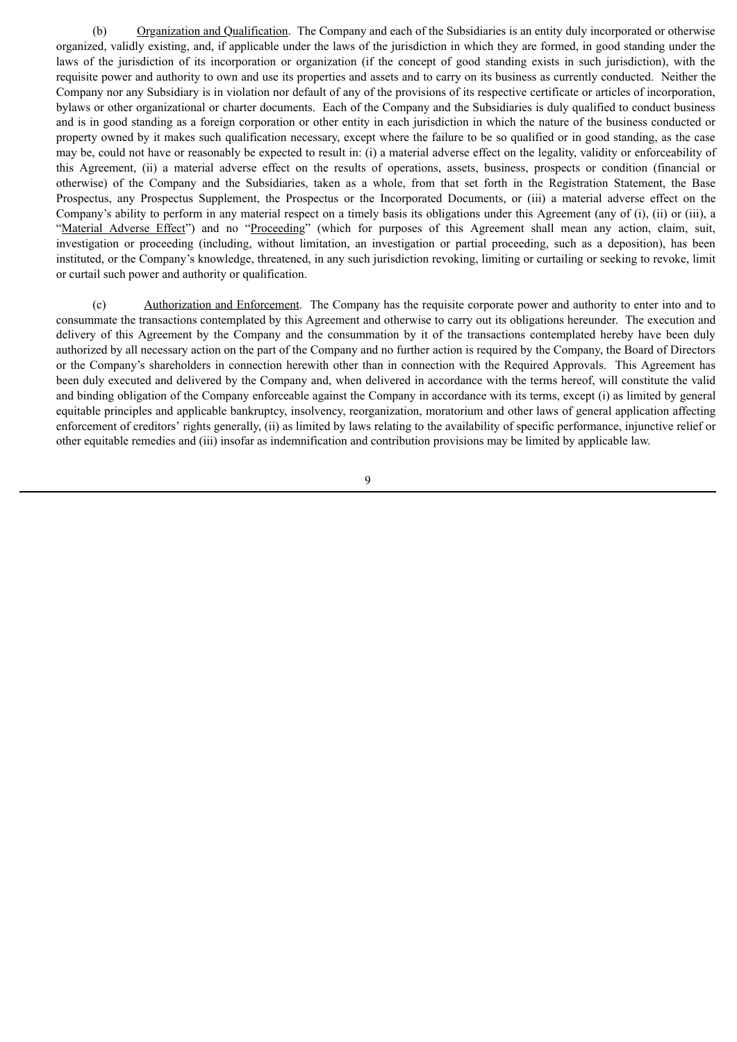(b) Organization and Qualification. The Company and each of the Subsidiaries is an entity duly incorporated or otherwise organized, validly existing, and, if applicable under the laws of the jurisdiction in which they are formed, in good standing under the laws of the jurisdiction of its incorporation or organization (if the concept of good standing exists in such jurisdiction), with the requisite power and authority to own and use its properties and assets and to carry on its business as currently conducted. Neither the Company nor any Subsidiary is in violation nor default of any of the provisions of its respective certificate or articles of incorporation, bylaws or other organizational or charter documents. Each of the Company and the Subsidiaries is duly qualified to conduct business and is in good standing as a foreign corporation or other entity in each jurisdiction in which the nature of the business conducted or property owned by it makes such qualification necessary, except where the failure to be so qualified or in good standing, as the case may be, could not have or reasonably be expected to result in: (i) a material adverse effect on the legality, validity or enforceability of this Agreement, (ii) a material adverse effect on the results of operations, assets, business, prospects or condition (financial or otherwise) of the Company and the Subsidiaries, taken as a whole, from that set forth in the Registration Statement, the Base Prospectus, any Prospectus Supplement, the Prospectus or the Incorporated Documents, or (iii) a material adverse effect on the Company's ability to perform in any material respect on a timely basis its obligations under this Agreement (any of (i), (ii) or (iii), a "Material Adverse Effect") and no "Proceeding" (which for purposes of this Agreement shall mean any action, claim, suit, investigation or proceeding (including, without limitation, an investigation or partial proceeding, such as a deposition), has been instituted, or the Company's knowledge, threatened, in any such jurisdiction revoking, limiting or curtailing or seeking to revoke, limit or curtail such power and authority or qualification.

(c) Authorization and Enforcement. The Company has the requisite corporate power and authority to enter into and to consummate the transactions contemplated by this Agreement and otherwise to carry out its obligations hereunder. The execution and delivery of this Agreement by the Company and the consummation by it of the transactions contemplated hereby have been duly authorized by all necessary action on the part of the Company and no further action is required by the Company, the Board of Directors or the Company's shareholders in connection herewith other than in connection with the Required Approvals. This Agreement has been duly executed and delivered by the Company and, when delivered in accordance with the terms hereof, will constitute the valid and binding obligation of the Company enforceable against the Company in accordance with its terms, except (i) as limited by general equitable principles and applicable bankruptcy, insolvency, reorganization, moratorium and other laws of general application affecting enforcement of creditors' rights generally, (ii) as limited by laws relating to the availability of specific performance, injunctive relief or other equitable remedies and (iii) insofar as indemnification and contribution provisions may be limited by applicable law.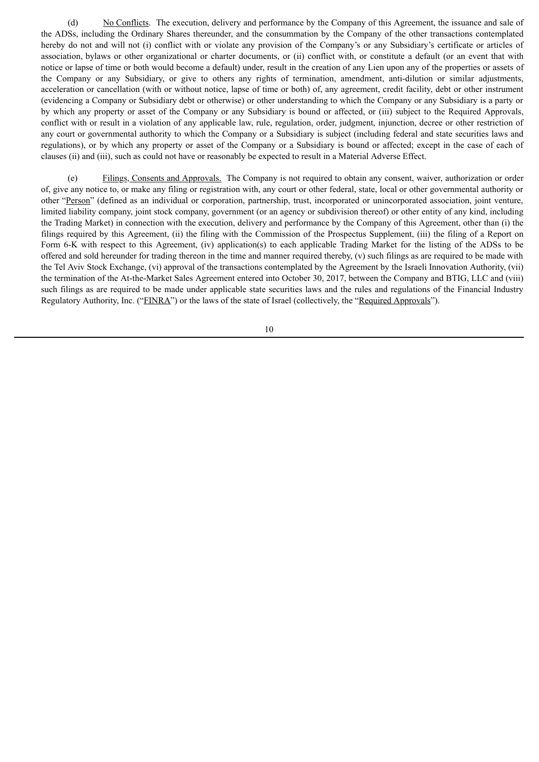(d) No Conflicts. The execution, delivery and performance by the Company of this Agreement, the issuance and sale of the ADSs, including the Ordinary Shares thereunder, and the consummation by the Company of the other transactions contemplated hereby do not and will not (i) conflict with or violate any provision of the Company's or any Subsidiary's certificate or articles of association, bylaws or other organizational or charter documents, or (ii) conflict with, or constitute a default (or an event that with notice or lapse of time or both would become a default) under, result in the creation of any Lien upon any of the properties or assets of the Company or any Subsidiary, or give to others any rights of termination, amendment, anti-dilution or similar adjustments, acceleration or cancellation (with or without notice, lapse of time or both) of, any agreement, credit facility, debt or other instrument (evidencing a Company or Subsidiary debt or otherwise) or other understanding to which the Company or any Subsidiary is a party or by which any property or asset of the Company or any Subsidiary is bound or affected, or (iii) subject to the Required Approvals, conflict with or result in a violation of any applicable law, rule, regulation, order, judgment, injunction, decree or other restriction of any court or governmental authority to which the Company or a Subsidiary is subject (including federal and state securities laws and regulations), or by which any property or asset of the Company or a Subsidiary is bound or affected; except in the case of each of clauses (ii) and (iii), such as could not have or reasonably be expected to result in a Material Adverse Effect.

(e) Filings, Consents and Approvals. The Company is not required to obtain any consent, waiver, authorization or order of, give any notice to, or make any filing or registration with, any court or other federal, state, local or other governmental authority or other "Person" (defined as an individual or corporation, partnership, trust, incorporated or unincorporated association, joint venture, limited liability company, joint stock company, government (or an agency or subdivision thereof) or other entity of any kind, including the Trading Market) in connection with the execution, delivery and performance by the Company of this Agreement, other than (i) the filings required by this Agreement, (ii) the filing with the Commission of the Prospectus Supplement, (iii) the filing of a Report on Form 6-K with respect to this Agreement, (iv) application(s) to each applicable Trading Market for the listing of the ADSs to be offered and sold hereunder for trading thereon in the time and manner required thereby, (v) such filings as are required to be made with the Tel Aviv Stock Exchange, (vi) approval of the transactions contemplated by the Agreement by the Israeli Innovation Authority, (vii) the termination of the At-the-Market Sales Agreement entered into October 30, 2017, between the Company and BTIG, LLC and (viii) such filings as are required to be made under applicable state securities laws and the rules and regulations of the Financial Industry Regulatory Authority, Inc. ("FINRA") or the laws of the state of Israel (collectively, the "Required Approvals").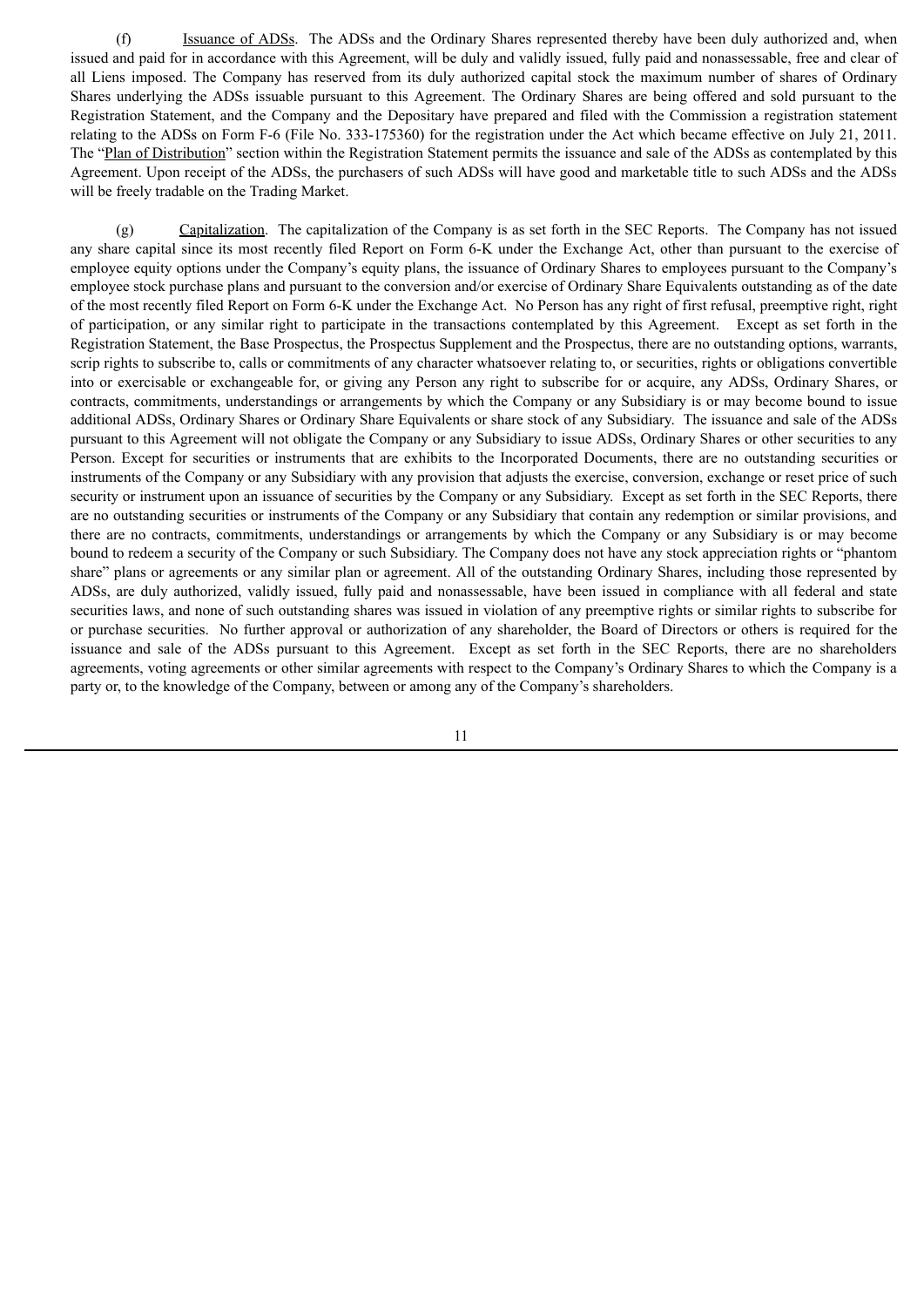(f) Issuance of ADSs. The ADSs and the Ordinary Shares represented thereby have been duly authorized and, when issued and paid for in accordance with this Agreement, will be duly and validly issued, fully paid and nonassessable, free and clear of all Liens imposed. The Company has reserved from its duly authorized capital stock the maximum number of shares of Ordinary Shares underlying the ADSs issuable pursuant to this Agreement. The Ordinary Shares are being offered and sold pursuant to the Registration Statement, and the Company and the Depositary have prepared and filed with the Commission a registration statement relating to the ADSs on Form F-6 (File No. 333-175360) for the registration under the Act which became effective on July 21, 2011. The "Plan of Distribution" section within the Registration Statement permits the issuance and sale of the ADSs as contemplated by this Agreement. Upon receipt of the ADSs, the purchasers of such ADSs will have good and marketable title to such ADSs and the ADSs will be freely tradable on the Trading Market.

(g) Capitalization. The capitalization of the Company is as set forth in the SEC Reports. The Company has not issued any share capital since its most recently filed Report on Form 6-K under the Exchange Act, other than pursuant to the exercise of employee equity options under the Company's equity plans, the issuance of Ordinary Shares to employees pursuant to the Company's employee stock purchase plans and pursuant to the conversion and/or exercise of Ordinary Share Equivalents outstanding as of the date of the most recently filed Report on Form 6-K under the Exchange Act. No Person has any right of first refusal, preemptive right, right of participation, or any similar right to participate in the transactions contemplated by this Agreement. Except as set forth in the Registration Statement, the Base Prospectus, the Prospectus Supplement and the Prospectus, there are no outstanding options, warrants, scrip rights to subscribe to, calls or commitments of any character whatsoever relating to, or securities, rights or obligations convertible into or exercisable or exchangeable for, or giving any Person any right to subscribe for or acquire, any ADSs, Ordinary Shares, or contracts, commitments, understandings or arrangements by which the Company or any Subsidiary is or may become bound to issue additional ADSs, Ordinary Shares or Ordinary Share Equivalents or share stock of any Subsidiary. The issuance and sale of the ADSs pursuant to this Agreement will not obligate the Company or any Subsidiary to issue ADSs, Ordinary Shares or other securities to any Person. Except for securities or instruments that are exhibits to the Incorporated Documents, there are no outstanding securities or instruments of the Company or any Subsidiary with any provision that adjusts the exercise, conversion, exchange or reset price of such security or instrument upon an issuance of securities by the Company or any Subsidiary. Except as set forth in the SEC Reports, there are no outstanding securities or instruments of the Company or any Subsidiary that contain any redemption or similar provisions, and there are no contracts, commitments, understandings or arrangements by which the Company or any Subsidiary is or may become bound to redeem a security of the Company or such Subsidiary. The Company does not have any stock appreciation rights or "phantom share" plans or agreements or any similar plan or agreement. All of the outstanding Ordinary Shares, including those represented by ADSs, are duly authorized, validly issued, fully paid and nonassessable, have been issued in compliance with all federal and state securities laws, and none of such outstanding shares was issued in violation of any preemptive rights or similar rights to subscribe for or purchase securities. No further approval or authorization of any shareholder, the Board of Directors or others is required for the issuance and sale of the ADSs pursuant to this Agreement. Except as set forth in the SEC Reports, there are no shareholders agreements, voting agreements or other similar agreements with respect to the Company's Ordinary Shares to which the Company is a party or, to the knowledge of the Company, between or among any of the Company's shareholders.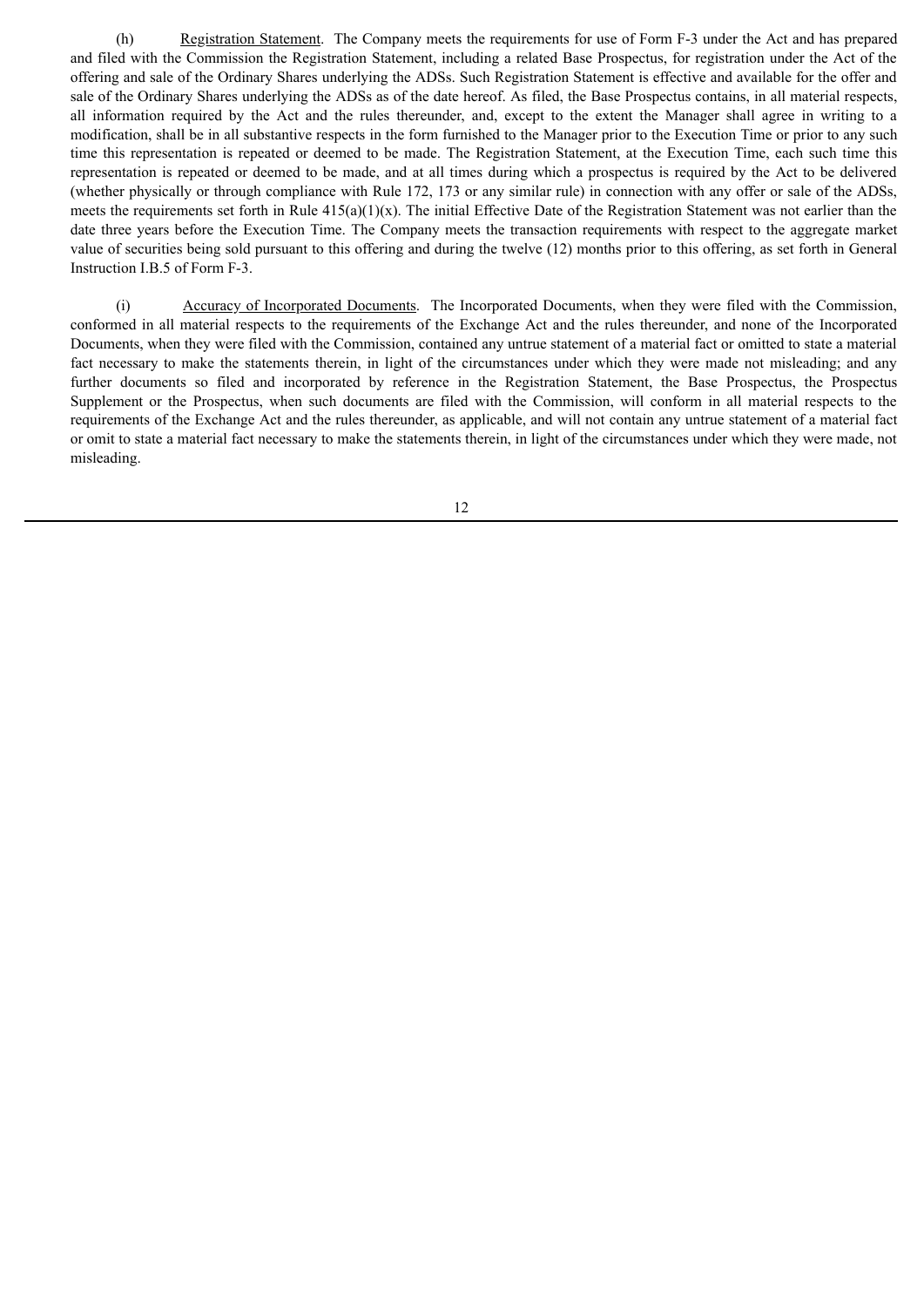(h) Registration Statement. The Company meets the requirements for use of Form F-3 under the Act and has prepared and filed with the Commission the Registration Statement, including a related Base Prospectus, for registration under the Act of the offering and sale of the Ordinary Shares underlying the ADSs. Such Registration Statement is effective and available for the offer and sale of the Ordinary Shares underlying the ADSs as of the date hereof. As filed, the Base Prospectus contains, in all material respects, all information required by the Act and the rules thereunder, and, except to the extent the Manager shall agree in writing to a modification, shall be in all substantive respects in the form furnished to the Manager prior to the Execution Time or prior to any such time this representation is repeated or deemed to be made. The Registration Statement, at the Execution Time, each such time this representation is repeated or deemed to be made, and at all times during which a prospectus is required by the Act to be delivered (whether physically or through compliance with Rule 172, 173 or any similar rule) in connection with any offer or sale of the ADSs, meets the requirements set forth in Rule 415(a)(1)(x). The initial Effective Date of the Registration Statement was not earlier than the date three years before the Execution Time. The Company meets the transaction requirements with respect to the aggregate market value of securities being sold pursuant to this offering and during the twelve (12) months prior to this offering, as set forth in General Instruction I.B.5 of Form F-3.

(i) Accuracy of Incorporated Documents. The Incorporated Documents, when they were filed with the Commission, conformed in all material respects to the requirements of the Exchange Act and the rules thereunder, and none of the Incorporated Documents, when they were filed with the Commission, contained any untrue statement of a material fact or omitted to state a material fact necessary to make the statements therein, in light of the circumstances under which they were made not misleading; and any further documents so filed and incorporated by reference in the Registration Statement, the Base Prospectus, the Prospectus Supplement or the Prospectus, when such documents are filed with the Commission, will conform in all material respects to the requirements of the Exchange Act and the rules thereunder, as applicable, and will not contain any untrue statement of a material fact or omit to state a material fact necessary to make the statements therein, in light of the circumstances under which they were made, not misleading.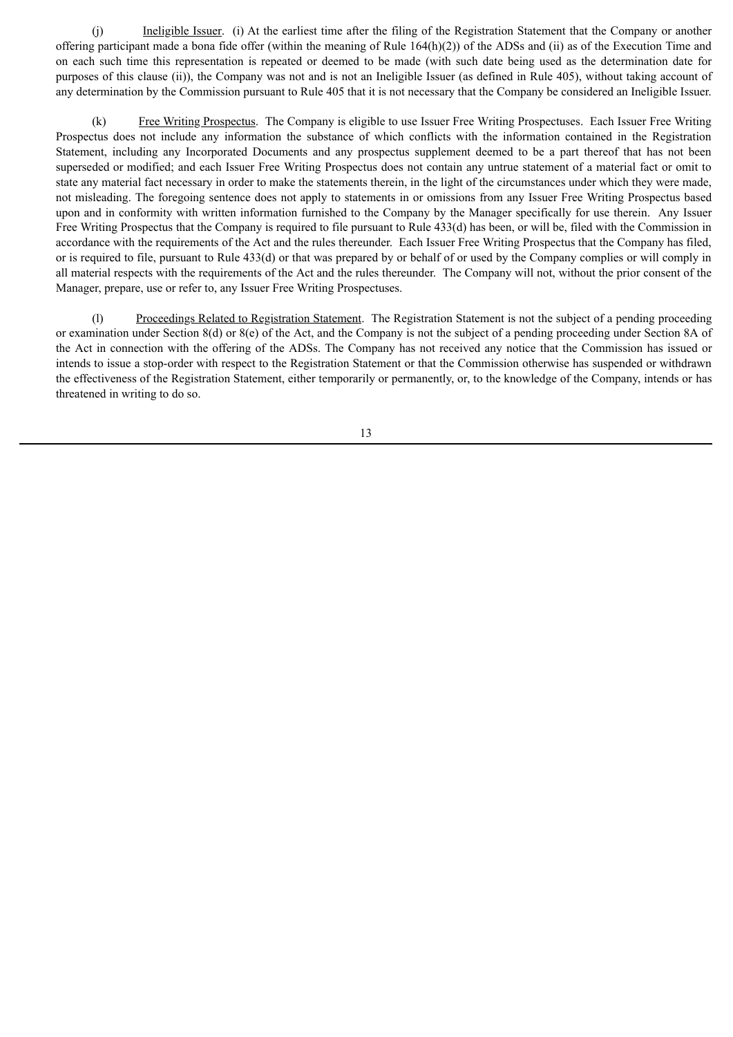(j) Ineligible Issuer. (i) At the earliest time after the filing of the Registration Statement that the Company or another offering participant made a bona fide offer (within the meaning of Rule 164(h)(2)) of the ADSs and (ii) as of the Execution Time and on each such time this representation is repeated or deemed to be made (with such date being used as the determination date for purposes of this clause (ii)), the Company was not and is not an Ineligible Issuer (as defined in Rule 405), without taking account of any determination by the Commission pursuant to Rule 405 that it is not necessary that the Company be considered an Ineligible Issuer.

(k) Free Writing Prospectus. The Company is eligible to use Issuer Free Writing Prospectuses. Each Issuer Free Writing Prospectus does not include any information the substance of which conflicts with the information contained in the Registration Statement, including any Incorporated Documents and any prospectus supplement deemed to be a part thereof that has not been superseded or modified; and each Issuer Free Writing Prospectus does not contain any untrue statement of a material fact or omit to state any material fact necessary in order to make the statements therein, in the light of the circumstances under which they were made, not misleading. The foregoing sentence does not apply to statements in or omissions from any Issuer Free Writing Prospectus based upon and in conformity with written information furnished to the Company by the Manager specifically for use therein. Any Issuer Free Writing Prospectus that the Company is required to file pursuant to Rule 433(d) has been, or will be, filed with the Commission in accordance with the requirements of the Act and the rules thereunder. Each Issuer Free Writing Prospectus that the Company has filed, or is required to file, pursuant to Rule 433(d) or that was prepared by or behalf of or used by the Company complies or will comply in all material respects with the requirements of the Act and the rules thereunder. The Company will not, without the prior consent of the Manager, prepare, use or refer to, any Issuer Free Writing Prospectuses.

(l) Proceedings Related to Registration Statement. The Registration Statement is not the subject of a pending proceeding or examination under Section 8(d) or 8(e) of the Act, and the Company is not the subject of a pending proceeding under Section 8A of the Act in connection with the offering of the ADSs. The Company has not received any notice that the Commission has issued or intends to issue a stop-order with respect to the Registration Statement or that the Commission otherwise has suspended or withdrawn the effectiveness of the Registration Statement, either temporarily or permanently, or, to the knowledge of the Company, intends or has threatened in writing to do so.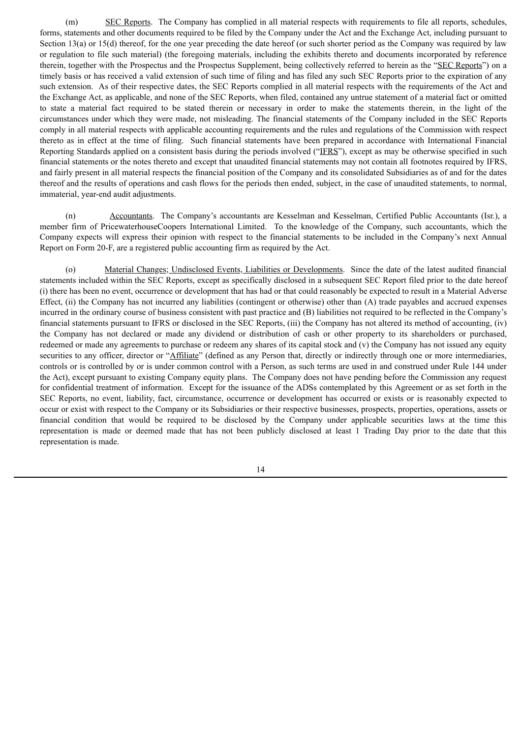(m) SEC Reports. The Company has complied in all material respects with requirements to file all reports, schedules, forms, statements and other documents required to be filed by the Company under the Act and the Exchange Act, including pursuant to Section 13(a) or 15(d) thereof, for the one year preceding the date hereof (or such shorter period as the Company was required by law or regulation to file such material) (the foregoing materials, including the exhibits thereto and documents incorporated by reference therein, together with the Prospectus and the Prospectus Supplement, being collectively referred to herein as the "SEC Reports") on a timely basis or has received a valid extension of such time of filing and has filed any such SEC Reports prior to the expiration of any such extension. As of their respective dates, the SEC Reports complied in all material respects with the requirements of the Act and the Exchange Act, as applicable, and none of the SEC Reports, when filed, contained any untrue statement of a material fact or omitted to state a material fact required to be stated therein or necessary in order to make the statements therein, in the light of the circumstances under which they were made, not misleading. The financial statements of the Company included in the SEC Reports comply in all material respects with applicable accounting requirements and the rules and regulations of the Commission with respect thereto as in effect at the time of filing. Such financial statements have been prepared in accordance with International Financial Reporting Standards applied on a consistent basis during the periods involved ("IFRS"), except as may be otherwise specified in such financial statements or the notes thereto and except that unaudited financial statements may not contain all footnotes required by IFRS, and fairly present in all material respects the financial position of the Company and its consolidated Subsidiaries as of and for the dates thereof and the results of operations and cash flows for the periods then ended, subject, in the case of unaudited statements, to normal, immaterial, year-end audit adjustments.

(n) Accountants. The Company's accountants are Kesselman and Kesselman, Certified Public Accountants (Isr.), a member firm of PricewaterhouseCoopers International Limited. To the knowledge of the Company, such accountants, which the Company expects will express their opinion with respect to the financial statements to be included in the Company's next Annual Report on Form 20-F, are a registered public accounting firm as required by the Act.

(o) Material Changes; Undisclosed Events, Liabilities or Developments. Since the date of the latest audited financial statements included within the SEC Reports, except as specifically disclosed in a subsequent SEC Report filed prior to the date hereof (i) there has been no event, occurrence or development that has had or that could reasonably be expected to result in a Material Adverse Effect, (ii) the Company has not incurred any liabilities (contingent or otherwise) other than (A) trade payables and accrued expenses incurred in the ordinary course of business consistent with past practice and (B) liabilities not required to be reflected in the Company's financial statements pursuant to IFRS or disclosed in the SEC Reports, (iii) the Company has not altered its method of accounting, (iv) the Company has not declared or made any dividend or distribution of cash or other property to its shareholders or purchased, redeemed or made any agreements to purchase or redeem any shares of its capital stock and (v) the Company has not issued any equity securities to any officer, director or "Affiliate" (defined as any Person that, directly or indirectly through one or more intermediaries, controls or is controlled by or is under common control with a Person, as such terms are used in and construed under Rule 144 under the Act), except pursuant to existing Company equity plans. The Company does not have pending before the Commission any request for confidential treatment of information. Except for the issuance of the ADSs contemplated by this Agreement or as set forth in the SEC Reports, no event, liability, fact, circumstance, occurrence or development has occurred or exists or is reasonably expected to occur or exist with respect to the Company or its Subsidiaries or their respective businesses, prospects, properties, operations, assets or financial condition that would be required to be disclosed by the Company under applicable securities laws at the time this representation is made or deemed made that has not been publicly disclosed at least 1 Trading Day prior to the date that this representation is made.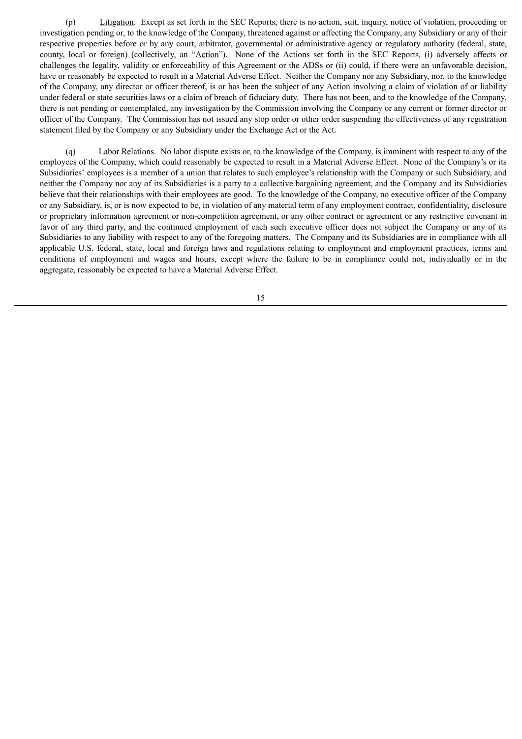(p) Litigation. Except as set forth in the SEC Reports, there is no action, suit, inquiry, notice of violation, proceeding or investigation pending or, to the knowledge of the Company, threatened against or affecting the Company, any Subsidiary or any of their respective properties before or by any court, arbitrator, governmental or administrative agency or regulatory authority (federal, state, county, local or foreign) (collectively, an "Action"). None of the Actions set forth in the SEC Reports, (i) adversely affects or challenges the legality, validity or enforceability of this Agreement or the ADSs or (ii) could, if there were an unfavorable decision, have or reasonably be expected to result in a Material Adverse Effect. Neither the Company nor any Subsidiary, nor, to the knowledge of the Company, any director or officer thereof, is or has been the subject of any Action involving a claim of violation of or liability under federal or state securities laws or a claim of breach of fiduciary duty. There has not been, and to the knowledge of the Company, there is not pending or contemplated, any investigation by the Commission involving the Company or any current or former director or officer of the Company. The Commission has not issued any stop order or other order suspending the effectiveness of any registration statement filed by the Company or any Subsidiary under the Exchange Act or the Act.

(q) Labor Relations. No labor dispute exists or, to the knowledge of the Company, is imminent with respect to any of the employees of the Company, which could reasonably be expected to result in a Material Adverse Effect. None of the Company's or its Subsidiaries' employees is a member of a union that relates to such employee's relationship with the Company or such Subsidiary, and neither the Company nor any of its Subsidiaries is a party to a collective bargaining agreement, and the Company and its Subsidiaries believe that their relationships with their employees are good. To the knowledge of the Company, no executive officer of the Company or any Subsidiary, is, or is now expected to be, in violation of any material term of any employment contract, confidentiality, disclosure or proprietary information agreement or non-competition agreement, or any other contract or agreement or any restrictive covenant in favor of any third party, and the continued employment of each such executive officer does not subject the Company or any of its Subsidiaries to any liability with respect to any of the foregoing matters. The Company and its Subsidiaries are in compliance with all applicable U.S. federal, state, local and foreign laws and regulations relating to employment and employment practices, terms and conditions of employment and wages and hours, except where the failure to be in compliance could not, individually or in the aggregate, reasonably be expected to have a Material Adverse Effect.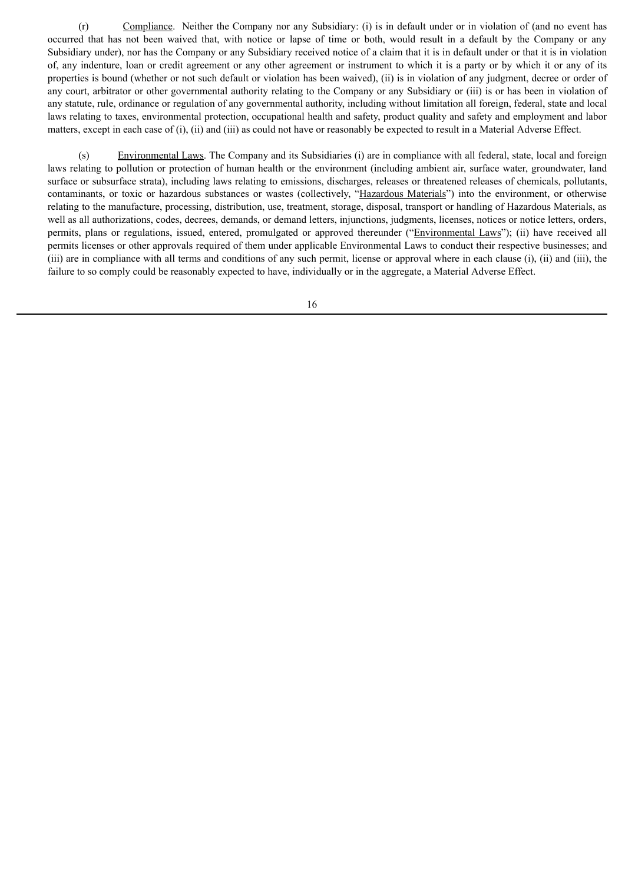(r) Compliance. Neither the Company nor any Subsidiary: (i) is in default under or in violation of (and no event has occurred that has not been waived that, with notice or lapse of time or both, would result in a default by the Company or any Subsidiary under), nor has the Company or any Subsidiary received notice of a claim that it is in default under or that it is in violation of, any indenture, loan or credit agreement or any other agreement or instrument to which it is a party or by which it or any of its properties is bound (whether or not such default or violation has been waived), (ii) is in violation of any judgment, decree or order of any court, arbitrator or other governmental authority relating to the Company or any Subsidiary or (iii) is or has been in violation of any statute, rule, ordinance or regulation of any governmental authority, including without limitation all foreign, federal, state and local laws relating to taxes, environmental protection, occupational health and safety, product quality and safety and employment and labor matters, except in each case of (i), (ii) and (iii) as could not have or reasonably be expected to result in a Material Adverse Effect.

(s) Environmental Laws. The Company and its Subsidiaries (i) are in compliance with all federal, state, local and foreign laws relating to pollution or protection of human health or the environment (including ambient air, surface water, groundwater, land surface or subsurface strata), including laws relating to emissions, discharges, releases or threatened releases of chemicals, pollutants, contaminants, or toxic or hazardous substances or wastes (collectively, "Hazardous Materials") into the environment, or otherwise relating to the manufacture, processing, distribution, use, treatment, storage, disposal, transport or handling of Hazardous Materials, as well as all authorizations, codes, decrees, demands, or demand letters, injunctions, judgments, licenses, notices or notice letters, orders, permits, plans or regulations, issued, entered, promulgated or approved thereunder ("Environmental Laws"); (ii) have received all permits licenses or other approvals required of them under applicable Environmental Laws to conduct their respective businesses; and (iii) are in compliance with all terms and conditions of any such permit, license or approval where in each clause (i), (ii) and (iii), the failure to so comply could be reasonably expected to have, individually or in the aggregate, a Material Adverse Effect.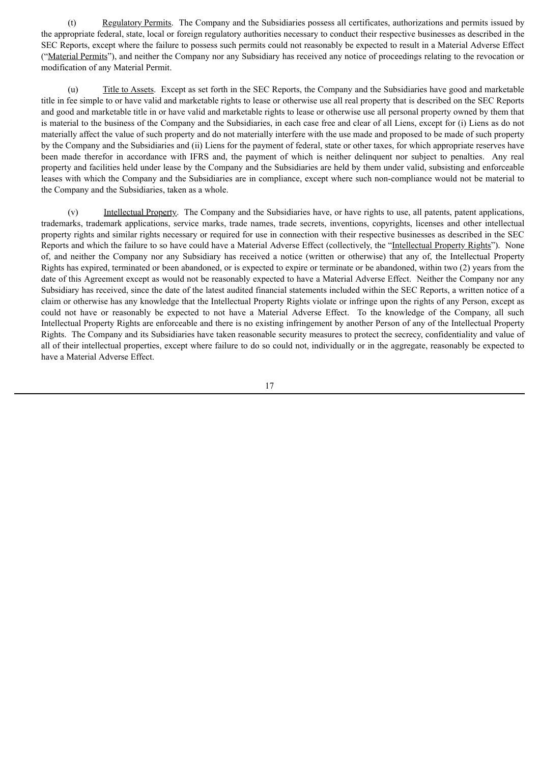(t) Regulatory Permits. The Company and the Subsidiaries possess all certificates, authorizations and permits issued by the appropriate federal, state, local or foreign regulatory authorities necessary to conduct their respective businesses as described in the SEC Reports, except where the failure to possess such permits could not reasonably be expected to result in a Material Adverse Effect ("Material Permits"), and neither the Company nor any Subsidiary has received any notice of proceedings relating to the revocation or modification of any Material Permit.

(u) Title to Assets. Except as set forth in the SEC Reports, the Company and the Subsidiaries have good and marketable title in fee simple to or have valid and marketable rights to lease or otherwise use all real property that is described on the SEC Reports and good and marketable title in or have valid and marketable rights to lease or otherwise use all personal property owned by them that is material to the business of the Company and the Subsidiaries, in each case free and clear of all Liens, except for (i) Liens as do not materially affect the value of such property and do not materially interfere with the use made and proposed to be made of such property by the Company and the Subsidiaries and (ii) Liens for the payment of federal, state or other taxes, for which appropriate reserves have been made therefor in accordance with IFRS and, the payment of which is neither delinquent nor subject to penalties. Any real property and facilities held under lease by the Company and the Subsidiaries are held by them under valid, subsisting and enforceable leases with which the Company and the Subsidiaries are in compliance, except where such non-compliance would not be material to the Company and the Subsidiaries, taken as a whole.

(v) Intellectual Property. The Company and the Subsidiaries have, or have rights to use, all patents, patent applications, trademarks, trademark applications, service marks, trade names, trade secrets, inventions, copyrights, licenses and other intellectual property rights and similar rights necessary or required for use in connection with their respective businesses as described in the SEC Reports and which the failure to so have could have a Material Adverse Effect (collectively, the "Intellectual Property Rights"). None of, and neither the Company nor any Subsidiary has received a notice (written or otherwise) that any of, the Intellectual Property Rights has expired, terminated or been abandoned, or is expected to expire or terminate or be abandoned, within two (2) years from the date of this Agreement except as would not be reasonably expected to have a Material Adverse Effect. Neither the Company nor any Subsidiary has received, since the date of the latest audited financial statements included within the SEC Reports, a written notice of a claim or otherwise has any knowledge that the Intellectual Property Rights violate or infringe upon the rights of any Person, except as could not have or reasonably be expected to not have a Material Adverse Effect. To the knowledge of the Company, all such Intellectual Property Rights are enforceable and there is no existing infringement by another Person of any of the Intellectual Property Rights. The Company and its Subsidiaries have taken reasonable security measures to protect the secrecy, confidentiality and value of all of their intellectual properties, except where failure to do so could not, individually or in the aggregate, reasonably be expected to have a Material Adverse Effect.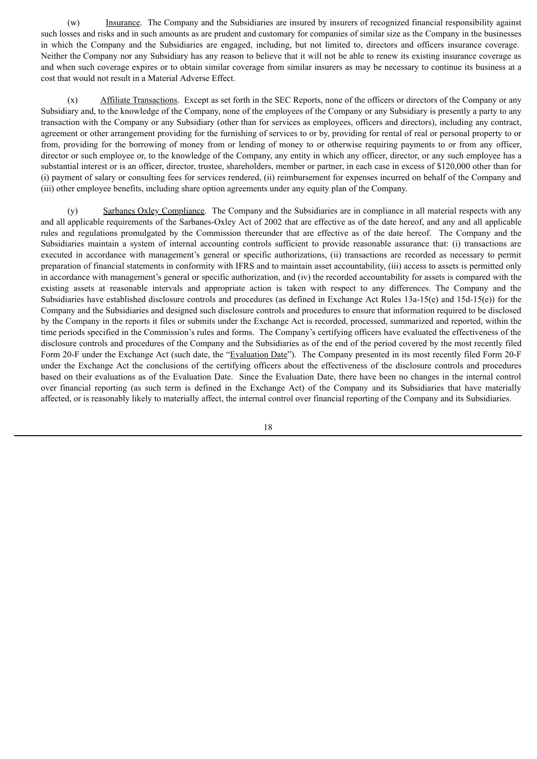(w) <u>Insurance</u>. The Company and the Subsidiaries are insured by insurers of recognized financial responsibility against such losses and risks and in such amounts as are prudent and customary for companies of similar size as the Company in the businesses in which the Company and the Subsidiaries are engaged, including, but not limited to, directors and officers insurance coverage. Neither the Company nor any Subsidiary has any reason to believe that it will not be able to renew its existing insurance coverage as and when such coverage expires or to obtain similar coverage from similar insurers as may be necessary to continue its business at a cost that would not result in a Material Adverse Effect.

(x) <u>Affiliate Transactions</u>. Except as set forth in the SEC Reports, none of the officers or directors of the Company or any Subsidiary and, to the knowledge of the Company, none of the employees of the Company or any Subsidiary is presently a party to any transaction with the Company or any Subsidiary (other than for services as employees, officers and directors), including any contract, agreement or other arrangement providing for the furnishing of services to or by, providing for rental of real or personal property to or from, providing for the borrowing of money from or lending of money to or otherwise requiring payments to or from any officer, director or such employee or, to the knowledge of the Company, any entity in which any officer, director, or any such employee has a substantial interest or is an officer, director, trustee, shareholders, member or partner, in each case in excess of $120,000 other than for (i) payment of salary or consulting fees for services rendered, (ii) reimbursement for expenses incurred on behalf of the Company and (iii) other employee benefits, including share option agreements under any equity plan of the Company.

(y) <u>Sarbanes Oxley Compliance</u>. The Company and the Subsidiaries are in compliance in all material respects with any and all applicable requirements of the Sarbanes-Oxley Act of 2002 that are effective as of the date hereof, and any and all applicable rules and regulations promulgated by the Commission thereunder that are effective as of the date hereof. The Company and the Subsidiaries maintain a system of internal accounting controls sufficient to provide reasonable assurance that: (i) transactions are executed in accordance with management's general or specific authorizations, (ii) transactions are recorded as necessary to permit preparation of financial statements in conformity with IFRS and to maintain asset accountability, (iii) access to assets is permitted only in accordance with management's general or specific authorization, and (iv) the recorded accountability for assets is compared with the existing assets at reasonable intervals and appropriate action is taken with respect to any differences. The Company and the Subsidiaries have established disclosure controls and procedures (as defined in Exchange Act Rules 13a-15(e) and 15d-15(e)) for the Company and the Subsidiaries and designed such disclosure controls and procedures to ensure that information required to be disclosed by the Company in the reports it files or submits under the Exchange Act is recorded, processed, summarized and reported, within the time periods specified in the Commission's rules and forms. The Company's certifying officers have evaluated the effectiveness of the disclosure controls and procedures of the Company and the Subsidiaries as of the end of the period covered by the most recently filed Form 20-F under the Exchange Act (such date, the "<u>Evaluation Date</u>"). The Company presented in its most recently filed Form 20-F under the Exchange Act the conclusions of the certifying officers about the effectiveness of the disclosure controls and procedures based on their evaluations as of the Evaluation Date. Since the Evaluation Date, there have been no changes in the internal control over financial reporting (as such term is defined in the Exchange Act) of the Company and its Subsidiaries that have materially affected, or is reasonably likely to materially affect, the internal control over financial reporting of the Company and its Subsidiaries.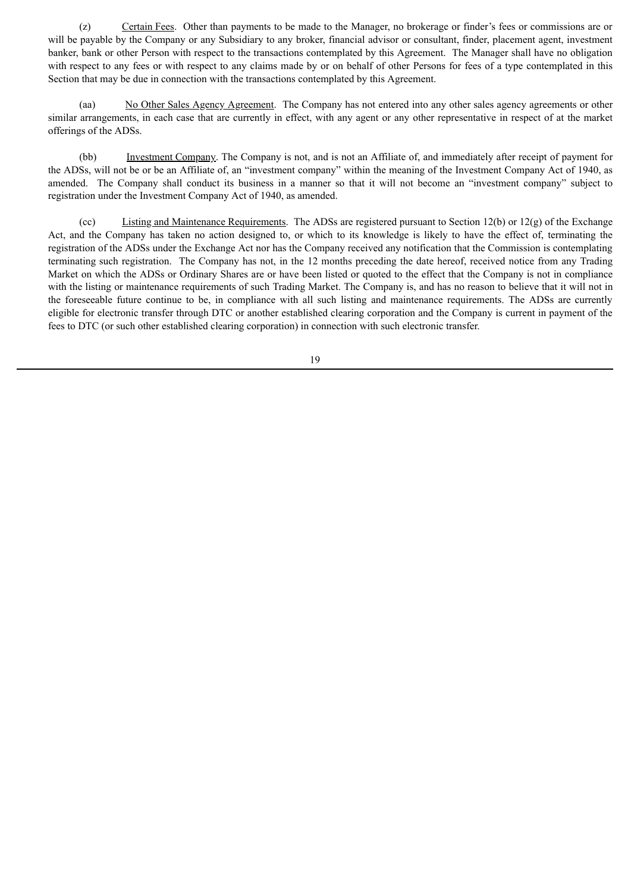(z) Certain Fees. Other than payments to be made to the Manager, no brokerage or finder's fees or commissions are or will be payable by the Company or any Subsidiary to any broker, financial advisor or consultant, finder, placement agent, investment banker, bank or other Person with respect to the transactions contemplated by this Agreement. The Manager shall have no obligation with respect to any fees or with respect to any claims made by or on behalf of other Persons for fees of a type contemplated in this Section that may be due in connection with the transactions contemplated by this Agreement.

(aa) No Other Sales Agency Agreement. The Company has not entered into any other sales agency agreements or other similar arrangements, in each case that are currently in effect, with any agent or any other representative in respect of at the market offerings of the ADSs.

(bb) Investment Company. The Company is not, and is not an Affiliate of, and immediately after receipt of payment for the ADSs, will not be or be an Affiliate of, an "investment company" within the meaning of the Investment Company Act of 1940, as amended. The Company shall conduct its business in a manner so that it will not become an "investment company" subject to registration under the Investment Company Act of 1940, as amended.

(cc) Listing and Maintenance Requirements. The ADSs are registered pursuant to Section 12(b) or 12(g) of the Exchange Act, and the Company has taken no action designed to, or which to its knowledge is likely to have the effect of, terminating the registration of the ADSs under the Exchange Act nor has the Company received any notification that the Commission is contemplating terminating such registration. The Company has not, in the 12 months preceding the date hereof, received notice from any Trading Market on which the ADSs or Ordinary Shares are or have been listed or quoted to the effect that the Company is not in compliance with the listing or maintenance requirements of such Trading Market. The Company is, and has no reason to believe that it will not in the foreseeable future continue to be, in compliance with all such listing and maintenance requirements. The ADSs are currently eligible for electronic transfer through DTC or another established clearing corporation and the Company is current in payment of the fees to DTC (or such other established clearing corporation) in connection with such electronic transfer.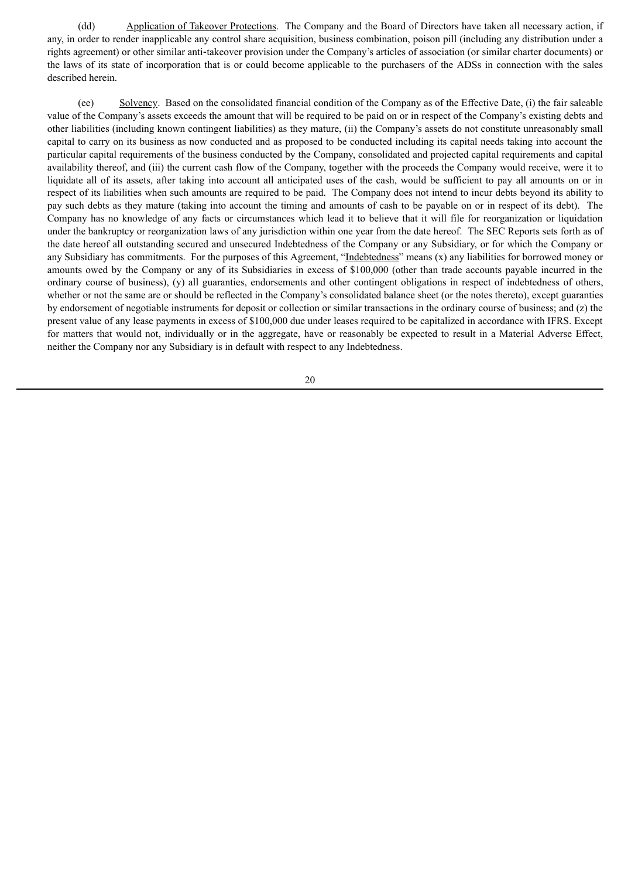(dd) Application of Takeover Protections. The Company and the Board of Directors have taken all necessary action, if any, in order to render inapplicable any control share acquisition, business combination, poison pill (including any distribution under a rights agreement) or other similar anti-takeover provision under the Company's articles of association (or similar charter documents) or the laws of its state of incorporation that is or could become applicable to the purchasers of the ADSs in connection with the sales described herein.

(ee) Solvency. Based on the consolidated financial condition of the Company as of the Effective Date, (i) the fair saleable value of the Company's assets exceeds the amount that will be required to be paid on or in respect of the Company's existing debts and other liabilities (including known contingent liabilities) as they mature, (ii) the Company's assets do not constitute unreasonably small capital to carry on its business as now conducted and as proposed to be conducted including its capital needs taking into account the particular capital requirements of the business conducted by the Company, consolidated and projected capital requirements and capital availability thereof, and (iii) the current cash flow of the Company, together with the proceeds the Company would receive, were it to liquidate all of its assets, after taking into account all anticipated uses of the cash, would be sufficient to pay all amounts on or in respect of its liabilities when such amounts are required to be paid. The Company does not intend to incur debts beyond its ability to pay such debts as they mature (taking into account the timing and amounts of cash to be payable on or in respect of its debt). The Company has no knowledge of any facts or circumstances which lead it to believe that it will file for reorganization or liquidation under the bankruptcy or reorganization laws of any jurisdiction within one year from the date hereof. The SEC Reports sets forth as of the date hereof all outstanding secured and unsecured Indebtedness of the Company or any Subsidiary, or for which the Company or any Subsidiary has commitments. For the purposes of this Agreement, "Indebtedness" means (x) any liabilities for borrowed money or amounts owed by the Company or any of its Subsidiaries in excess of $100,000 (other than trade accounts payable incurred in the ordinary course of business), (y) all guaranties, endorsements and other contingent obligations in respect of indebtedness of others, whether or not the same are or should be reflected in the Company's consolidated balance sheet (or the notes thereto), except guaranties by endorsement of negotiable instruments for deposit or collection or similar transactions in the ordinary course of business; and (z) the present value of any lease payments in excess of $100,000 due under leases required to be capitalized in accordance with IFRS. Except for matters that would not, individually or in the aggregate, have or reasonably be expected to result in a Material Adverse Effect, neither the Company nor any Subsidiary is in default with respect to any Indebtedness.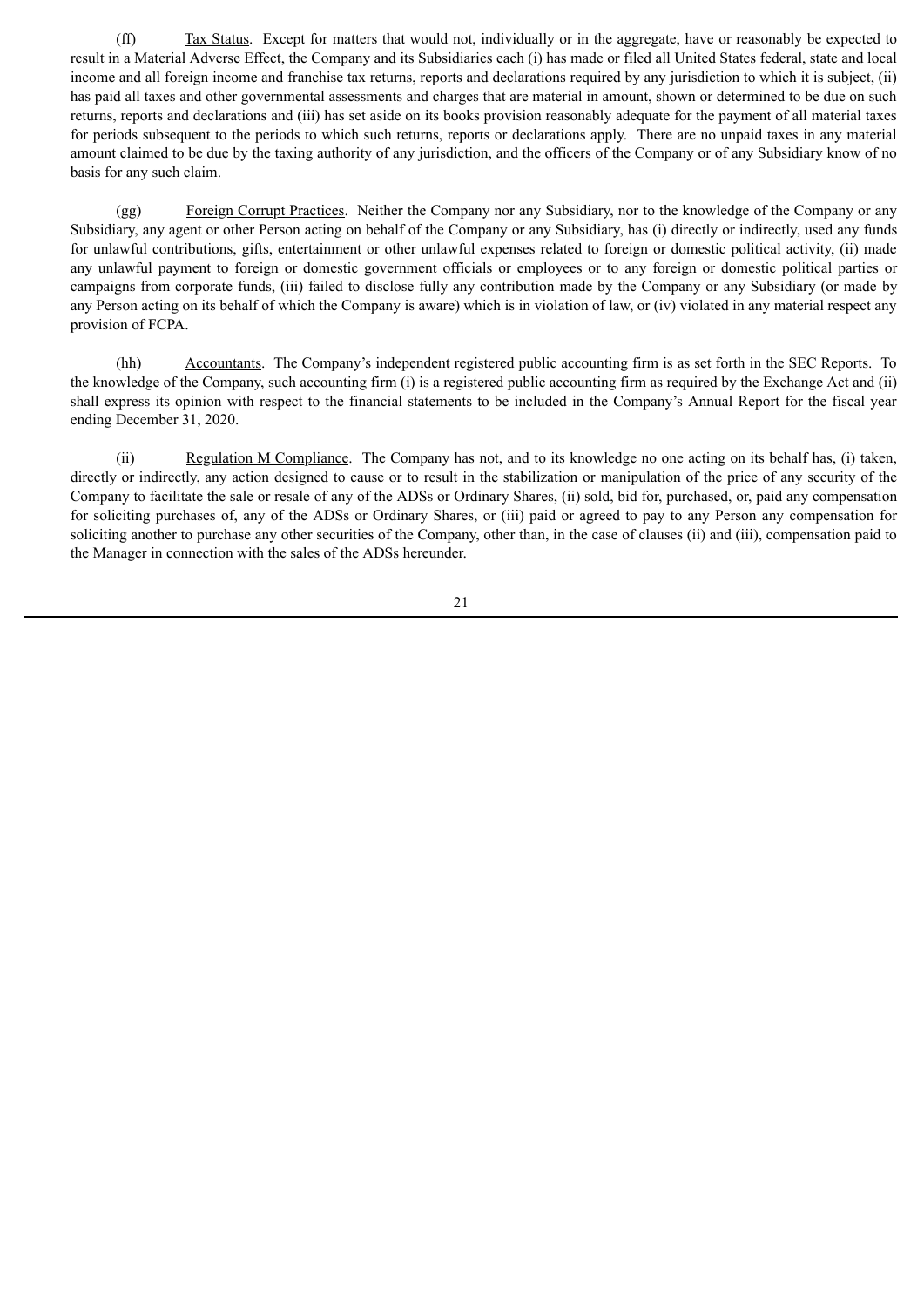(ff) <u>Tax Status</u>. Except for matters that would not, individually or in the aggregate, have or reasonably be expected to result in a Material Adverse Effect, the Company and its Subsidiaries each (i) has made or filed all United States federal, state and local income and all foreign income and franchise tax returns, reports and declarations required by any jurisdiction to which it is subject, (ii) has paid all taxes and other governmental assessments and charges that are material in amount, shown or determined to be due on such returns, reports and declarations and (iii) has set aside on its books provision reasonably adequate for the payment of all material taxes for periods subsequent to the periods to which such returns, reports or declarations apply. There are no unpaid taxes in any material amount claimed to be due by the taxing authority of any jurisdiction, and the officers of the Company or of any Subsidiary know of no basis for any such claim.

(gg) <u>Foreign Corrupt Practices</u>. Neither the Company nor any Subsidiary, nor to the knowledge of the Company or any Subsidiary, any agent or other Person acting on behalf of the Company or any Subsidiary, has (i) directly or indirectly, used any funds for unlawful contributions, gifts, entertainment or other unlawful expenses related to foreign or domestic political activity, (ii) made any unlawful payment to foreign or domestic government officials or employees or to any foreign or domestic political parties or campaigns from corporate funds, (iii) failed to disclose fully any contribution made by the Company or any Subsidiary (or made by any Person acting on its behalf of which the Company is aware) which is in violation of law, or (iv) violated in any material respect any provision of FCPA.

(hh) <u>Accountants</u>. The Company's independent registered public accounting firm is as set forth in the SEC Reports. To the knowledge of the Company, such accounting firm (i) is a registered public accounting firm as required by the Exchange Act and (ii) shall express its opinion with respect to the financial statements to be included in the Company's Annual Report for the fiscal year ending December 31, 2020.

(ii) <u>Regulation M Compliance</u>. The Company has not, and to its knowledge no one acting on its behalf has, (i) taken, directly or indirectly, any action designed to cause or to result in the stabilization or manipulation of the price of any security of the Company to facilitate the sale or resale of any of the ADSs or Ordinary Shares, (ii) sold, bid for, purchased, or, paid any compensation for soliciting purchases of, any of the ADSs or Ordinary Shares, or (iii) paid or agreed to pay to any Person any compensation for soliciting another to purchase any other securities of the Company, other than, in the case of clauses (ii) and (iii), compensation paid to the Manager in connection with the sales of the ADSs hereunder.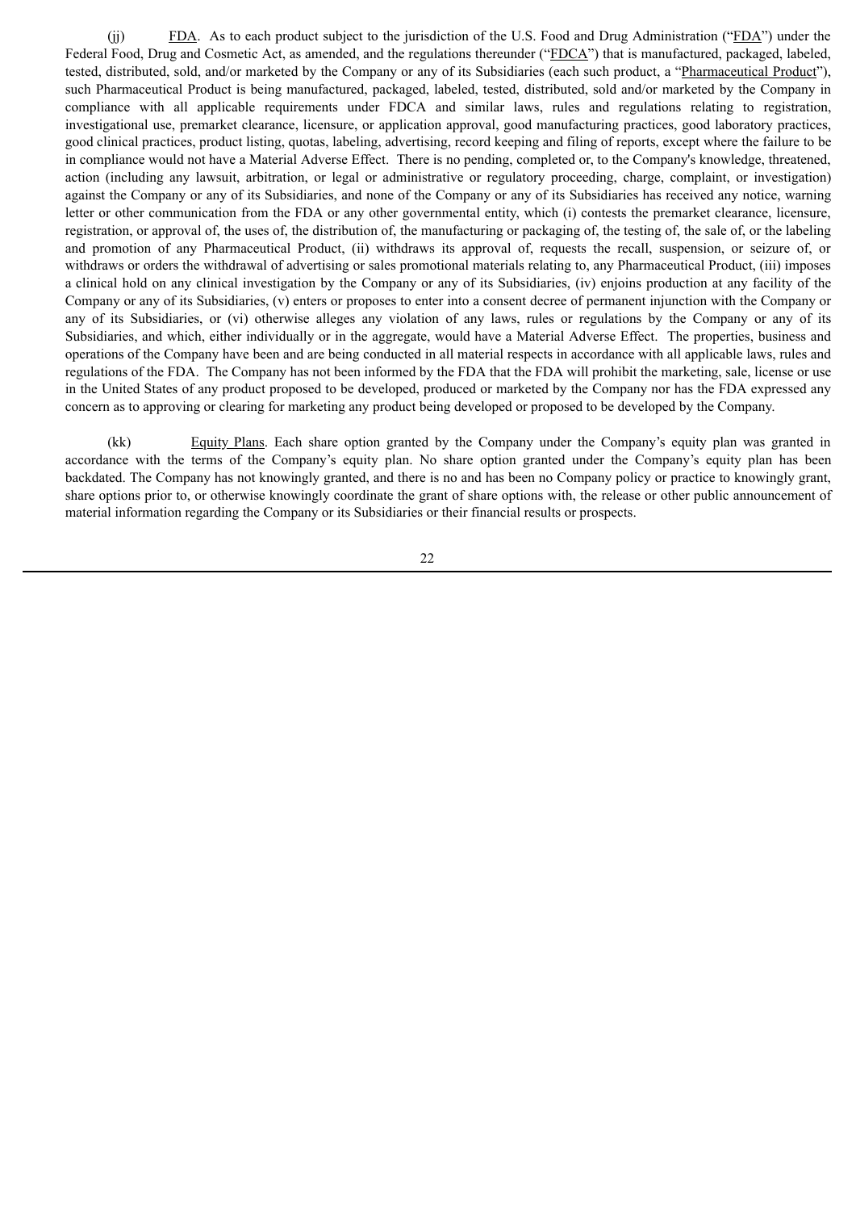(jj) FDA. As to each product subject to the jurisdiction of the U.S. Food and Drug Administration ("FDA") under the Federal Food, Drug and Cosmetic Act, as amended, and the regulations thereunder ("FDCA") that is manufactured, packaged, labeled, tested, distributed, sold, and/or marketed by the Company or any of its Subsidiaries (each such product, a "Pharmaceutical Product"), such Pharmaceutical Product is being manufactured, packaged, labeled, tested, distributed, sold and/or marketed by the Company in compliance with all applicable requirements under FDCA and similar laws, rules and regulations relating to registration, investigational use, premarket clearance, licensure, or application approval, good manufacturing practices, good laboratory practices, good clinical practices, product listing, quotas, labeling, advertising, record keeping and filing of reports, except where the failure to be in compliance would not have a Material Adverse Effect. There is no pending, completed or, to the Company's knowledge, threatened, action (including any lawsuit, arbitration, or legal or administrative or regulatory proceeding, charge, complaint, or investigation) against the Company or any of its Subsidiaries, and none of the Company or any of its Subsidiaries has received any notice, warning letter or other communication from the FDA or any other governmental entity, which (i) contests the premarket clearance, licensure, registration, or approval of, the uses of, the distribution of, the manufacturing or packaging of, the testing of, the sale of, or the labeling and promotion of any Pharmaceutical Product, (ii) withdraws its approval of, requests the recall, suspension, or seizure of, or withdraws or orders the withdrawal of advertising or sales promotional materials relating to, any Pharmaceutical Product, (iii) imposes a clinical hold on any clinical investigation by the Company or any of its Subsidiaries, (iv) enjoins production at any facility of the Company or any of its Subsidiaries, (v) enters or proposes to enter into a consent decree of permanent injunction with the Company or any of its Subsidiaries, or (vi) otherwise alleges any violation of any laws, rules or regulations by the Company or any of its Subsidiaries, and which, either individually or in the aggregate, would have a Material Adverse Effect. The properties, business and operations of the Company have been and are being conducted in all material respects in accordance with all applicable laws, rules and regulations of the FDA. The Company has not been informed by the FDA that the FDA will prohibit the marketing, sale, license or use in the United States of any product proposed to be developed, produced or marketed by the Company nor has the FDA expressed any concern as to approving or clearing for marketing any product being developed or proposed to be developed by the Company.

(kk) Equity Plans. Each share option granted by the Company under the Company's equity plan was granted in accordance with the terms of the Company's equity plan. No share option granted under the Company's equity plan has been backdated. The Company has not knowingly granted, and there is no and has been no Company policy or practice to knowingly grant, share options prior to, or otherwise knowingly coordinate the grant of share options with, the release or other public announcement of material information regarding the Company or its Subsidiaries or their financial results or prospects.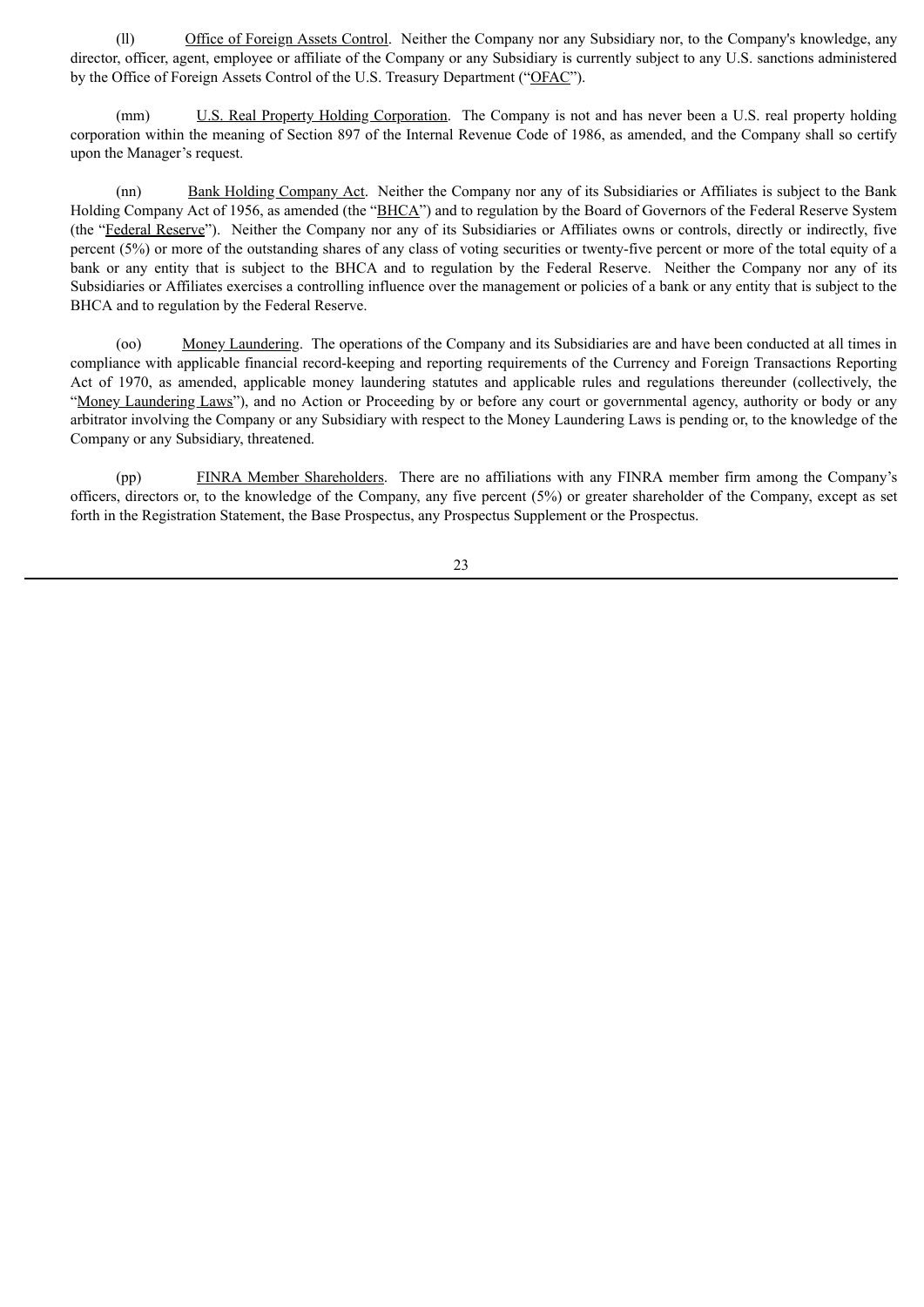(ll) Office of Foreign Assets Control. Neither the Company nor any Subsidiary nor, to the Company's knowledge, any director, officer, agent, employee or affiliate of the Company or any Subsidiary is currently subject to any U.S. sanctions administered by the Office of Foreign Assets Control of the U.S. Treasury Department ("OFAC").

(mm) U.S. Real Property Holding Corporation. The Company is not and has never been a U.S. real property holding corporation within the meaning of Section 897 of the Internal Revenue Code of 1986, as amended, and the Company shall so certify upon the Manager's request.

(nn) Bank Holding Company Act. Neither the Company nor any of its Subsidiaries or Affiliates is subject to the Bank Holding Company Act of 1956, as amended (the "BHCA") and to regulation by the Board of Governors of the Federal Reserve System (the "Federal Reserve"). Neither the Company nor any of its Subsidiaries or Affiliates owns or controls, directly or indirectly, five percent (5%) or more of the outstanding shares of any class of voting securities or twenty-five percent or more of the total equity of a bank or any entity that is subject to the BHCA and to regulation by the Federal Reserve. Neither the Company nor any of its Subsidiaries or Affiliates exercises a controlling influence over the management or policies of a bank or any entity that is subject to the BHCA and to regulation by the Federal Reserve.

(oo) Money Laundering. The operations of the Company and its Subsidiaries are and have been conducted at all times in compliance with applicable financial record-keeping and reporting requirements of the Currency and Foreign Transactions Reporting Act of 1970, as amended, applicable money laundering statutes and applicable rules and regulations thereunder (collectively, the "Money Laundering Laws"), and no Action or Proceeding by or before any court or governmental agency, authority or body or any arbitrator involving the Company or any Subsidiary with respect to the Money Laundering Laws is pending or, to the knowledge of the Company or any Subsidiary, threatened.

(pp) FINRA Member Shareholders. There are no affiliations with any FINRA member firm among the Company's officers, directors or, to the knowledge of the Company, any five percent (5%) or greater shareholder of the Company, except as set forth in the Registration Statement, the Base Prospectus, any Prospectus Supplement or the Prospectus.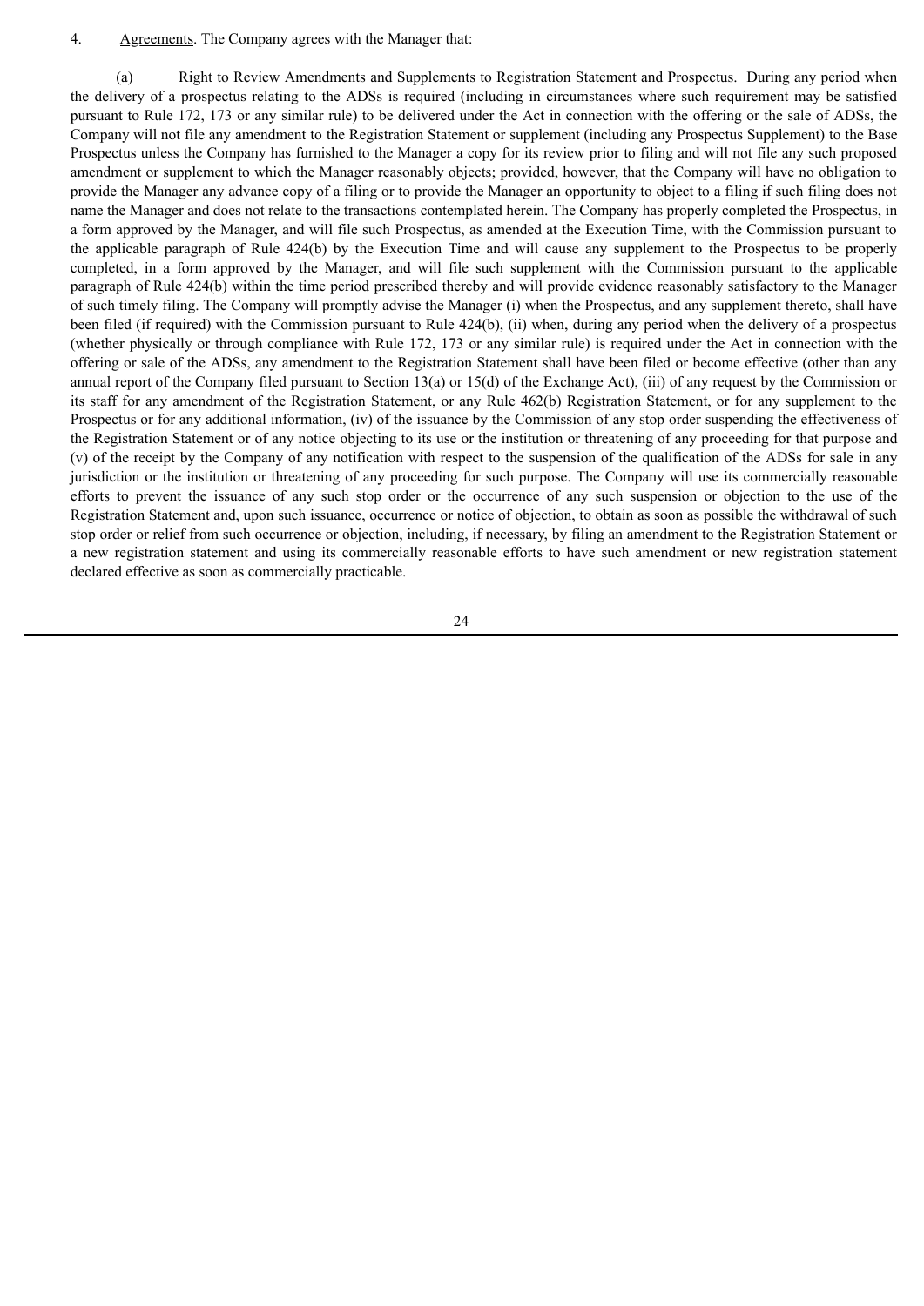4. Agreements. The Company agrees with the Manager that:

(a) Right to Review Amendments and Supplements to Registration Statement and Prospectus. During any period when the delivery of a prospectus relating to the ADSs is required (including in circumstances where such requirement may be satisfied pursuant to Rule 172, 173 or any similar rule) to be delivered under the Act in connection with the offering or the sale of ADSs, the Company will not file any amendment to the Registration Statement or supplement (including any Prospectus Supplement) to the Base Prospectus unless the Company has furnished to the Manager a copy for its review prior to filing and will not file any such proposed amendment or supplement to which the Manager reasonably objects; provided, however, that the Company will have no obligation to provide the Manager any advance copy of a filing or to provide the Manager an opportunity to object to a filing if such filing does not name the Manager and does not relate to the transactions contemplated herein. The Company has properly completed the Prospectus, in a form approved by the Manager, and will file such Prospectus, as amended at the Execution Time, with the Commission pursuant to the applicable paragraph of Rule 424(b) by the Execution Time and will cause any supplement to the Prospectus to be properly completed, in a form approved by the Manager, and will file such supplement with the Commission pursuant to the applicable paragraph of Rule 424(b) within the time period prescribed thereby and will provide evidence reasonably satisfactory to the Manager of such timely filing. The Company will promptly advise the Manager (i) when the Prospectus, and any supplement thereto, shall have been filed (if required) with the Commission pursuant to Rule 424(b), (ii) when, during any period when the delivery of a prospectus (whether physically or through compliance with Rule 172, 173 or any similar rule) is required under the Act in connection with the offering or sale of the ADSs, any amendment to the Registration Statement shall have been filed or become effective (other than any annual report of the Company filed pursuant to Section 13(a) or 15(d) of the Exchange Act), (iii) of any request by the Commission or its staff for any amendment of the Registration Statement, or any Rule 462(b) Registration Statement, or for any supplement to the Prospectus or for any additional information, (iv) of the issuance by the Commission of any stop order suspending the effectiveness of the Registration Statement or of any notice objecting to its use or the institution or threatening of any proceeding for that purpose and (v) of the receipt by the Company of any notification with respect to the suspension of the qualification of the ADSs for sale in any jurisdiction or the institution or threatening of any proceeding for such purpose. The Company will use its commercially reasonable efforts to prevent the issuance of any such stop order or the occurrence of any such suspension or objection to the use of the Registration Statement and, upon such issuance, occurrence or notice of objection, to obtain as soon as possible the withdrawal of such stop order or relief from such occurrence or objection, including, if necessary, by filing an amendment to the Registration Statement or a new registration statement and using its commercially reasonable efforts to have such amendment or new registration statement declared effective as soon as commercially practicable.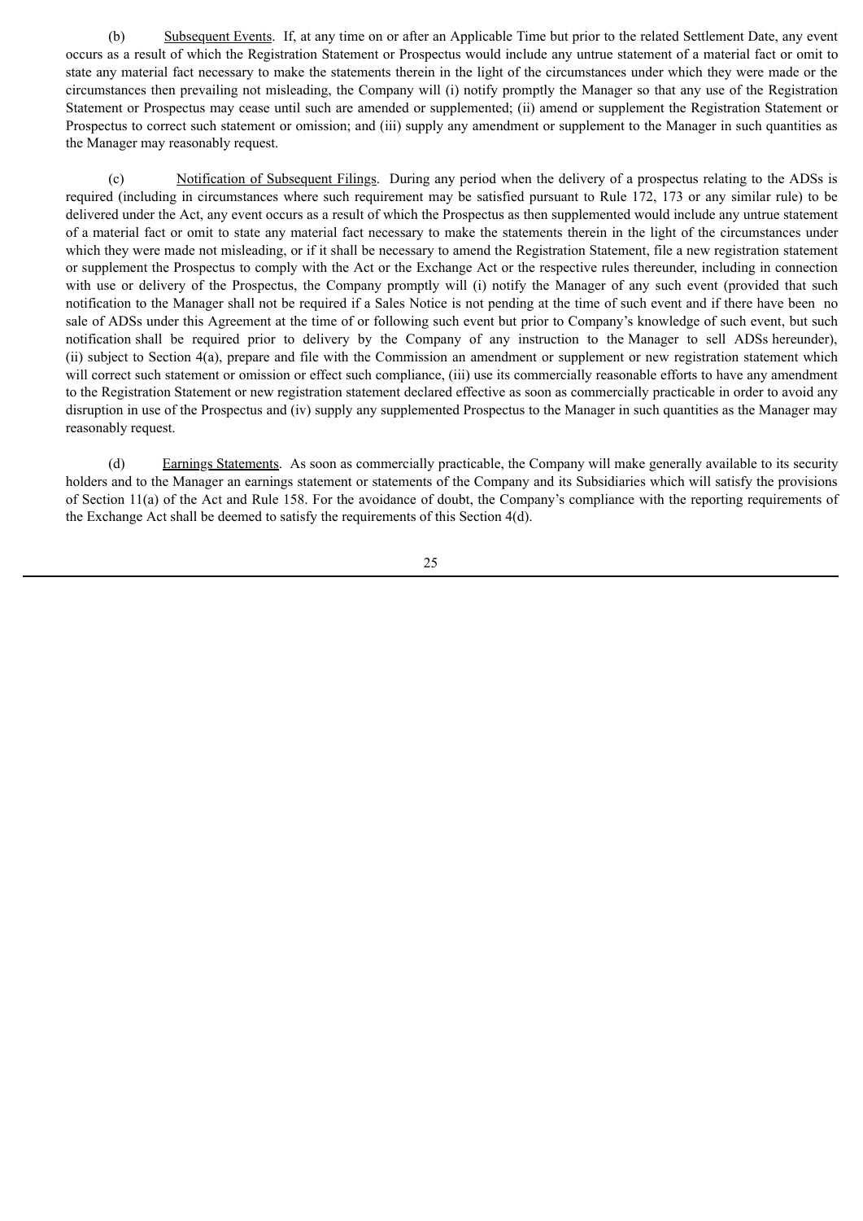(b) Subsequent Events. If, at any time on or after an Applicable Time but prior to the related Settlement Date, any event occurs as a result of which the Registration Statement or Prospectus would include any untrue statement of a material fact or omit to state any material fact necessary to make the statements therein in the light of the circumstances under which they were made or the circumstances then prevailing not misleading, the Company will (i) notify promptly the Manager so that any use of the Registration Statement or Prospectus may cease until such are amended or supplemented; (ii) amend or supplement the Registration Statement or Prospectus to correct such statement or omission; and (iii) supply any amendment or supplement to the Manager in such quantities as the Manager may reasonably request.

(c) Notification of Subsequent Filings. During any period when the delivery of a prospectus relating to the ADSs is required (including in circumstances where such requirement may be satisfied pursuant to Rule 172, 173 or any similar rule) to be delivered under the Act, any event occurs as a result of which the Prospectus as then supplemented would include any untrue statement of a material fact or omit to state any material fact necessary to make the statements therein in the light of the circumstances under which they were made not misleading, or if it shall be necessary to amend the Registration Statement, file a new registration statement or supplement the Prospectus to comply with the Act or the Exchange Act or the respective rules thereunder, including in connection with use or delivery of the Prospectus, the Company promptly will (i) notify the Manager of any such event (provided that such notification to the Manager shall not be required if a Sales Notice is not pending at the time of such event and if there have been no sale of ADSs under this Agreement at the time of or following such event but prior to Company's knowledge of such event, but such notification shall be required prior to delivery by the Company of any instruction to the Manager to sell ADSs hereunder), (ii) subject to Section 4(a), prepare and file with the Commission an amendment or supplement or new registration statement which will correct such statement or omission or effect such compliance, (iii) use its commercially reasonable efforts to have any amendment to the Registration Statement or new registration statement declared effective as soon as commercially practicable in order to avoid any disruption in use of the Prospectus and (iv) supply any supplemented Prospectus to the Manager in such quantities as the Manager may reasonably request.

(d) Earnings Statements. As soon as commercially practicable, the Company will make generally available to its security holders and to the Manager an earnings statement or statements of the Company and its Subsidiaries which will satisfy the provisions of Section 11(a) of the Act and Rule 158. For the avoidance of doubt, the Company's compliance with the reporting requirements of the Exchange Act shall be deemed to satisfy the requirements of this Section 4(d).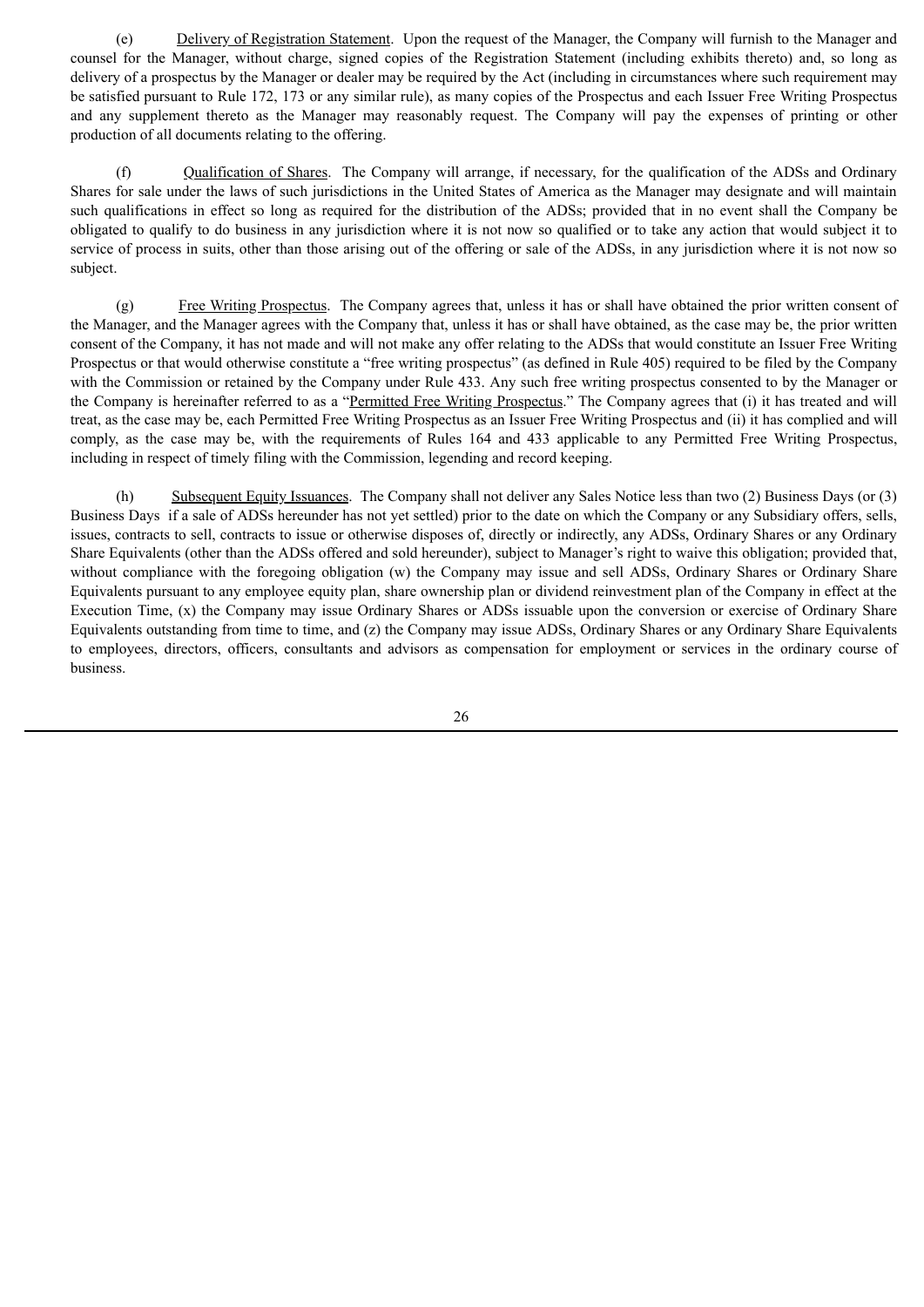(e) Delivery of Registration Statement. Upon the request of the Manager, the Company will furnish to the Manager and counsel for the Manager, without charge, signed copies of the Registration Statement (including exhibits thereto) and, so long as delivery of a prospectus by the Manager or dealer may be required by the Act (including in circumstances where such requirement may be satisfied pursuant to Rule 172, 173 or any similar rule), as many copies of the Prospectus and each Issuer Free Writing Prospectus and any supplement thereto as the Manager may reasonably request. The Company will pay the expenses of printing or other production of all documents relating to the offering.

(f) Qualification of Shares. The Company will arrange, if necessary, for the qualification of the ADSs and Ordinary Shares for sale under the laws of such jurisdictions in the United States of America as the Manager may designate and will maintain such qualifications in effect so long as required for the distribution of the ADSs; provided that in no event shall the Company be obligated to qualify to do business in any jurisdiction where it is not now so qualified or to take any action that would subject it to service of process in suits, other than those arising out of the offering or sale of the ADSs, in any jurisdiction where it is not now so subject.

(g) Free Writing Prospectus. The Company agrees that, unless it has or shall have obtained the prior written consent of the Manager, and the Manager agrees with the Company that, unless it has or shall have obtained, as the case may be, the prior written consent of the Company, it has not made and will not make any offer relating to the ADSs that would constitute an Issuer Free Writing Prospectus or that would otherwise constitute a "free writing prospectus" (as defined in Rule 405) required to be filed by the Company with the Commission or retained by the Company under Rule 433. Any such free writing prospectus consented to by the Manager or the Company is hereinafter referred to as a "Permitted Free Writing Prospectus." The Company agrees that (i) it has treated and will treat, as the case may be, each Permitted Free Writing Prospectus as an Issuer Free Writing Prospectus and (ii) it has complied and will comply, as the case may be, with the requirements of Rules 164 and 433 applicable to any Permitted Free Writing Prospectus, including in respect of timely filing with the Commission, legending and record keeping.

(h) Subsequent Equity Issuances. The Company shall not deliver any Sales Notice less than two (2) Business Days (or (3) Business Days if a sale of ADSs hereunder has not yet settled) prior to the date on which the Company or any Subsidiary offers, sells, issues, contracts to sell, contracts to issue or otherwise disposes of, directly or indirectly, any ADSs, Ordinary Shares or any Ordinary Share Equivalents (other than the ADSs offered and sold hereunder), subject to Manager's right to waive this obligation; provided that, without compliance with the foregoing obligation (w) the Company may issue and sell ADSs, Ordinary Shares or Ordinary Share Equivalents pursuant to any employee equity plan, share ownership plan or dividend reinvestment plan of the Company in effect at the Execution Time, (x) the Company may issue Ordinary Shares or ADSs issuable upon the conversion or exercise of Ordinary Share Equivalents outstanding from time to time, and (z) the Company may issue ADSs, Ordinary Shares or any Ordinary Share Equivalents to employees, directors, officers, consultants and advisors as compensation for employment or services in the ordinary course of business.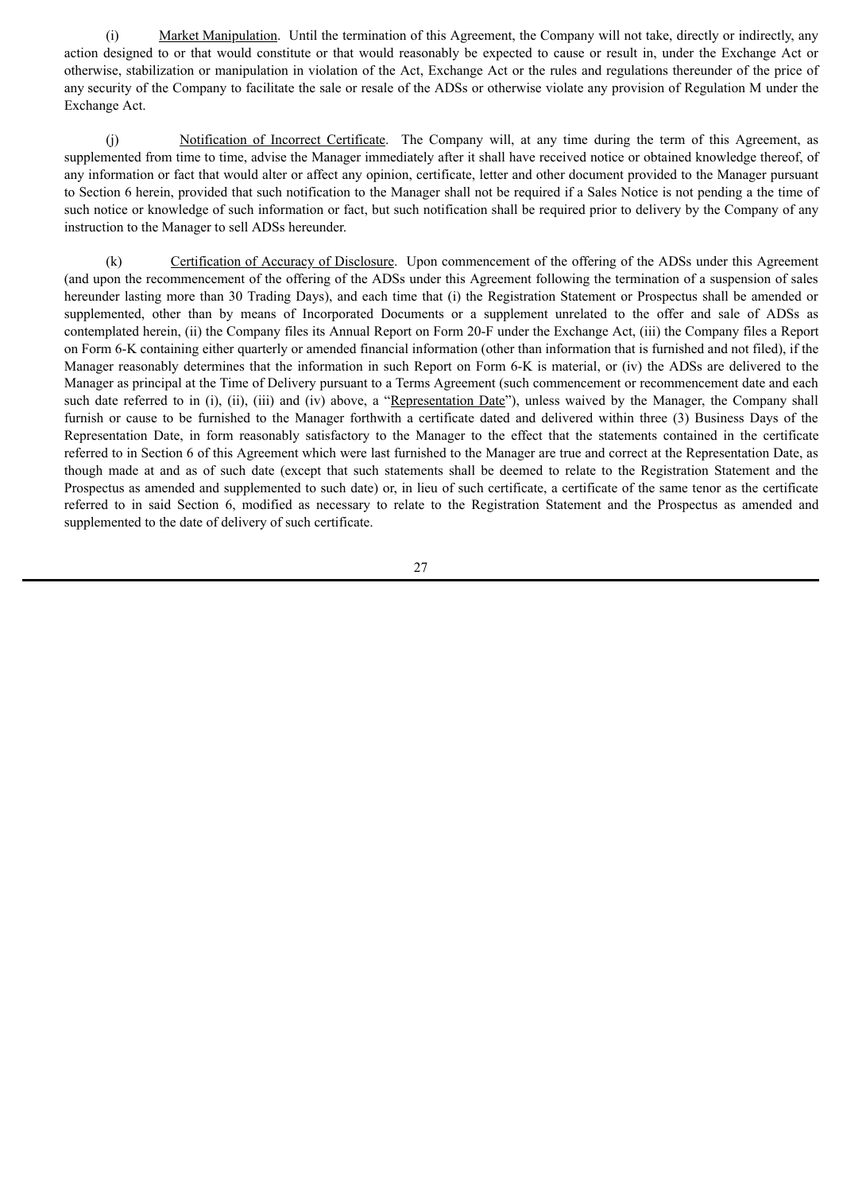(i) Market Manipulation. Until the termination of this Agreement, the Company will not take, directly or indirectly, any action designed to or that would constitute or that would reasonably be expected to cause or result in, under the Exchange Act or otherwise, stabilization or manipulation in violation of the Act, Exchange Act or the rules and regulations thereunder of the price of any security of the Company to facilitate the sale or resale of the ADSs or otherwise violate any provision of Regulation M under the Exchange Act.

(j) Notification of Incorrect Certificate. The Company will, at any time during the term of this Agreement, as supplemented from time to time, advise the Manager immediately after it shall have received notice or obtained knowledge thereof, of any information or fact that would alter or affect any opinion, certificate, letter and other document provided to the Manager pursuant to Section 6 herein, provided that such notification to the Manager shall not be required if a Sales Notice is not pending a the time of such notice or knowledge of such information or fact, but such notification shall be required prior to delivery by the Company of any instruction to the Manager to sell ADSs hereunder.

(k) Certification of Accuracy of Disclosure. Upon commencement of the offering of the ADSs under this Agreement (and upon the recommencement of the offering of the ADSs under this Agreement following the termination of a suspension of sales hereunder lasting more than 30 Trading Days), and each time that (i) the Registration Statement or Prospectus shall be amended or supplemented, other than by means of Incorporated Documents or a supplement unrelated to the offer and sale of ADSs as contemplated herein, (ii) the Company files its Annual Report on Form 20-F under the Exchange Act, (iii) the Company files a Report on Form 6-K containing either quarterly or amended financial information (other than information that is furnished and not filed), if the Manager reasonably determines that the information in such Report on Form 6-K is material, or (iv) the ADSs are delivered to the Manager as principal at the Time of Delivery pursuant to a Terms Agreement (such commencement or recommencement date and each such date referred to in (i), (ii), (iii) and (iv) above, a "Representation Date"), unless waived by the Manager, the Company shall furnish or cause to be furnished to the Manager forthwith a certificate dated and delivered within three (3) Business Days of the Representation Date, in form reasonably satisfactory to the Manager to the effect that the statements contained in the certificate referred to in Section 6 of this Agreement which were last furnished to the Manager are true and correct at the Representation Date, as though made at and as of such date (except that such statements shall be deemed to relate to the Registration Statement and the Prospectus as amended and supplemented to such date) or, in lieu of such certificate, a certificate of the same tenor as the certificate referred to in said Section 6, modified as necessary to relate to the Registration Statement and the Prospectus as amended and supplemented to the date of delivery of such certificate.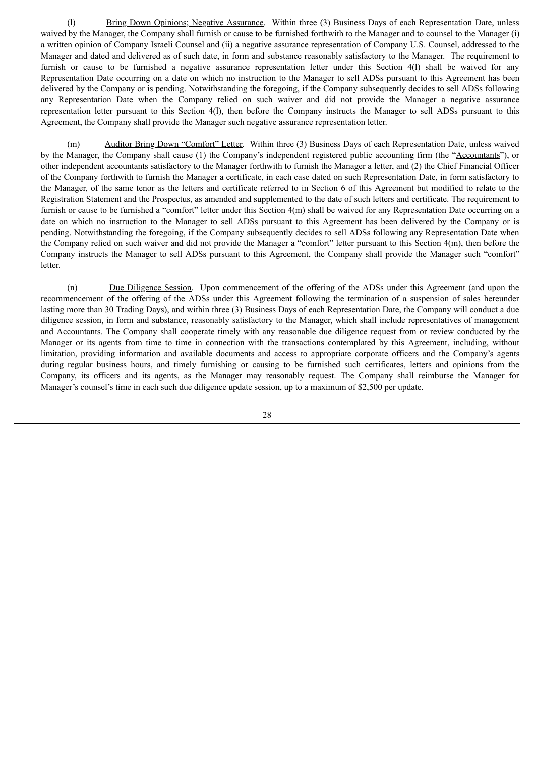(l) Bring Down Opinions; Negative Assurance. Within three (3) Business Days of each Representation Date, unless waived by the Manager, the Company shall furnish or cause to be furnished forthwith to the Manager and to counsel to the Manager (i) a written opinion of Company Israeli Counsel and (ii) a negative assurance representation of Company U.S. Counsel, addressed to the Manager and dated and delivered as of such date, in form and substance reasonably satisfactory to the Manager. The requirement to furnish or cause to be furnished a negative assurance representation letter under this Section 4(l) shall be waived for any Representation Date occurring on a date on which no instruction to the Manager to sell ADSs pursuant to this Agreement has been delivered by the Company or is pending. Notwithstanding the foregoing, if the Company subsequently decides to sell ADSs following any Representation Date when the Company relied on such waiver and did not provide the Manager a negative assurance representation letter pursuant to this Section 4(l), then before the Company instructs the Manager to sell ADSs pursuant to this Agreement, the Company shall provide the Manager such negative assurance representation letter.

(m) Auditor Bring Down "Comfort" Letter. Within three (3) Business Days of each Representation Date, unless waived by the Manager, the Company shall cause (1) the Company's independent registered public accounting firm (the "Accountants"), or other independent accountants satisfactory to the Manager forthwith to furnish the Manager a letter, and (2) the Chief Financial Officer of the Company forthwith to furnish the Manager a certificate, in each case dated on such Representation Date, in form satisfactory to the Manager, of the same tenor as the letters and certificate referred to in Section 6 of this Agreement but modified to relate to the Registration Statement and the Prospectus, as amended and supplemented to the date of such letters and certificate. The requirement to furnish or cause to be furnished a "comfort" letter under this Section 4(m) shall be waived for any Representation Date occurring on a date on which no instruction to the Manager to sell ADSs pursuant to this Agreement has been delivered by the Company or is pending. Notwithstanding the foregoing, if the Company subsequently decides to sell ADSs following any Representation Date when the Company relied on such waiver and did not provide the Manager a "comfort" letter pursuant to this Section 4(m), then before the Company instructs the Manager to sell ADSs pursuant to this Agreement, the Company shall provide the Manager such "comfort" letter.

(n) Due Diligence Session. Upon commencement of the offering of the ADSs under this Agreement (and upon the recommencement of the offering of the ADSs under this Agreement following the termination of a suspension of sales hereunder lasting more than 30 Trading Days), and within three (3) Business Days of each Representation Date, the Company will conduct a due diligence session, in form and substance, reasonably satisfactory to the Manager, which shall include representatives of management and Accountants. The Company shall cooperate timely with any reasonable due diligence request from or review conducted by the Manager or its agents from time to time in connection with the transactions contemplated by this Agreement, including, without limitation, providing information and available documents and access to appropriate corporate officers and the Company's agents during regular business hours, and timely furnishing or causing to be furnished such certificates, letters and opinions from the Company, its officers and its agents, as the Manager may reasonably request. The Company shall reimburse the Manager for Manager's counsel's time in each such due diligence update session, up to a maximum of $2,500 per update.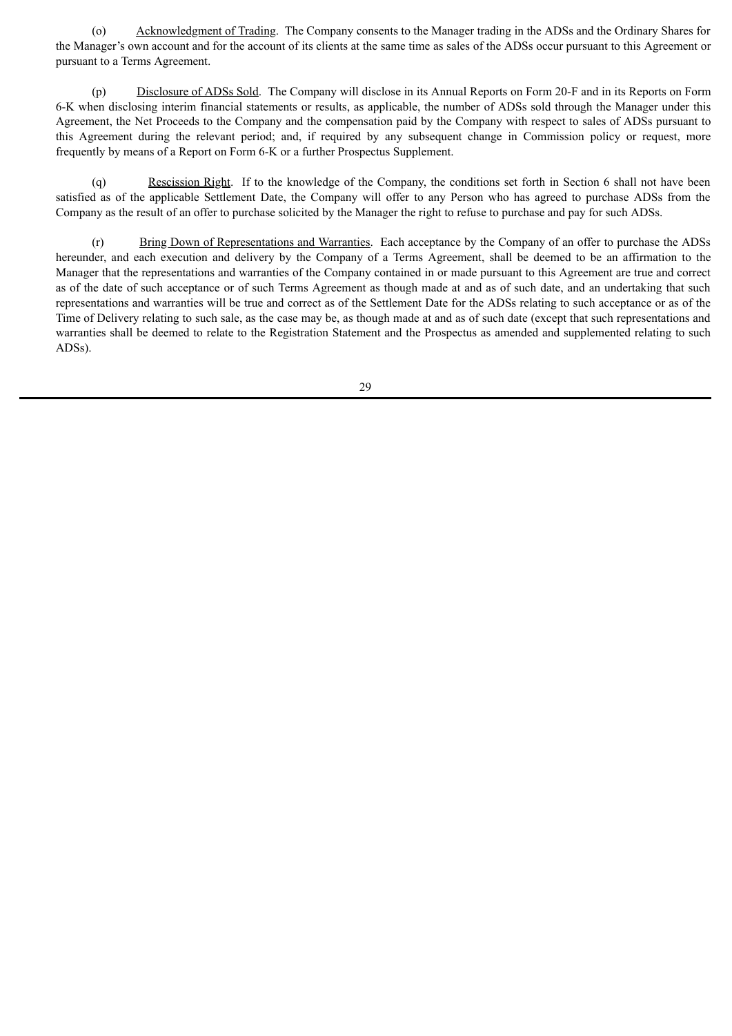(o) Acknowledgment of Trading. The Company consents to the Manager trading in the ADSs and the Ordinary Shares for the Manager's own account and for the account of its clients at the same time as sales of the ADSs occur pursuant to this Agreement or pursuant to a Terms Agreement.

(p) Disclosure of ADSs Sold. The Company will disclose in its Annual Reports on Form 20-F and in its Reports on Form 6-K when disclosing interim financial statements or results, as applicable, the number of ADSs sold through the Manager under this Agreement, the Net Proceeds to the Company and the compensation paid by the Company with respect to sales of ADSs pursuant to this Agreement during the relevant period; and, if required by any subsequent change in Commission policy or request, more frequently by means of a Report on Form 6-K or a further Prospectus Supplement.

(q) Rescission Right. If to the knowledge of the Company, the conditions set forth in Section 6 shall not have been satisfied as of the applicable Settlement Date, the Company will offer to any Person who has agreed to purchase ADSs from the Company as the result of an offer to purchase solicited by the Manager the right to refuse to purchase and pay for such ADSs.

(r) Bring Down of Representations and Warranties. Each acceptance by the Company of an offer to purchase the ADSs hereunder, and each execution and delivery by the Company of a Terms Agreement, shall be deemed to be an affirmation to the Manager that the representations and warranties of the Company contained in or made pursuant to this Agreement are true and correct as of the date of such acceptance or of such Terms Agreement as though made at and as of such date, and an undertaking that such representations and warranties will be true and correct as of the Settlement Date for the ADSs relating to such acceptance or as of the Time of Delivery relating to such sale, as the case may be, as though made at and as of such date (except that such representations and warranties shall be deemed to relate to the Registration Statement and the Prospectus as amended and supplemented relating to such ADSs).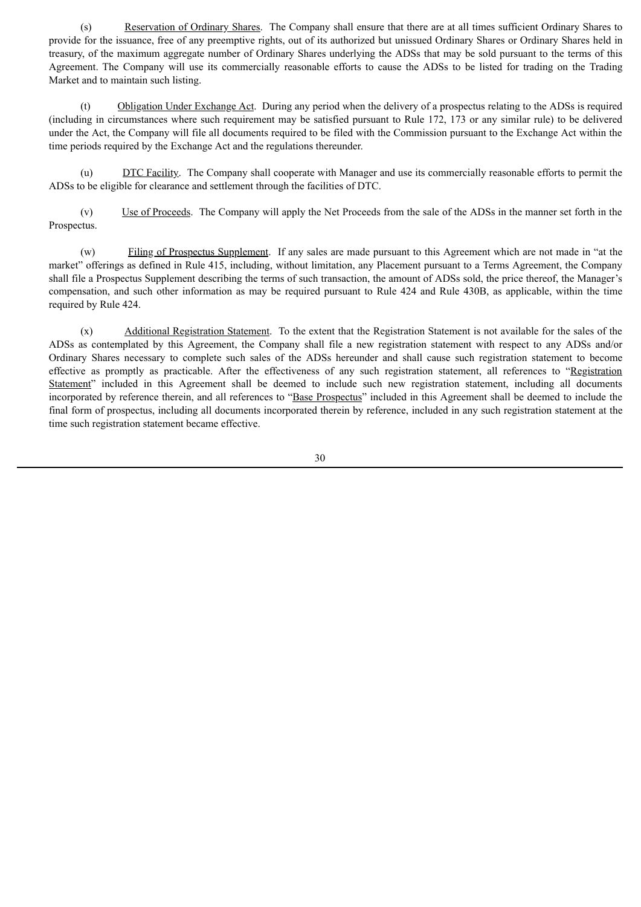(s) Reservation of Ordinary Shares. The Company shall ensure that there are at all times sufficient Ordinary Shares to provide for the issuance, free of any preemptive rights, out of its authorized but unissued Ordinary Shares or Ordinary Shares held in treasury, of the maximum aggregate number of Ordinary Shares underlying the ADSs that may be sold pursuant to the terms of this Agreement. The Company will use its commercially reasonable efforts to cause the ADSs to be listed for trading on the Trading Market and to maintain such listing.

(t) Obligation Under Exchange Act. During any period when the delivery of a prospectus relating to the ADSs is required (including in circumstances where such requirement may be satisfied pursuant to Rule 172, 173 or any similar rule) to be delivered under the Act, the Company will file all documents required to be filed with the Commission pursuant to the Exchange Act within the time periods required by the Exchange Act and the regulations thereunder.

(u) DTC Facility. The Company shall cooperate with Manager and use its commercially reasonable efforts to permit the ADSs to be eligible for clearance and settlement through the facilities of DTC.

(v) Use of Proceeds. The Company will apply the Net Proceeds from the sale of the ADSs in the manner set forth in the Prospectus.

(w) Filing of Prospectus Supplement. If any sales are made pursuant to this Agreement which are not made in "at the market" offerings as defined in Rule 415, including, without limitation, any Placement pursuant to a Terms Agreement, the Company shall file a Prospectus Supplement describing the terms of such transaction, the amount of ADSs sold, the price thereof, the Manager's compensation, and such other information as may be required pursuant to Rule 424 and Rule 430B, as applicable, within the time required by Rule 424.

(x) Additional Registration Statement. To the extent that the Registration Statement is not available for the sales of the ADSs as contemplated by this Agreement, the Company shall file a new registration statement with respect to any ADSs and/or Ordinary Shares necessary to complete such sales of the ADSs hereunder and shall cause such registration statement to become effective as promptly as practicable. After the effectiveness of any such registration statement, all references to "Registration Statement" included in this Agreement shall be deemed to include such new registration statement, including all documents incorporated by reference therein, and all references to "Base Prospectus" included in this Agreement shall be deemed to include the final form of prospectus, including all documents incorporated therein by reference, included in any such registration statement at the time such registration statement became effective.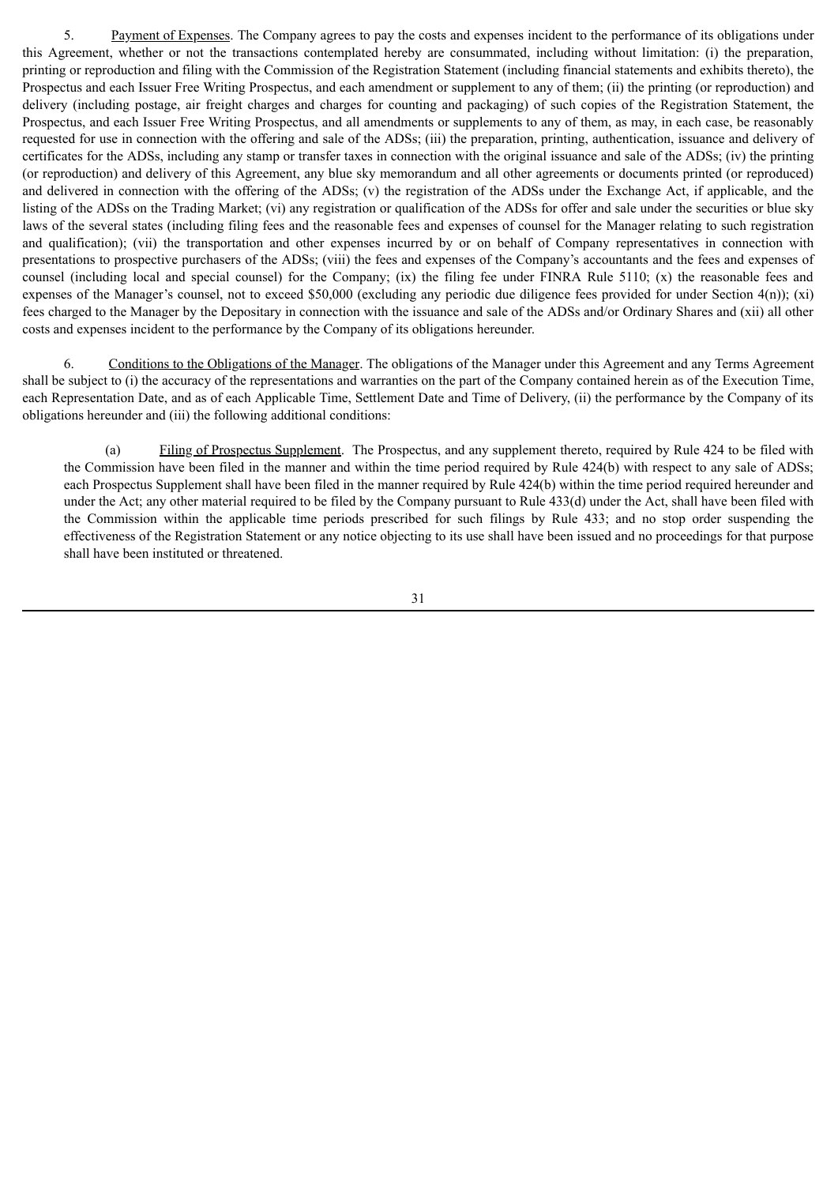5. Payment of Expenses. The Company agrees to pay the costs and expenses incident to the performance of its obligations under this Agreement, whether or not the transactions contemplated hereby are consummated, including without limitation: (i) the preparation, printing or reproduction and filing with the Commission of the Registration Statement (including financial statements and exhibits thereto), the Prospectus and each Issuer Free Writing Prospectus, and each amendment or supplement to any of them; (ii) the printing (or reproduction) and delivery (including postage, air freight charges and charges for counting and packaging) of such copies of the Registration Statement, the Prospectus, and each Issuer Free Writing Prospectus, and all amendments or supplements to any of them, as may, in each case, be reasonably requested for use in connection with the offering and sale of the ADSs; (iii) the preparation, printing, authentication, issuance and delivery of certificates for the ADSs, including any stamp or transfer taxes in connection with the original issuance and sale of the ADSs; (iv) the printing (or reproduction) and delivery of this Agreement, any blue sky memorandum and all other agreements or documents printed (or reproduced) and delivered in connection with the offering of the ADSs; (v) the registration of the ADSs under the Exchange Act, if applicable, and the listing of the ADSs on the Trading Market; (vi) any registration or qualification of the ADSs for offer and sale under the securities or blue sky laws of the several states (including filing fees and the reasonable fees and expenses of counsel for the Manager relating to such registration and qualification); (vii) the transportation and other expenses incurred by or on behalf of Company representatives in connection with presentations to prospective purchasers of the ADSs; (viii) the fees and expenses of the Company's accountants and the fees and expenses of counsel (including local and special counsel) for the Company; (ix) the filing fee under FINRA Rule 5110; (x) the reasonable fees and expenses of the Manager's counsel, not to exceed $50,000 (excluding any periodic due diligence fees provided for under Section 4(n)); (xi) fees charged to the Manager by the Depositary in connection with the issuance and sale of the ADSs and/or Ordinary Shares and (xii) all other costs and expenses incident to the performance by the Company of its obligations hereunder.

6. Conditions to the Obligations of the Manager. The obligations of the Manager under this Agreement and any Terms Agreement shall be subject to (i) the accuracy of the representations and warranties on the part of the Company contained herein as of the Execution Time, each Representation Date, and as of each Applicable Time, Settlement Date and Time of Delivery, (ii) the performance by the Company of its obligations hereunder and (iii) the following additional conditions:

(a) Filing of Prospectus Supplement. The Prospectus, and any supplement thereto, required by Rule 424 to be filed with the Commission have been filed in the manner and within the time period required by Rule 424(b) with respect to any sale of ADSs; each Prospectus Supplement shall have been filed in the manner required by Rule 424(b) within the time period required hereunder and under the Act; any other material required to be filed by the Company pursuant to Rule 433(d) under the Act, shall have been filed with the Commission within the applicable time periods prescribed for such filings by Rule 433; and no stop order suspending the effectiveness of the Registration Statement or any notice objecting to its use shall have been issued and no proceedings for that purpose shall have been instituted or threatened.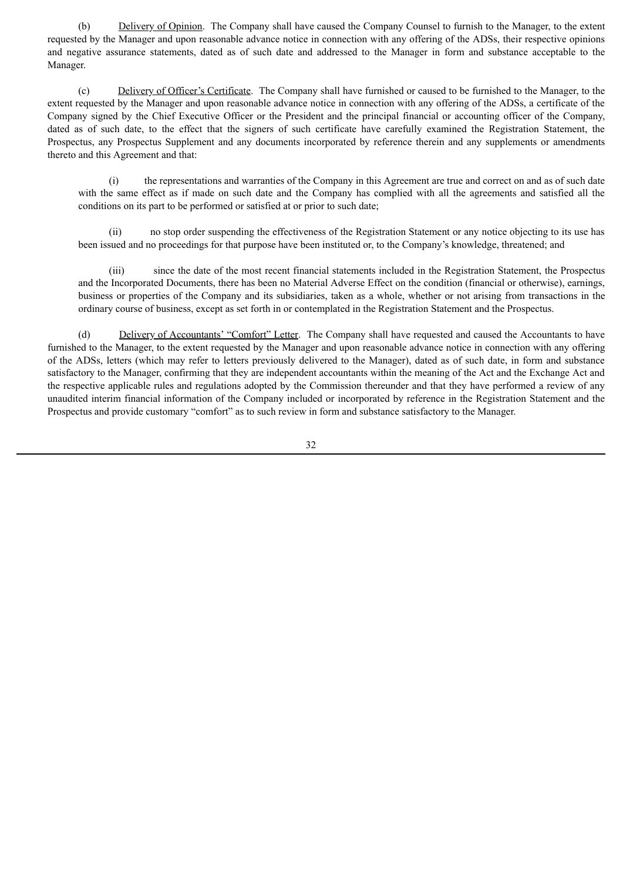(b) <u>Delivery of Opinion</u>. The Company shall have caused the Company Counsel to furnish to the Manager, to the extent requested by the Manager and upon reasonable advance notice in connection with any offering of the ADSs, their respective opinions and negative assurance statements, dated as of such date and addressed to the Manager in form and substance acceptable to the Manager.

(c) <u>Delivery of Officer's Certificate</u>. The Company shall have furnished or caused to be furnished to the Manager, to the extent requested by the Manager and upon reasonable advance notice in connection with any offering of the ADSs, a certificate of the Company signed by the Chief Executive Officer or the President and the principal financial or accounting officer of the Company, dated as of such date, to the effect that the signers of such certificate have carefully examined the Registration Statement, the Prospectus, any Prospectus Supplement and any documents incorporated by reference therein and any supplements or amendments thereto and this Agreement and that:

> (i) the representations and warranties of the Company in this Agreement are true and correct on and as of such date with the same effect as if made on such date and the Company has complied with all the agreements and satisfied all the conditions on its part to be performed or satisfied at or prior to such date;
>
> (ii) no stop order suspending the effectiveness of the Registration Statement or any notice objecting to its use has been issued and no proceedings for that purpose have been instituted or, to the Company's knowledge, threatened; and
>
> (iii) since the date of the most recent financial statements included in the Registration Statement, the Prospectus and the Incorporated Documents, there has been no Material Adverse Effect on the condition (financial or otherwise), earnings, business or properties of the Company and its subsidiaries, taken as a whole, whether or not arising from transactions in the ordinary course of business, except as set forth in or contemplated in the Registration Statement and the Prospectus.

(d) <u>Delivery of Accountants' "Comfort" Letter</u>. The Company shall have requested and caused the Accountants to have furnished to the Manager, to the extent requested by the Manager and upon reasonable advance notice in connection with any offering of the ADSs, letters (which may refer to letters previously delivered to the Manager), dated as of such date, in form and substance satisfactory to the Manager, confirming that they are independent accountants within the meaning of the Act and the Exchange Act and the respective applicable rules and regulations adopted by the Commission thereunder and that they have performed a review of any unaudited interim financial information of the Company included or incorporated by reference in the Registration Statement and the Prospectus and provide customary "comfort" as to such review in form and substance satisfactory to the Manager.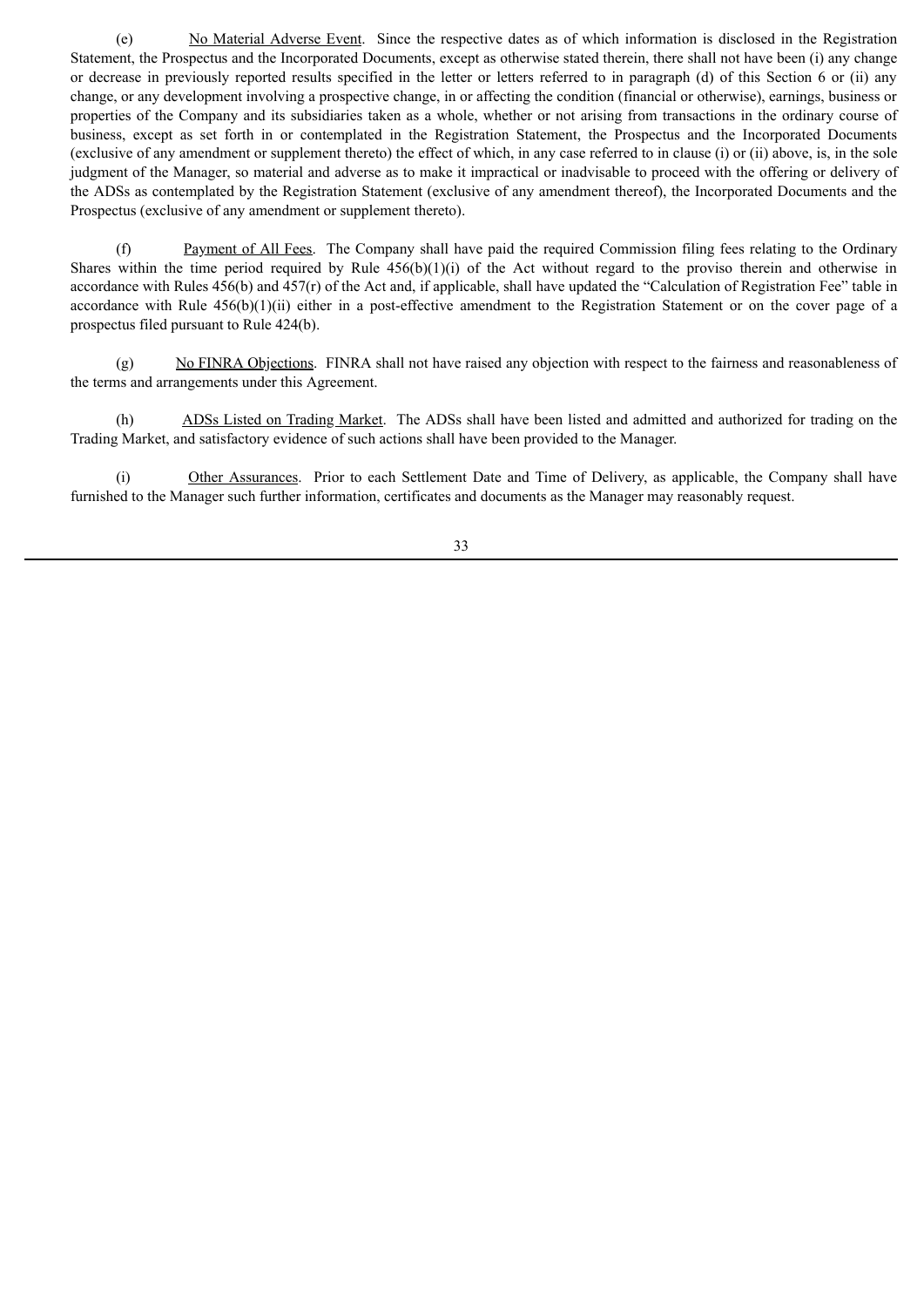(e) No Material Adverse Event. Since the respective dates as of which information is disclosed in the Registration Statement, the Prospectus and the Incorporated Documents, except as otherwise stated therein, there shall not have been (i) any change or decrease in previously reported results specified in the letter or letters referred to in paragraph (d) of this Section 6 or (ii) any change, or any development involving a prospective change, in or affecting the condition (financial or otherwise), earnings, business or properties of the Company and its subsidiaries taken as a whole, whether or not arising from transactions in the ordinary course of business, except as set forth in or contemplated in the Registration Statement, the Prospectus and the Incorporated Documents (exclusive of any amendment or supplement thereto) the effect of which, in any case referred to in clause (i) or (ii) above, is, in the sole judgment of the Manager, so material and adverse as to make it impractical or inadvisable to proceed with the offering or delivery of the ADSs as contemplated by the Registration Statement (exclusive of any amendment thereof), the Incorporated Documents and the Prospectus (exclusive of any amendment or supplement thereto).

(f) Payment of All Fees. The Company shall have paid the required Commission filing fees relating to the Ordinary Shares within the time period required by Rule 456(b)(1)(i) of the Act without regard to the proviso therein and otherwise in accordance with Rules 456(b) and 457(r) of the Act and, if applicable, shall have updated the "Calculation of Registration Fee" table in accordance with Rule 456(b)(1)(ii) either in a post-effective amendment to the Registration Statement or on the cover page of a prospectus filed pursuant to Rule 424(b).

(g) No FINRA Objections. FINRA shall not have raised any objection with respect to the fairness and reasonableness of the terms and arrangements under this Agreement.

(h) ADSs Listed on Trading Market. The ADSs shall have been listed and admitted and authorized for trading on the Trading Market, and satisfactory evidence of such actions shall have been provided to the Manager.

(i) Other Assurances. Prior to each Settlement Date and Time of Delivery, as applicable, the Company shall have furnished to the Manager such further information, certificates and documents as the Manager may reasonably request.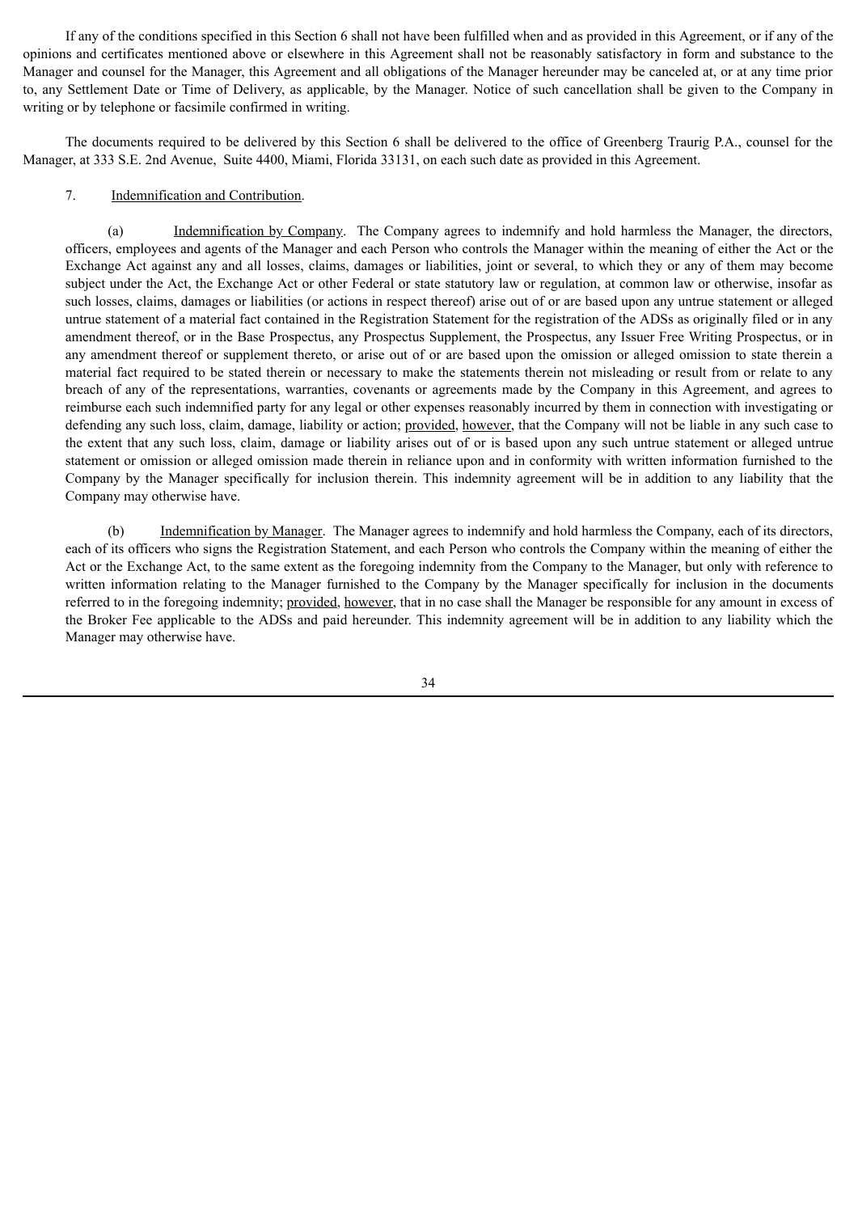If any of the conditions specified in this Section 6 shall not have been fulfilled when and as provided in this Agreement, or if any of the opinions and certificates mentioned above or elsewhere in this Agreement shall not be reasonably satisfactory in form and substance to the Manager and counsel for the Manager, this Agreement and all obligations of the Manager hereunder may be canceled at, or at any time prior to, any Settlement Date or Time of Delivery, as applicable, by the Manager. Notice of such cancellation shall be given to the Company in writing or by telephone or facsimile confirmed in writing.

The documents required to be delivered by this Section 6 shall be delivered to the office of Greenberg Traurig P.A., counsel for the Manager, at 333 S.E. 2nd Avenue, Suite 4400, Miami, Florida 33131, on each such date as provided in this Agreement.

7. Indemnification and Contribution.

(a) Indemnification by Company. The Company agrees to indemnify and hold harmless the Manager, the directors, officers, employees and agents of the Manager and each Person who controls the Manager within the meaning of either the Act or the Exchange Act against any and all losses, claims, damages or liabilities, joint or several, to which they or any of them may become subject under the Act, the Exchange Act or other Federal or state statutory law or regulation, at common law or otherwise, insofar as such losses, claims, damages or liabilities (or actions in respect thereof) arise out of or are based upon any untrue statement or alleged untrue statement of a material fact contained in the Registration Statement for the registration of the ADSs as originally filed or in any amendment thereof, or in the Base Prospectus, any Prospectus Supplement, the Prospectus, any Issuer Free Writing Prospectus, or in any amendment thereof or supplement thereto, or arise out of or are based upon the omission or alleged omission to state therein a material fact required to be stated therein or necessary to make the statements therein not misleading or result from or relate to any breach of any of the representations, warranties, covenants or agreements made by the Company in this Agreement, and agrees to reimburse each such indemnified party for any legal or other expenses reasonably incurred by them in connection with investigating or defending any such loss, claim, damage, liability or action; provided, however, that the Company will not be liable in any such case to the extent that any such loss, claim, damage or liability arises out of or is based upon any such untrue statement or alleged untrue statement or omission or alleged omission made therein in reliance upon and in conformity with written information furnished to the Company by the Manager specifically for inclusion therein. This indemnity agreement will be in addition to any liability that the Company may otherwise have.

(b) Indemnification by Manager. The Manager agrees to indemnify and hold harmless the Company, each of its directors, each of its officers who signs the Registration Statement, and each Person who controls the Company within the meaning of either the Act or the Exchange Act, to the same extent as the foregoing indemnity from the Company to the Manager, but only with reference to written information relating to the Manager furnished to the Company by the Manager specifically for inclusion in the documents referred to in the foregoing indemnity; provided, however, that in no case shall the Manager be responsible for any amount in excess of the Broker Fee applicable to the ADSs and paid hereunder. This indemnity agreement will be in addition to any liability which the Manager may otherwise have.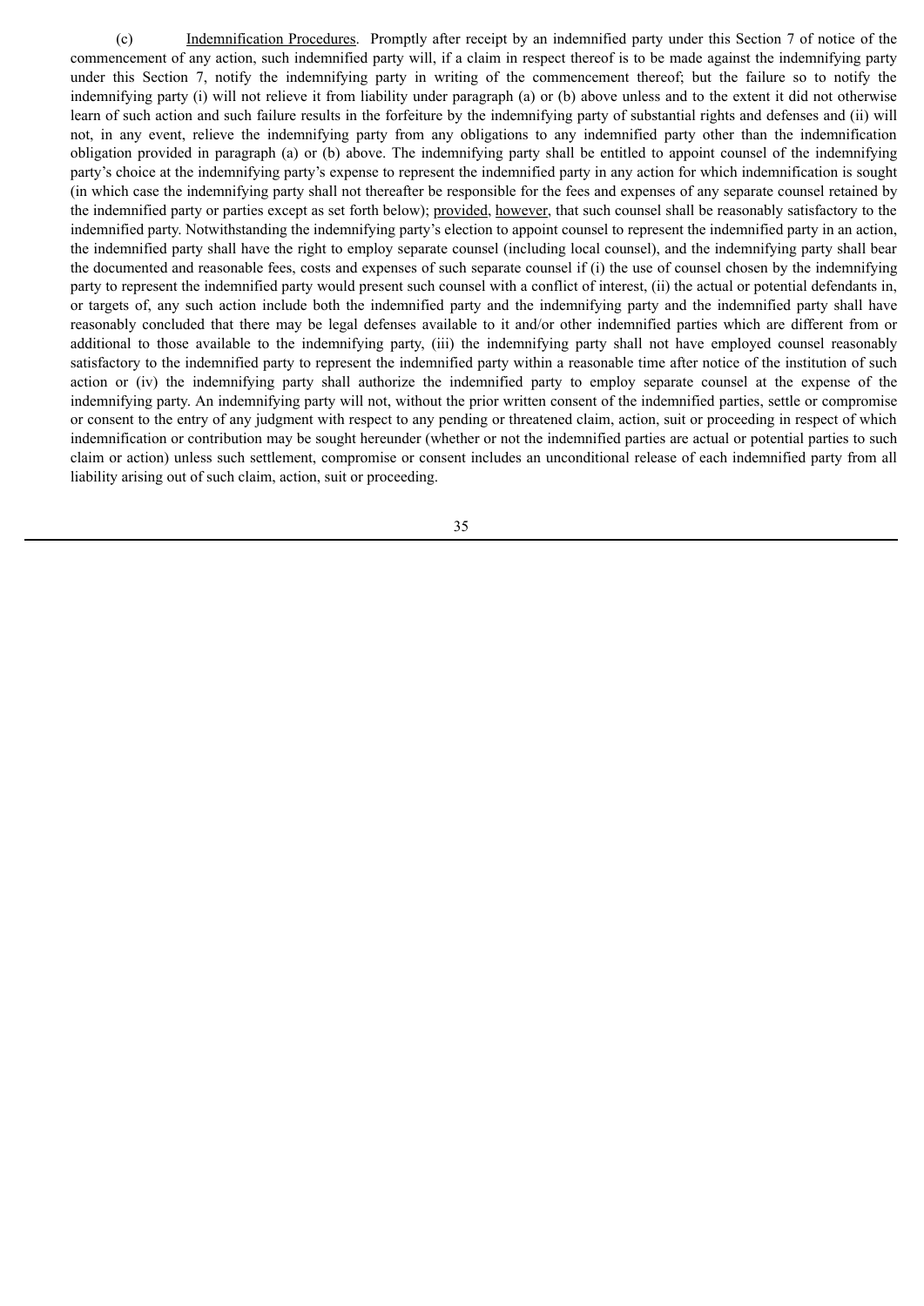(c) Indemnification Procedures. Promptly after receipt by an indemnified party under this Section 7 of notice of the commencement of any action, such indemnified party will, if a claim in respect thereof is to be made against the indemnifying party under this Section 7, notify the indemnifying party in writing of the commencement thereof; but the failure so to notify the indemnifying party (i) will not relieve it from liability under paragraph (a) or (b) above unless and to the extent it did not otherwise learn of such action and such failure results in the forfeiture by the indemnifying party of substantial rights and defenses and (ii) will not, in any event, relieve the indemnifying party from any obligations to any indemnified party other than the indemnification obligation provided in paragraph (a) or (b) above. The indemnifying party shall be entitled to appoint counsel of the indemnifying party's choice at the indemnifying party's expense to represent the indemnified party in any action for which indemnification is sought (in which case the indemnifying party shall not thereafter be responsible for the fees and expenses of any separate counsel retained by the indemnified party or parties except as set forth below); provided, however, that such counsel shall be reasonably satisfactory to the indemnified party. Notwithstanding the indemnifying party's election to appoint counsel to represent the indemnified party in an action, the indemnified party shall have the right to employ separate counsel (including local counsel), and the indemnifying party shall bear the documented and reasonable fees, costs and expenses of such separate counsel if (i) the use of counsel chosen by the indemnifying party to represent the indemnified party would present such counsel with a conflict of interest, (ii) the actual or potential defendants in, or targets of, any such action include both the indemnified party and the indemnifying party and the indemnified party shall have reasonably concluded that there may be legal defenses available to it and/or other indemnified parties which are different from or additional to those available to the indemnifying party, (iii) the indemnifying party shall not have employed counsel reasonably satisfactory to the indemnified party to represent the indemnified party within a reasonable time after notice of the institution of such action or (iv) the indemnifying party shall authorize the indemnified party to employ separate counsel at the expense of the indemnifying party. An indemnifying party will not, without the prior written consent of the indemnified parties, settle or compromise or consent to the entry of any judgment with respect to any pending or threatened claim, action, suit or proceeding in respect of which indemnification or contribution may be sought hereunder (whether or not the indemnified parties are actual or potential parties to such claim or action) unless such settlement, compromise or consent includes an unconditional release of each indemnified party from all liability arising out of such claim, action, suit or proceeding.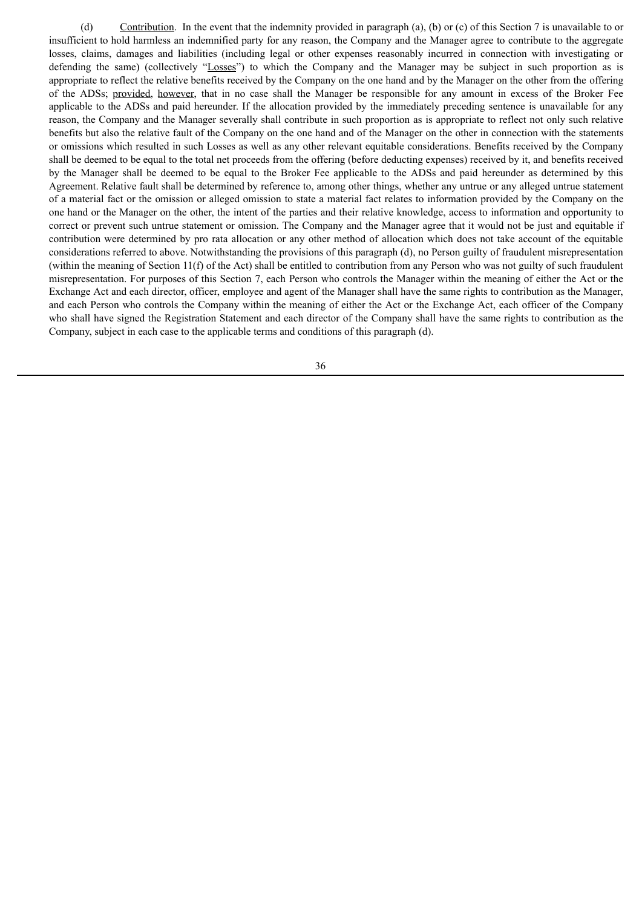(d) Contribution. In the event that the indemnity provided in paragraph (a), (b) or (c) of this Section 7 is unavailable to or insufficient to hold harmless an indemnified party for any reason, the Company and the Manager agree to contribute to the aggregate losses, claims, damages and liabilities (including legal or other expenses reasonably incurred in connection with investigating or defending the same) (collectively "Losses") to which the Company and the Manager may be subject in such proportion as is appropriate to reflect the relative benefits received by the Company on the one hand and by the Manager on the other from the offering of the ADSs; provided, however, that in no case shall the Manager be responsible for any amount in excess of the Broker Fee applicable to the ADSs and paid hereunder. If the allocation provided by the immediately preceding sentence is unavailable for any reason, the Company and the Manager severally shall contribute in such proportion as is appropriate to reflect not only such relative benefits but also the relative fault of the Company on the one hand and of the Manager on the other in connection with the statements or omissions which resulted in such Losses as well as any other relevant equitable considerations. Benefits received by the Company shall be deemed to be equal to the total net proceeds from the offering (before deducting expenses) received by it, and benefits received by the Manager shall be deemed to be equal to the Broker Fee applicable to the ADSs and paid hereunder as determined by this Agreement. Relative fault shall be determined by reference to, among other things, whether any untrue or any alleged untrue statement of a material fact or the omission or alleged omission to state a material fact relates to information provided by the Company on the one hand or the Manager on the other, the intent of the parties and their relative knowledge, access to information and opportunity to correct or prevent such untrue statement or omission. The Company and the Manager agree that it would not be just and equitable if contribution were determined by pro rata allocation or any other method of allocation which does not take account of the equitable considerations referred to above. Notwithstanding the provisions of this paragraph (d), no Person guilty of fraudulent misrepresentation (within the meaning of Section 11(f) of the Act) shall be entitled to contribution from any Person who was not guilty of such fraudulent misrepresentation. For purposes of this Section 7, each Person who controls the Manager within the meaning of either the Act or the Exchange Act and each director, officer, employee and agent of the Manager shall have the same rights to contribution as the Manager, and each Person who controls the Company within the meaning of either the Act or the Exchange Act, each officer of the Company who shall have signed the Registration Statement and each director of the Company shall have the same rights to contribution as the Company, subject in each case to the applicable terms and conditions of this paragraph (d).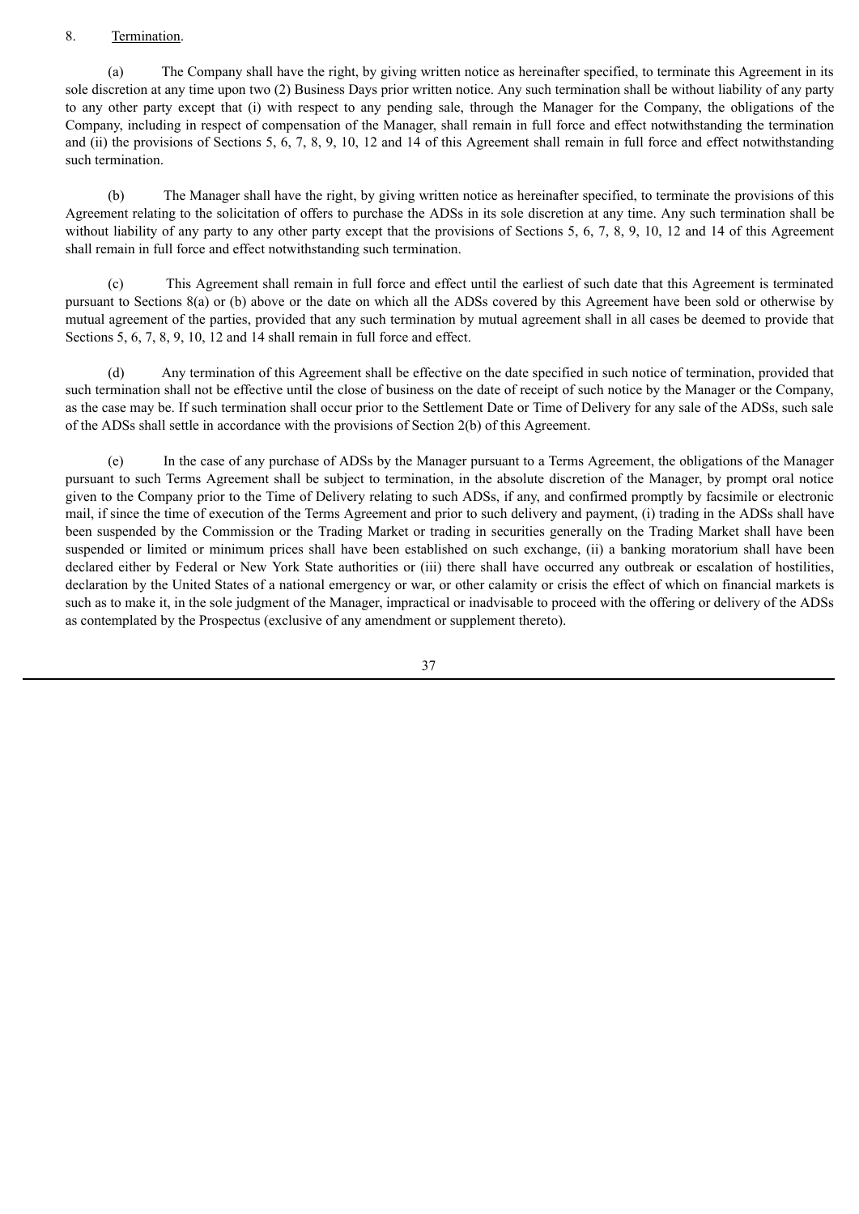8. Termination.

(a) The Company shall have the right, by giving written notice as hereinafter specified, to terminate this Agreement in its sole discretion at any time upon two (2) Business Days prior written notice. Any such termination shall be without liability of any party to any other party except that (i) with respect to any pending sale, through the Manager for the Company, the obligations of the Company, including in respect of compensation of the Manager, shall remain in full force and effect notwithstanding the termination and (ii) the provisions of Sections 5, 6, 7, 8, 9, 10, 12 and 14 of this Agreement shall remain in full force and effect notwithstanding such termination.

(b) The Manager shall have the right, by giving written notice as hereinafter specified, to terminate the provisions of this Agreement relating to the solicitation of offers to purchase the ADSs in its sole discretion at any time. Any such termination shall be without liability of any party to any other party except that the provisions of Sections 5, 6, 7, 8, 9, 10, 12 and 14 of this Agreement shall remain in full force and effect notwithstanding such termination.

(c) This Agreement shall remain in full force and effect until the earliest of such date that this Agreement is terminated pursuant to Sections 8(a) or (b) above or the date on which all the ADSs covered by this Agreement have been sold or otherwise by mutual agreement of the parties, provided that any such termination by mutual agreement shall in all cases be deemed to provide that Sections 5, 6, 7, 8, 9, 10, 12 and 14 shall remain in full force and effect.

(d) Any termination of this Agreement shall be effective on the date specified in such notice of termination, provided that such termination shall not be effective until the close of business on the date of receipt of such notice by the Manager or the Company, as the case may be. If such termination shall occur prior to the Settlement Date or Time of Delivery for any sale of the ADSs, such sale of the ADSs shall settle in accordance with the provisions of Section 2(b) of this Agreement.

(e) In the case of any purchase of ADSs by the Manager pursuant to a Terms Agreement, the obligations of the Manager pursuant to such Terms Agreement shall be subject to termination, in the absolute discretion of the Manager, by prompt oral notice given to the Company prior to the Time of Delivery relating to such ADSs, if any, and confirmed promptly by facsimile or electronic mail, if since the time of execution of the Terms Agreement and prior to such delivery and payment, (i) trading in the ADSs shall have been suspended by the Commission or the Trading Market or trading in securities generally on the Trading Market shall have been suspended or limited or minimum prices shall have been established on such exchange, (ii) a banking moratorium shall have been declared either by Federal or New York State authorities or (iii) there shall have occurred any outbreak or escalation of hostilities, declaration by the United States of a national emergency or war, or other calamity or crisis the effect of which on financial markets is such as to make it, in the sole judgment of the Manager, impractical or inadvisable to proceed with the offering or delivery of the ADSs as contemplated by the Prospectus (exclusive of any amendment or supplement thereto).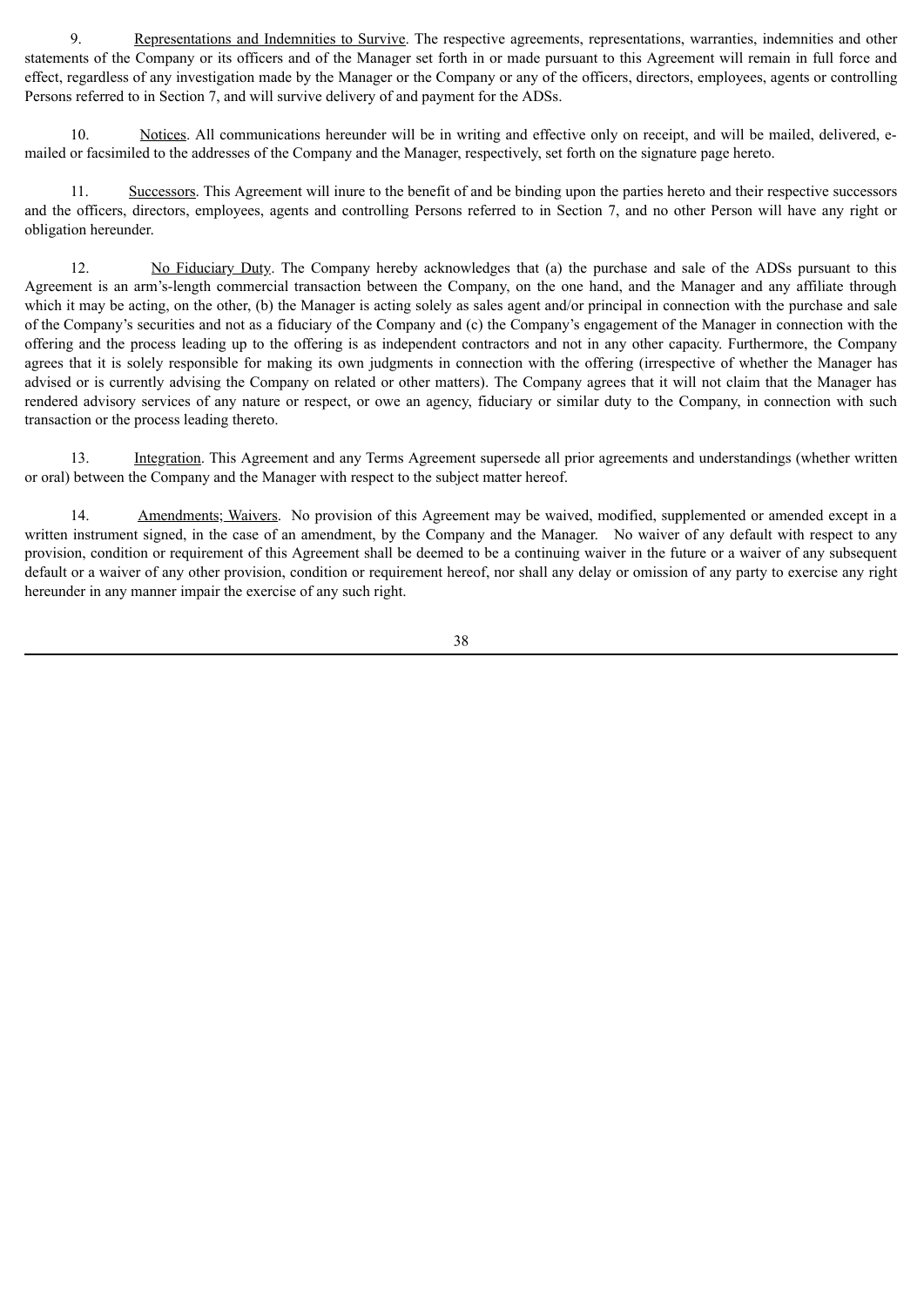9. Representations and Indemnities to Survive. The respective agreements, representations, warranties, indemnities and other statements of the Company or its officers and of the Manager set forth in or made pursuant to this Agreement will remain in full force and effect, regardless of any investigation made by the Manager or the Company or any of the officers, directors, employees, agents or controlling Persons referred to in Section 7, and will survive delivery of and payment for the ADSs.

10. Notices. All communications hereunder will be in writing and effective only on receipt, and will be mailed, delivered, e-mailed or facsimiled to the addresses of the Company and the Manager, respectively, set forth on the signature page hereto.

11. Successors. This Agreement will inure to the benefit of and be binding upon the parties hereto and their respective successors and the officers, directors, employees, agents and controlling Persons referred to in Section 7, and no other Person will have any right or obligation hereunder.

12. No Fiduciary Duty. The Company hereby acknowledges that (a) the purchase and sale of the ADSs pursuant to this Agreement is an arm's-length commercial transaction between the Company, on the one hand, and the Manager and any affiliate through which it may be acting, on the other, (b) the Manager is acting solely as sales agent and/or principal in connection with the purchase and sale of the Company's securities and not as a fiduciary of the Company and (c) the Company's engagement of the Manager in connection with the offering and the process leading up to the offering is as independent contractors and not in any other capacity. Furthermore, the Company agrees that it is solely responsible for making its own judgments in connection with the offering (irrespective of whether the Manager has advised or is currently advising the Company on related or other matters). The Company agrees that it will not claim that the Manager has rendered advisory services of any nature or respect, or owe an agency, fiduciary or similar duty to the Company, in connection with such transaction or the process leading thereto.

13. Integration. This Agreement and any Terms Agreement supersede all prior agreements and understandings (whether written or oral) between the Company and the Manager with respect to the subject matter hereof.

14. Amendments; Waivers. No provision of this Agreement may be waived, modified, supplemented or amended except in a written instrument signed, in the case of an amendment, by the Company and the Manager. No waiver of any default with respect to any provision, condition or requirement of this Agreement shall be deemed to be a continuing waiver in the future or a waiver of any subsequent default or a waiver of any other provision, condition or requirement hereof, nor shall any delay or omission of any party to exercise any right hereunder in any manner impair the exercise of any such right.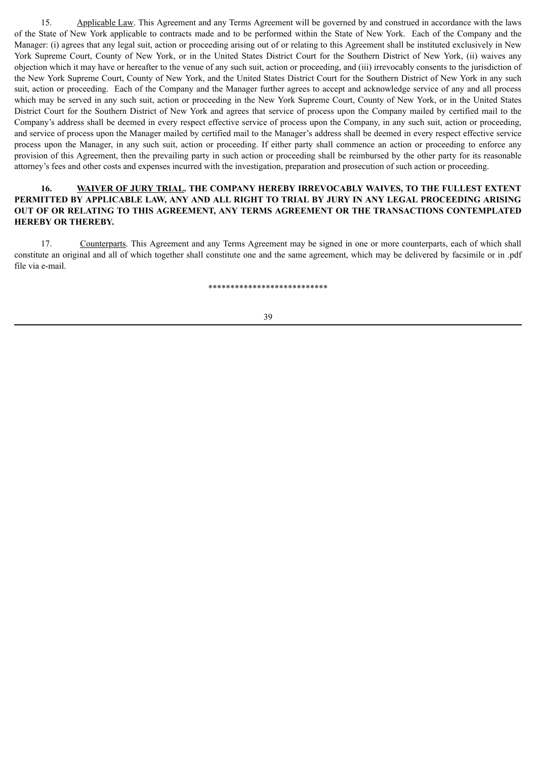15. Applicable Law. This Agreement and any Terms Agreement will be governed by and construed in accordance with the laws of the State of New York applicable to contracts made and to be performed within the State of New York. Each of the Company and the Manager: (i) agrees that any legal suit, action or proceeding arising out of or relating to this Agreement shall be instituted exclusively in New York Supreme Court, County of New York, or in the United States District Court for the Southern District of New York, (ii) waives any objection which it may have or hereafter to the venue of any such suit, action or proceeding, and (iii) irrevocably consents to the jurisdiction of the New York Supreme Court, County of New York, and the United States District Court for the Southern District of New York in any such suit, action or proceeding. Each of the Company and the Manager further agrees to accept and acknowledge service of any and all process which may be served in any such suit, action or proceeding in the New York Supreme Court, County of New York, or in the United States District Court for the Southern District of New York and agrees that service of process upon the Company mailed by certified mail to the Company's address shall be deemed in every respect effective service of process upon the Company, in any such suit, action or proceeding, and service of process upon the Manager mailed by certified mail to the Manager's address shall be deemed in every respect effective service process upon the Manager, in any such suit, action or proceeding. If either party shall commence an action or proceeding to enforce any provision of this Agreement, then the prevailing party in such action or proceeding shall be reimbursed by the other party for its reasonable attorney's fees and other costs and expenses incurred with the investigation, preparation and prosecution of such action or proceeding.

**16. WAIVER OF JURY TRIAL. THE COMPANY HEREBY IRREVOCABLY WAIVES, TO THE FULLEST EXTENT PERMITTED BY APPLICABLE LAW, ANY AND ALL RIGHT TO TRIAL BY JURY IN ANY LEGAL PROCEEDING ARISING OUT OF OR RELATING TO THIS AGREEMENT, ANY TERMS AGREEMENT OR THE TRANSACTIONS CONTEMPLATED HEREBY OR THEREBY.**

17. Counterparts. This Agreement and any Terms Agreement may be signed in one or more counterparts, each of which shall constitute an original and all of which together shall constitute one and the same agreement, which may be delivered by facsimile or in .pdf file via e-mail.

***************************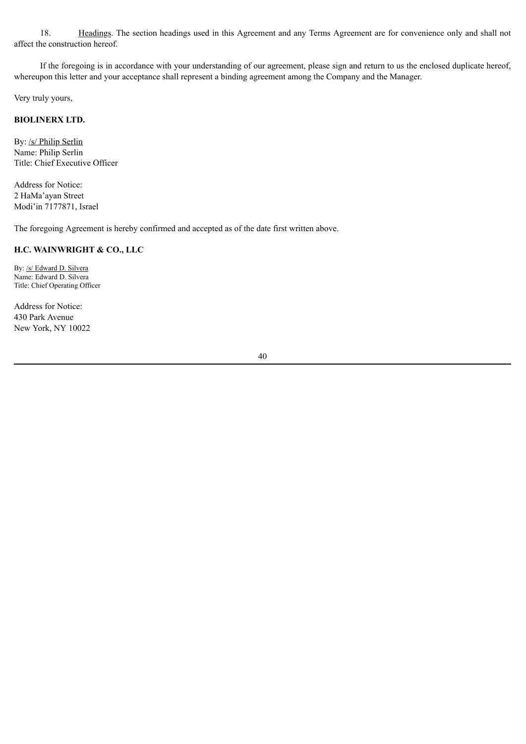18. Headings. The section headings used in this Agreement and any Terms Agreement are for convenience only and shall not affect the construction hereof.

If the foregoing is in accordance with your understanding of our agreement, please sign and return to us the enclosed duplicate hereof, whereupon this letter and your acceptance shall represent a binding agreement among the Company and the Manager.

Very truly yours,

**BIOLINERX LTD.**

By: /s/ Philip Serlin
Name: Philip Serlin
Title: Chief Executive Officer

Address for Notice:
2 HaMa'ayan Street
Modi'in 7177871, Israel

The foregoing Agreement is hereby confirmed and accepted as of the date first written above.

**H.C. WAINWRIGHT & CO., LLC**

By: /s/ Edward D. Silvera
Name: Edward D. Silvera
Title: Chief Operating Officer

Address for Notice:
430 Park Avenue
New York, NY 10022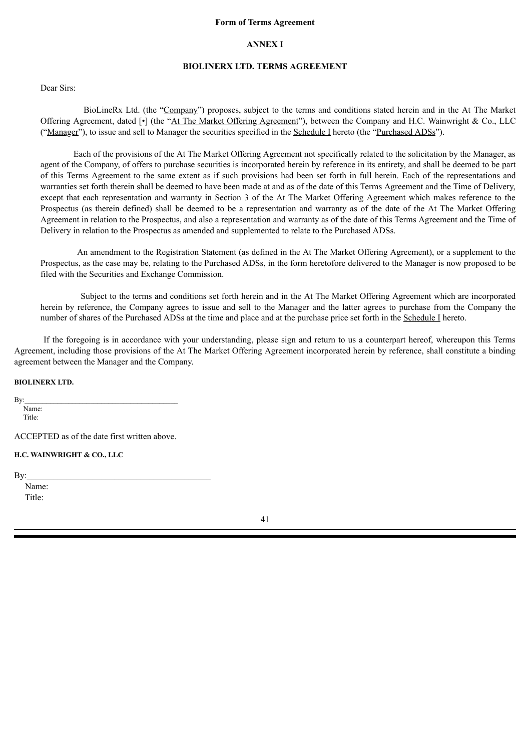**Form of Terms Agreement**

**ANNEX I**

**BIOLINERX LTD. TERMS AGREEMENT**

Dear Sirs:

BioLineRx Ltd. (the "Company") proposes, subject to the terms and conditions stated herein and in the At The Market Offering Agreement, dated [•] (the "At The Market Offering Agreement"), between the Company and H.C. Wainwright & Co., LLC ("Manager"), to issue and sell to Manager the securities specified in the Schedule I hereto (the "Purchased ADSs").

Each of the provisions of the At The Market Offering Agreement not specifically related to the solicitation by the Manager, as agent of the Company, of offers to purchase securities is incorporated herein by reference in its entirety, and shall be deemed to be part of this Terms Agreement to the same extent as if such provisions had been set forth in full herein. Each of the representations and warranties set forth therein shall be deemed to have been made at and as of the date of this Terms Agreement and the Time of Delivery, except that each representation and warranty in Section 3 of the At The Market Offering Agreement which makes reference to the Prospectus (as therein defined) shall be deemed to be a representation and warranty as of the date of the At The Market Offering Agreement in relation to the Prospectus, and also a representation and warranty as of the date of this Terms Agreement and the Time of Delivery in relation to the Prospectus as amended and supplemented to relate to the Purchased ADSs.

An amendment to the Registration Statement (as defined in the At The Market Offering Agreement), or a supplement to the Prospectus, as the case may be, relating to the Purchased ADSs, in the form heretofore delivered to the Manager is now proposed to be filed with the Securities and Exchange Commission.

Subject to the terms and conditions set forth herein and in the At The Market Offering Agreement which are incorporated herein by reference, the Company agrees to issue and sell to the Manager and the latter agrees to purchase from the Company the number of shares of the Purchased ADSs at the time and place and at the purchase price set forth in the Schedule I hereto.

If the foregoing is in accordance with your understanding, please sign and return to us a counterpart hereof, whereupon this Terms Agreement, including those provisions of the At The Market Offering Agreement incorporated herein by reference, shall constitute a binding agreement between the Manager and the Company.

**BIOLINERX LTD.**

By:\_\_\_\_\_\_\_\_\_\_\_\_\_\_\_\_\_\_\_\_\_\_\_\_\_\_\_\_\_\_\_\_\_\_\_\_\_\_\_\_
Name:
Title:

ACCEPTED as of the date first written above.

**H.C. WAINWRIGHT & CO., LLC**

By:\_\_\_\_\_\_\_\_\_\_\_\_\_\_\_\_\_\_\_\_\_\_\_\_\_\_\_\_\_\_\_\_\_\_\_\_\_\_\_\_
Name:
Title: